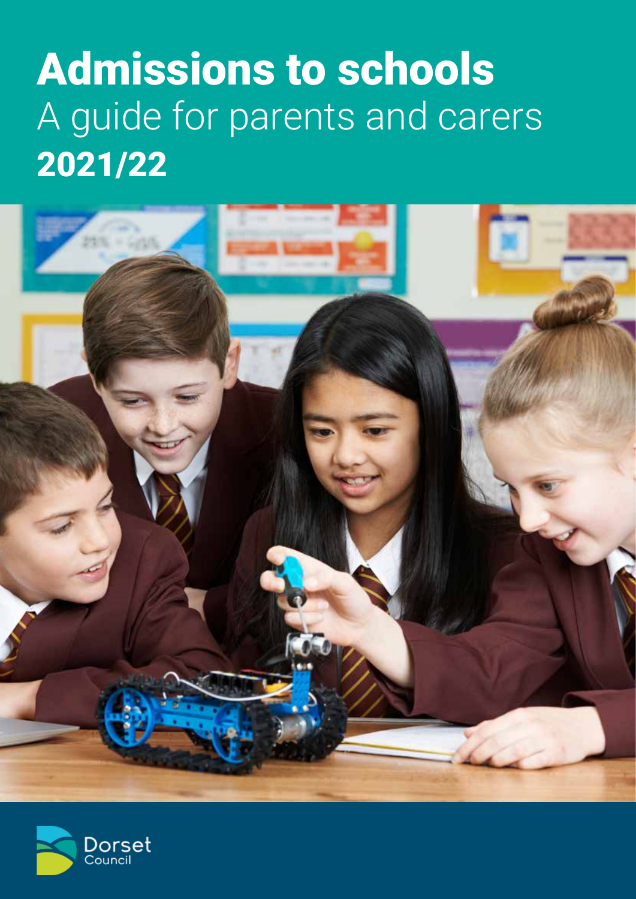# Admissions to schools

A guide for parents and carers

**2021/22**

Dorset Council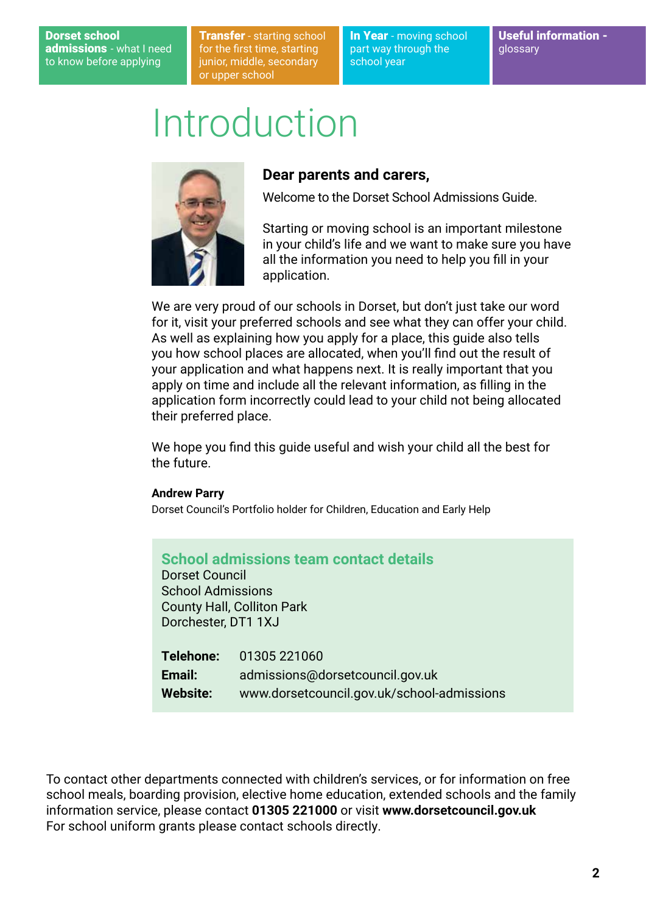# Introduction

**Dear parents and carers,**

Welcome to the Dorset School Admissions Guide.

Starting or moving school is an important milestone in your child's life and we want to make sure you have all the information you need to help you fill in your application.

We are very proud of our schools in Dorset, but don't just take our word for it, visit your preferred schools and see what they can offer your child. As well as explaining how you apply for a place, this guide also tells you how school places are allocated, when you'll find out the result of your application and what happens next. It is really important that you apply on time and include all the relevant information, as filling in the application form incorrectly could lead to your child not being allocated their preferred place.

We hope you find this guide useful and wish your child all the best for the future.

**Andrew Parry**
Dorset Council's Portfolio holder for Children, Education and Early Help

## School admissions team contact details

Dorset Council
School Admissions
County Hall, Colliton Park
Dorchester, DT1 1XJ

**Telehone:** 01305 221060
**Email:** admissions@dorsetcouncil.gov.uk
**Website:** www.dorsetcouncil.gov.uk/school-admissions

To contact other departments connected with children's services, or for information on free school meals, boarding provision, elective home education, extended schools and the family information service, please contact **01305 221000** or visit **www.dorsetcouncil.gov.uk**
For school uniform grants please contact schools directly.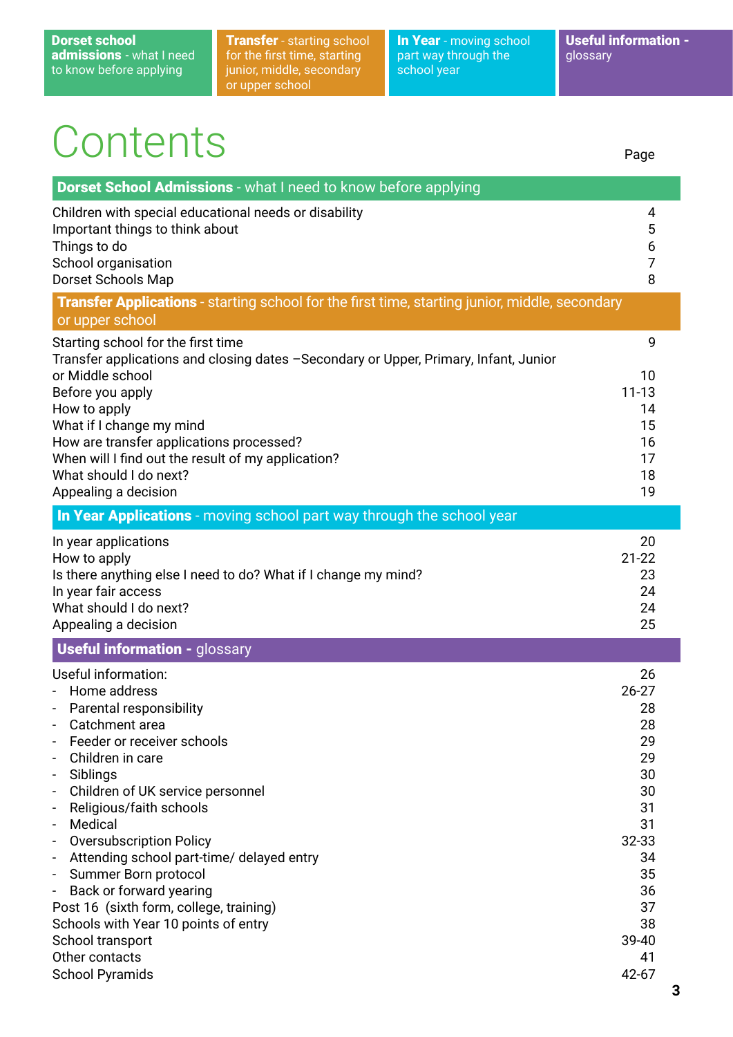**Dorset school admissions** - what I need to know before applying | **Transfer** - starting school for the first time, starting junior, middle, secondary or upper school | **In Year** - moving school part way through the school year | **Useful information** - glossary

# Contents

| | Page |
|---|---|
| **Dorset School Admissions** - what I need to know before applying | |
| Children with special educational needs or disability | 4 |
| Important things to think about | 5 |
| Things to do | 6 |
| School organisation | 7 |
| Dorset Schools Map | 8 |
| **Transfer Applications** - starting school for the first time, starting junior, middle, secondary or upper school | |
| Starting school for the first time | 9 |
| Transfer applications and closing dates –Secondary or Upper, Primary, Infant, Junior or Middle school | 10 |
| Before you apply | 11-13 |
| How to apply | 14 |
| What if I change my mind | 15 |
| How are transfer applications processed? | 16 |
| When will I find out the result of my application? | 17 |
| What should I do next? | 18 |
| Appealing a decision | 19 |
| **In Year Applications** - moving school part way through the school year | |
| In year applications | 20 |
| How to apply | 21-22 |
| Is there anything else I need to do? What if I change my mind? | 23 |
| In year fair access | 24 |
| What should I do next? | 24 |
| Appealing a decision | 25 |
| **Useful information** - glossary | |
| Useful information: | 26 |
| - Home address | 26-27 |
| - Parental responsibility | 28 |
| - Catchment area | 28 |
| - Feeder or receiver schools | 29 |
| - Children in care | 29 |
| - Siblings | 30 |
| - Children of UK service personnel | 30 |
| - Religious/faith schools | 31 |
| - Medical | 31 |
| - Oversubscription Policy | 32-33 |
| - Attending school part-time/ delayed entry | 34 |
| - Summer Born protocol | 35 |
| - Back or forward yearing | 36 |
| Post 16 (sixth form, college, training) | 37 |
| Schools with Year 10 points of entry | 38 |
| School transport | 39-40 |
| Other contacts | 41 |
| School Pyramids | 42-67 |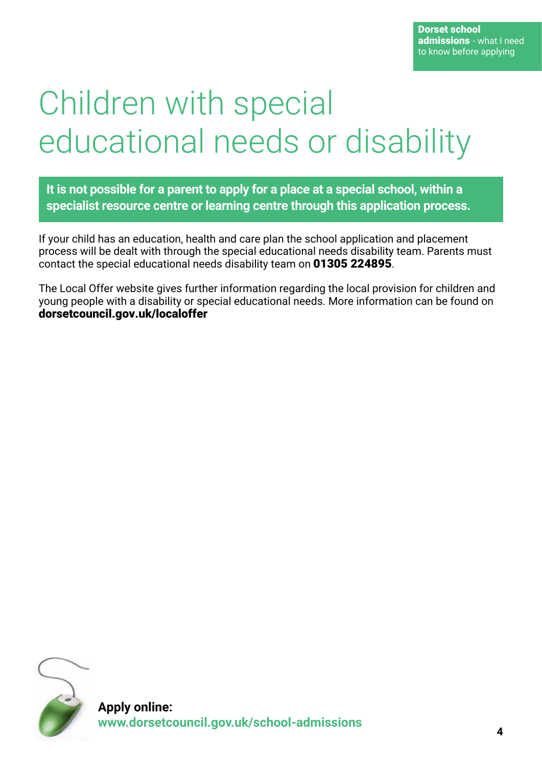# Children with special educational needs or disability

**It is not possible for a parent to apply for a place at a special school, within a specialist resource centre or learning centre through this application process.**

If your child has an education, health and care plan the school application and placement process will be dealt with through the special educational needs disability team. Parents must contact the special educational needs disability team on **01305 224895**.

The Local Offer website gives further information regarding the local provision for children and young people with a disability or special educational needs. More information can be found on **dorsetcouncil.gov.uk/localoffer**

**Apply online:**
**www.dorsetcouncil.gov.uk/school-admissions**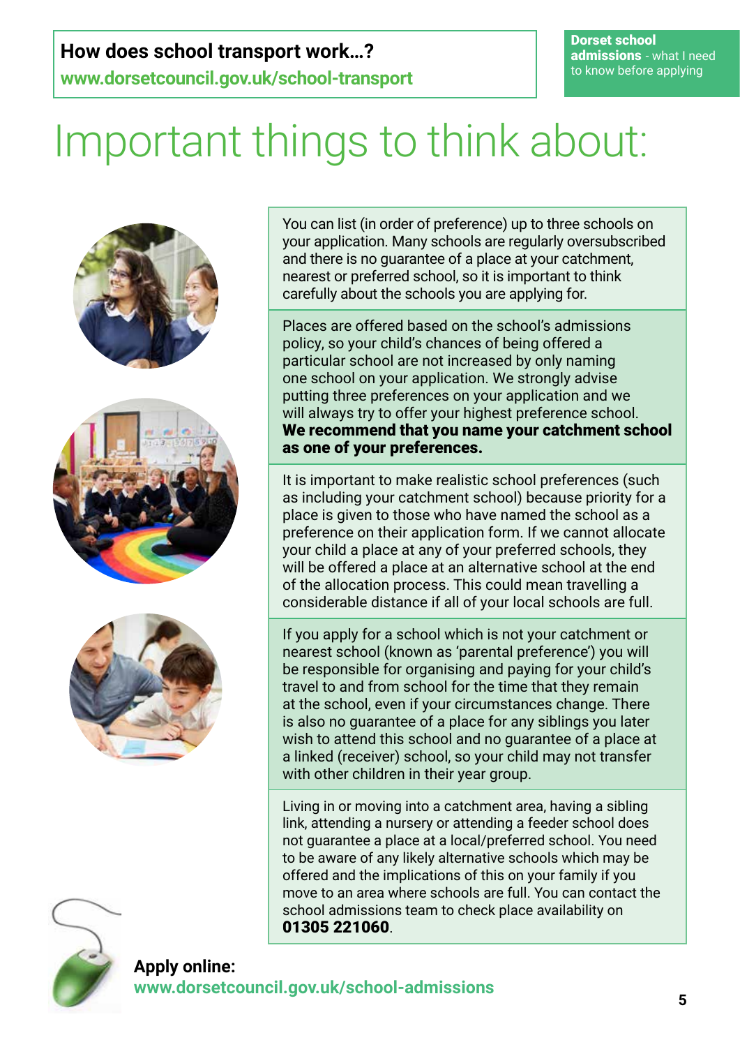**How does school transport work…?**
**www.dorsetcouncil.gov.uk/school-transport**

# Important things to think about:

You can list (in order of preference) up to three schools on your application. Many schools are regularly oversubscribed and there is no guarantee of a place at your catchment, nearest or preferred school, so it is important to think carefully about the schools you are applying for.

Places are offered based on the school's admissions policy, so your child's chances of being offered a particular school are not increased by only naming one school on your application. We strongly advise putting three preferences on your application and we will always try to offer your highest preference school. **We recommend that you name your catchment school as one of your preferences.**

It is important to make realistic school preferences (such as including your catchment school) because priority for a place is given to those who have named the school as a preference on their application form. If we cannot allocate your child a place at any of your preferred schools, they will be offered a place at an alternative school at the end of the allocation process. This could mean travelling a considerable distance if all of your local schools are full.

If you apply for a school which is not your catchment or nearest school (known as 'parental preference') you will be responsible for organising and paying for your child's travel to and from school for the time that they remain at the school, even if your circumstances change. There is also no guarantee of a place for any siblings you later wish to attend this school and no guarantee of a place at a linked (receiver) school, so your child may not transfer with other children in their year group.

Living in or moving into a catchment area, having a sibling link, attending a nursery or attending a feeder school does not guarantee a place at a local/preferred school. You need to be aware of any likely alternative schools which may be offered and the implications of this on your family if you move to an area where schools are full. You can contact the school admissions team to check place availability on **01305 221060**.

**Apply online:**
**www.dorsetcouncil.gov.uk/school-admissions**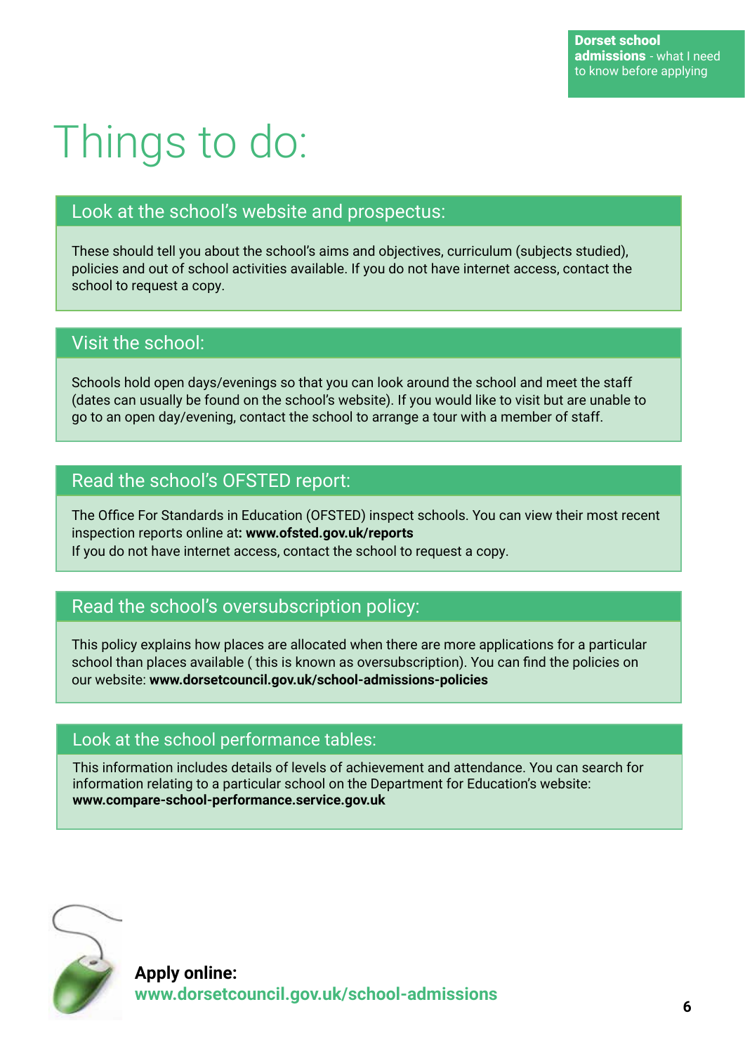# Things to do:

## Look at the school's website and prospectus:

These should tell you about the school's aims and objectives, curriculum (subjects studied), policies and out of school activities available. If you do not have internet access, contact the school to request a copy.

## Visit the school:

Schools hold open days/evenings so that you can look around the school and meet the staff (dates can usually be found on the school's website). If you would like to visit but are unable to go to an open day/evening, contact the school to arrange a tour with a member of staff.

## Read the school's OFSTED report:

The Office For Standards in Education (OFSTED) inspect schools. You can view their most recent inspection reports online at**: www.ofsted.gov.uk/reports**
If you do not have internet access, contact the school to request a copy.

## Read the school's oversubscription policy:

This policy explains how places are allocated when there are more applications for a particular school than places available ( this is known as oversubscription). You can find the policies on our website: **www.dorsetcouncil.gov.uk/school-admissions-policies**

## Look at the school performance tables:

This information includes details of levels of achievement and attendance. You can search for information relating to a particular school on the Department for Education's website: **www.compare-school-performance.service.gov.uk**

**Apply online:**
**www.dorsetcouncil.gov.uk/school-admissions**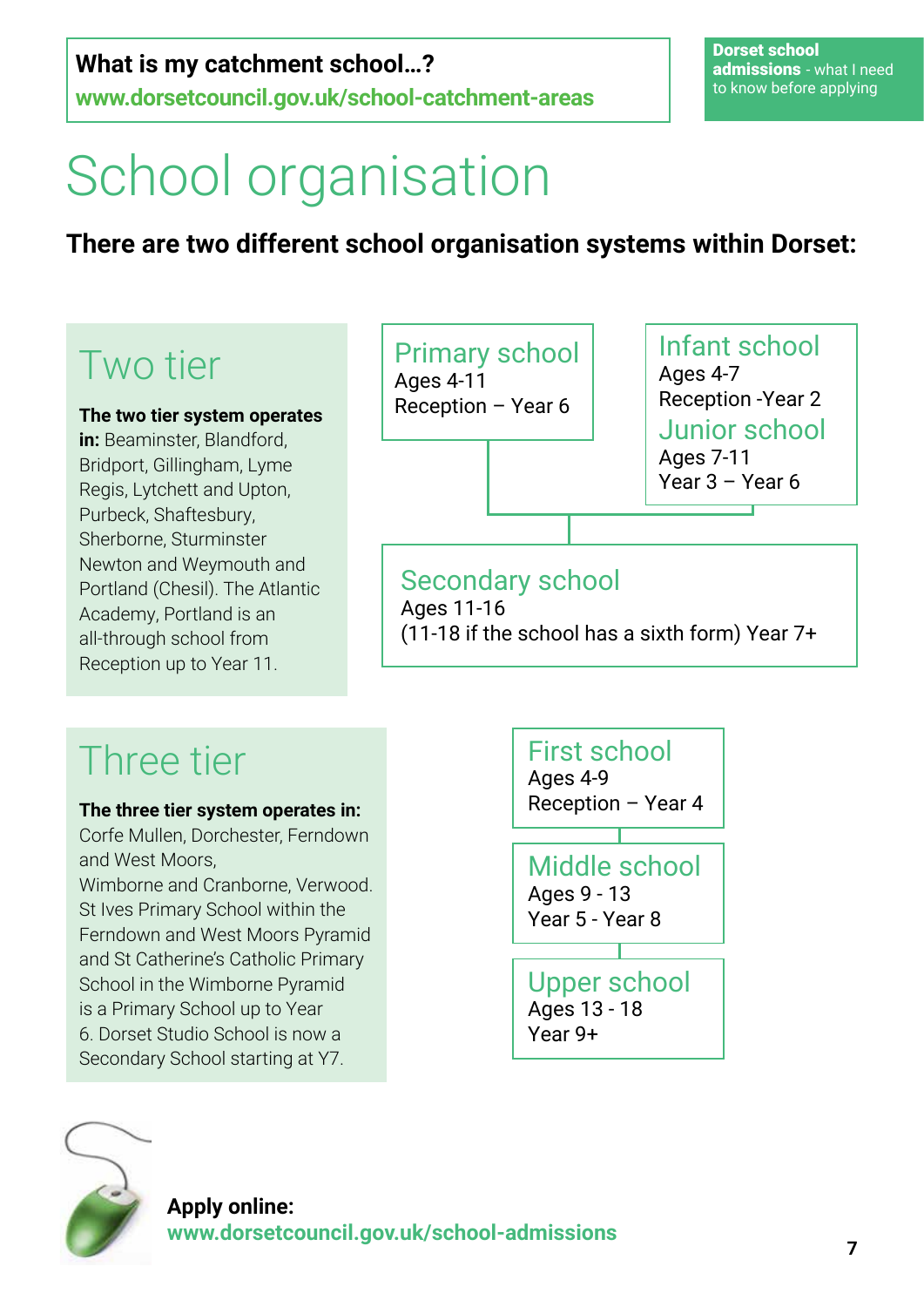**What is my catchment school…?**
**www.dorsetcouncil.gov.uk/school-catchment-areas**

**Dorset school admissions** - what I need to know before applying

# School organisation

**There are two different school organisation systems within Dorset:**

## Two tier

**The two tier system operates in:** Beaminster, Blandford, Bridport, Gillingham, Lyme Regis, Lytchett and Upton, Purbeck, Shaftesbury, Sherborne, Sturminster Newton and Weymouth and Portland (Chesil). The Atlantic Academy, Portland is an all-through school from Reception up to Year 11.

### Primary school
Ages 4-11
Reception – Year 6

### Infant school
Ages 4-7
Reception -Year 2

### Junior school
Ages 7-11
Year 3 – Year 6

### Secondary school
Ages 11-16
(11-18 if the school has a sixth form) Year 7+

## Three tier

**The three tier system operates in:** Corfe Mullen, Dorchester, Ferndown and West Moors, Wimborne and Cranborne, Verwood. St Ives Primary School within the Ferndown and West Moors Pyramid and St Catherine's Catholic Primary School in the Wimborne Pyramid is a Primary School up to Year 6. Dorset Studio School is now a Secondary School starting at Y7.

### First school
Ages 4-9
Reception – Year 4

### Middle school
Ages 9 - 13
Year 5 - Year 8

### Upper school
Ages 13 - 18
Year 9+

**Apply online:**
**www.dorsetcouncil.gov.uk/school-admissions**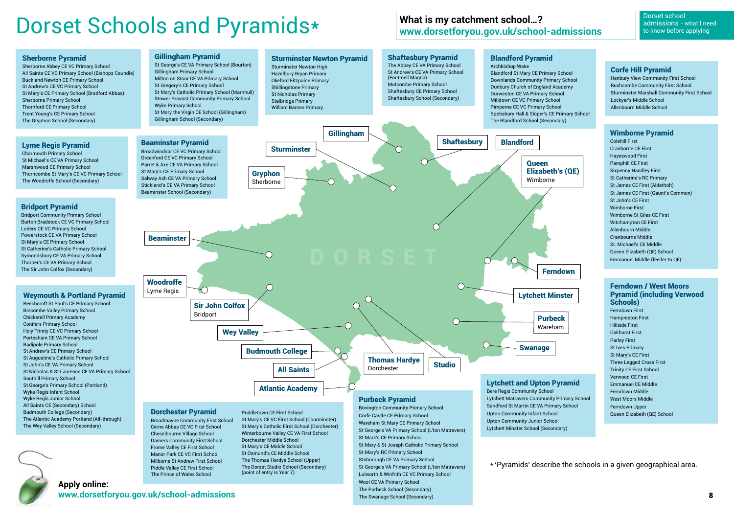# Dorset Schools and Pyramids*

**What is my catchment school…?**
**www.dorsetforyou.gov.uk/school-admissions**

Dorset school admissions - what I need to know before applying

## Sherborne Pyramid

- Sherborne Abbey CE VC Primary School
- All Saints CE VC Primary School (Bishops Caundle)
- Buckland Newton CE Primary School
- St Andrew's CE VC Primary School
- St Gregory's CE Primary School
- St Mary's CE Primary School (Bradford Abbas)
- Sherborne Primary School
- Thornford CE Primary School
- Trent Young's CE Primary School
- The Gryphon School (Secondary)

## Gillingham Pyramid

- St George's CE VA Primary School (Bourton)
- Gillingham Primary School
- Milton on Stour CE VA Primary School
- St Gregory's CE Primary School
- St Mary's Catholic Primary School (Marnhull)
- Stower Provost Community Primary School
- Wyke Primary School
- St Mary the Virgin CE School (Gillingham)
- Gillingham School (Secondary)

## Sturminster Newton Pyramid

- Sturminster Newton High
- Hazelbury Bryan Primary
- Okeford Fitzpaine Primary
- Shillingstone Primary
- St Nicholas Primary
- Stalbridge Primary
- William Barnes Primary

## Shaftesbury Pyramid

- The Abbey CE VA Primary School
- St Andrew's CE VA Primary School (Fontmell Magna)
- Motcombe Primary School
- Shaftesbury CE Primary School
- Shaftesbury School (Secondary)

## Blandford Pyramid

- Archbishop Wake
- Blandford St Mary CE Primary School
- Downlands Community Primary School
- Dunbury Church of England Academy
- Durweston CE VA Primary School
- Milldown CE VC Primary School
- Pimperne CE VC Primary School
- Spetisbury Hall & Sloper's CE Primary School
- The Blandford School (Secondary)

## Corfe Hill Pyramid

- Henbury View Community First School
- Rushcombe Community First School
- Sturminster Marshall Community First School
- Lockyer's Middle School
- Allenbourn Middle School

## Lyme Regis Pyramid

- Charmouth Primary School
- St Michael's CE VA Primary School
- Marshwood CE Primary School
- Thorncombe St Mary's CE VC Primary School
- The Woodroffe School (Secondary)

## Beaminster Pyramid

- Broadwindsor CE VC Primary School
- Greenford CE VC Primary School
- Parret & Axe CE VA Primary School
- St Mary's CE Primary School
- Salway Ash CE VA Primary School
- Stickland's CE VA Primary School
- Beaminster School (Secondary)

## Bridport Pyramid

- Bridport Community Primary School
- Burton Bradstock CE VC Primary School
- Loders CE VC Primary School
- Powerstock CE VA Primary School
- St Mary's CE Primary School
- St Catherine's Catholic Primary School
- Symondsbury CE VA Primary School
- Thorner's CE VA Primary School
- The Sir John Colfox (Secondary)

## Wimborne Pyramid

- Colehill First
- Cranborne CE First
- Hayeswood First
- Pamphill CE First
- Sixpenny Handley First
- St Catherine's RC Primary
- St James CE First (Alderholt)
- St James CE First (Gaunt's Common)
- St John's CE First
- Wimborne First
- Wimborne St Giles CE First
- Witchampton CE First
- Allenbourn Middle
- Cranbourne Middle
- St. Michael's CE Middle
- Queen Elizabeth (QE) School
- Emmanuel Middle (feeder to QE)

## Weymouth & Portland Pyramid

- Beechcroft St Paul's CE Primary School
- Bincombe Valley Primary School
- Chickerell Primary Academy
- Conifers Primary School
- Holy Trinity CE VC Primary School
- Portesham CE VA Primary School
- Radipole Primary School
- St Andrew's CE Primary School
- St Augustine's Catholic Primary School
- St John's CE VA Primary School
- St Nicholas & St Laurence CE VA Primary School
- Southill Primary School
- St George's Primary School (Portland)
- Wyke Regis Infant School
- Wyke Regis Junior School
- All Saints CE (Secondary) School
- Budmouth College (Secondary)
- The Atlantic Academy Portland (All-through)
- The Wey Valley School (Secondary)

## Ferndown / West Moors Pyramid (including Verwood Schools)

- Ferndown First
- Hampreston First
- Hillside First
- Oakhurst First
- Parley First
- St Ives Primary
- St Mary's CE First
- Three Legged Cross First
- Trinity CE First School
- Verwood CE First
- Emmanuel CE Middle
- Ferndown Middle
- West Moors Middle
- Ferndown Upper
- Queen Elizabeth (QE) School

## Dorchester Pyramid

- Broadmayne Community First School
- Cerne Abbas CE VC First School
- Cheselbourne Village School
- Damers Community First School
- Frome Valley CE First School
- Manor Park CE VC First School
- Milborne St Andrew First School
- Piddle Valley CE First School
- The Prince of Wales School
- Puddletown CE First School
- St Mary's CE VC First School (Charminster)
- St Mary's Catholic First School (Dorchester)
- Winterbourne Valley CE VA First School
- Dorchester Middle School
- St Mary's CE Middle School
- St Osmund's CE Middle School
- The Thomas Hardye School (Upper)
- The Dorset Studio School (Secondary) (point of entry is Year 7)

## Purbeck Pyramid

- Bovington Community Primary School
- Corfe Castle CE Primary School
- Wareham St Mary CE Primary School
- St George's VA Primary School (L'ton Matravers)
- St Mark's CE Primary School
- St Mary & St Joseph Catholic Primary School
- St Mary's RC Primary School
- Stoborough CE VA Primary School
- St George's VA Primary School (L'ton Matravers)
- Lulworth & Winfrith CE VC Primary School
- Wool CE VA Primary School
- The Purbeck School (Secondary)
- The Swanage School (Secondary)

## Lytchett and Upton Pyramid

- Bere Regis Community School
- Lytchett Matravers Community Primary School
- Sandford St Martin CE VA Primary School
- Upton Community Infant School
- Upton Community Junior School
- Lytchett Minster School (Secondary)

Map labels: Gillingham; Sturminster; Shaftesbury; Blandford; Gryphon (Sherborne); Queen Elizabeth's (QE) (Wimborne); Beaminster; Ferndown; Woodroffe (Lyme Regis); Lytchett Minster; Sir John Colfox (Bridport); Purbeck (Wareham); Wey Valley; Swanage; Budmouth College; Thomas Hardye (Dorchester); Studio; All Saints; Atlantic Academy; DORSET

* 'Pyramids' describe the schools in a given geographical area.

**Apply online:**
**www.dorsetforyou.gov.uk/school-admissions**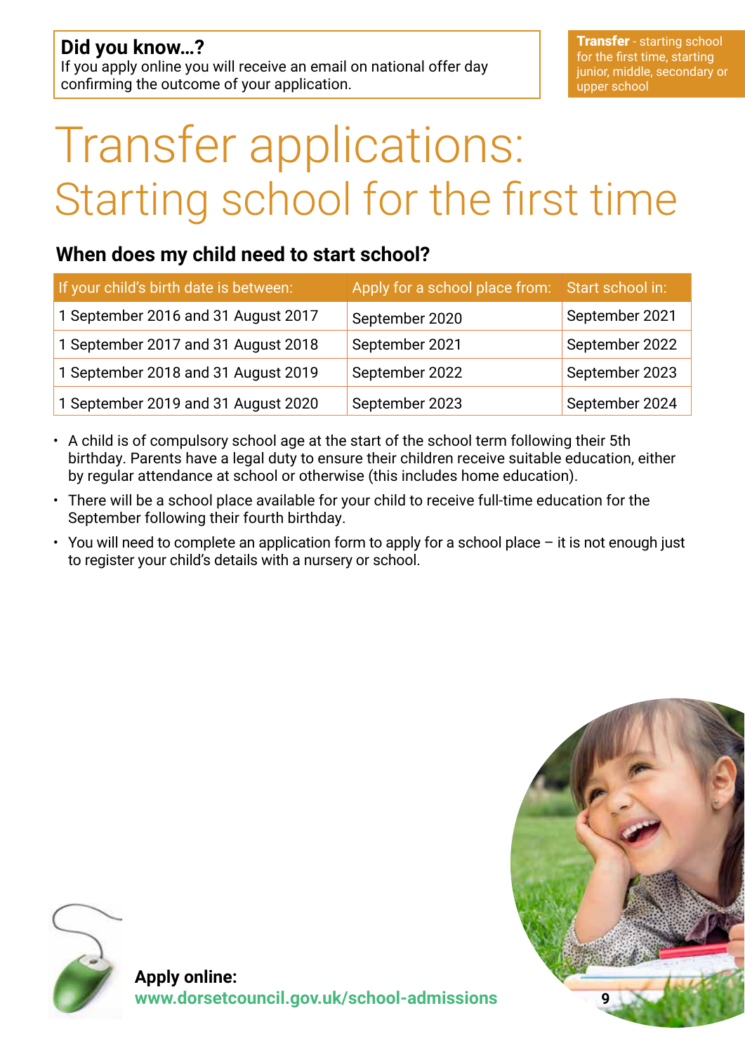**Did you know…?**
If you apply online you will receive an email on national offer day confirming the outcome of your application.

**Transfer** - starting school for the first time, starting junior, middle, secondary or upper school

# Transfer applications: Starting school for the first time

## When does my child need to start school?

| If your child's birth date is between: | Apply for a school place from: | Start school in: |
|---|---|---|
| 1 September 2016 and 31 August 2017 | September 2020 | September 2021 |
| 1 September 2017 and 31 August 2018 | September 2021 | September 2022 |
| 1 September 2018 and 31 August 2019 | September 2022 | September 2023 |
| 1 September 2019 and 31 August 2020 | September 2023 | September 2024 |

- A child is of compulsory school age at the start of the school term following their 5th birthday. Parents have a legal duty to ensure their children receive suitable education, either by regular attendance at school or otherwise (this includes home education).
- There will be a school place available for your child to receive full-time education for the September following their fourth birthday.
- You will need to complete an application form to apply for a school place – it is not enough just to register your child's details with a nursery or school.

**Apply online:**
**www.dorsetcouncil.gov.uk/school-admissions**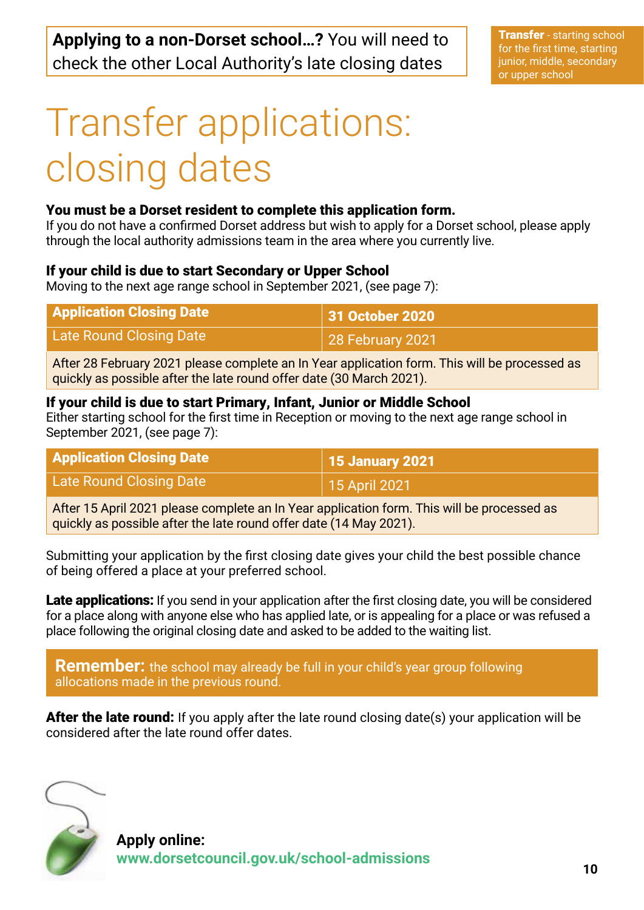**Applying to a non-Dorset school…?** You will need to check the other Local Authority's late closing dates

**Transfer** - starting school for the first time, starting junior, middle, secondary or upper school

# Transfer applications: closing dates

**You must be a Dorset resident to complete this application form.**
If you do not have a confirmed Dorset address but wish to apply for a Dorset school, please apply through the local authority admissions team in the area where you currently live.

**If your child is due to start Secondary or Upper School**
Moving to the next age range school in September 2021, (see page 7):

| **Application Closing Date** | **31 October 2020** |
|---|---|
| Late Round Closing Date | 28 February 2021 |

After 28 February 2021 please complete an In Year application form. This will be processed as quickly as possible after the late round offer date (30 March 2021).

**If your child is due to start Primary, Infant, Junior or Middle School**
Either starting school for the first time in Reception or moving to the next age range school in September 2021, (see page 7):

| **Application Closing Date** | **15 January 2021** |
|---|---|
| Late Round Closing Date | 15 April 2021 |

After 15 April 2021 please complete an In Year application form. This will be processed as quickly as possible after the late round offer date (14 May 2021).

Submitting your application by the first closing date gives your child the best possible chance of being offered a place at your preferred school.

**Late applications:** If you send in your application after the first closing date, you will be considered for a place along with anyone else who has applied late, or is appealing for a place or was refused a place following the original closing date and asked to be added to the waiting list.

**Remember:** the school may already be full in your child's year group following allocations made in the previous round.

**After the late round:** If you apply after the late round closing date(s) your application will be considered after the late round offer dates.

**Apply online:**
**www.dorsetcouncil.gov.uk/school-admissions**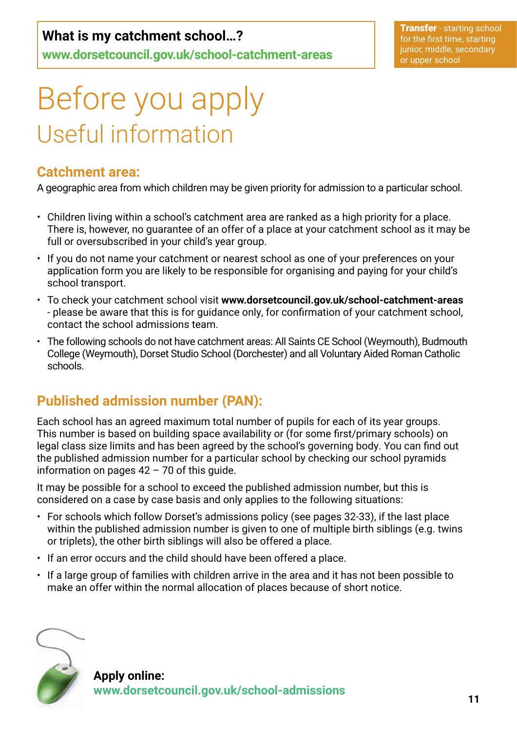**What is my catchment school…?**
**www.dorsetcouncil.gov.uk/school-catchment-areas**

**Transfer** - starting school for the first time, starting junior, middle, secondary or upper school

# Before you apply

## Useful information

### Catchment area:

A geographic area from which children may be given priority for admission to a particular school.

- Children living within a school's catchment area are ranked as a high priority for a place. There is, however, no guarantee of an offer of a place at your catchment school as it may be full or oversubscribed in your child's year group.
- If you do not name your catchment or nearest school as one of your preferences on your application form you are likely to be responsible for organising and paying for your child's school transport.
- To check your catchment school visit **www.dorsetcouncil.gov.uk/school-catchment-areas** - please be aware that this is for guidance only, for confirmation of your catchment school, contact the school admissions team.
- The following schools do not have catchment areas: All Saints CE School (Weymouth), Budmouth College (Weymouth), Dorset Studio School (Dorchester) and all Voluntary Aided Roman Catholic schools.

### Published admission number (PAN):

Each school has an agreed maximum total number of pupils for each of its year groups. This number is based on building space availability or (for some first/primary schools) on legal class size limits and has been agreed by the school's governing body. You can find out the published admission number for a particular school by checking our school pyramids information on pages 42 – 70 of this guide.

It may be possible for a school to exceed the published admission number, but this is considered on a case by case basis and only applies to the following situations:

- For schools which follow Dorset's admissions policy (see pages 32-33), if the last place within the published admission number is given to one of multiple birth siblings (e.g. twins or triplets), the other birth siblings will also be offered a place.
- If an error occurs and the child should have been offered a place.
- If a large group of families with children arrive in the area and it has not been possible to make an offer within the normal allocation of places because of short notice.

**Apply online:**
**www.dorsetcouncil.gov.uk/school-admissions**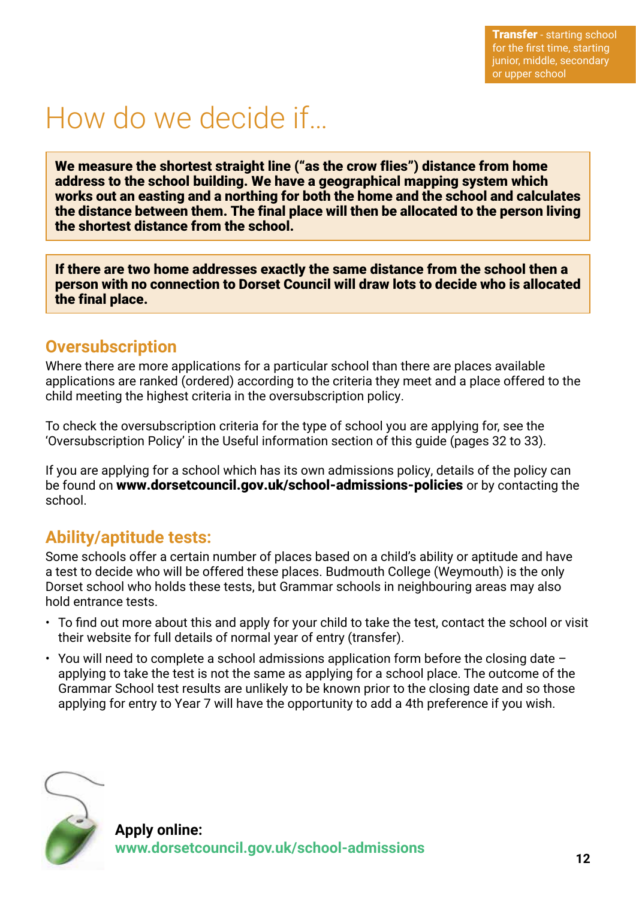**Transfer** - starting school for the first time, starting junior, middle, secondary or upper school

# How do we decide if...

**We measure the shortest straight line ("as the crow flies") distance from home address to the school building. We have a geographical mapping system which works out an easting and a northing for both the home and the school and calculates the distance between them. The final place will then be allocated to the person living the shortest distance from the school.**

**If there are two home addresses exactly the same distance from the school then a person with no connection to Dorset Council will draw lots to decide who is allocated the final place.**

## Oversubscription

Where there are more applications for a particular school than there are places available applications are ranked (ordered) according to the criteria they meet and a place offered to the child meeting the highest criteria in the oversubscription policy.

To check the oversubscription criteria for the type of school you are applying for, see the 'Oversubscription Policy' in the Useful information section of this guide (pages 32 to 33).

If you are applying for a school which has its own admissions policy, details of the policy can be found on **www.dorsetcouncil.gov.uk/school-admissions-policies** or by contacting the school.

## Ability/aptitude tests:

Some schools offer a certain number of places based on a child's ability or aptitude and have a test to decide who will be offered these places. Budmouth College (Weymouth) is the only Dorset school who holds these tests, but Grammar schools in neighbouring areas may also hold entrance tests.

- To find out more about this and apply for your child to take the test, contact the school or visit their website for full details of normal year of entry (transfer).
- You will need to complete a school admissions application form before the closing date – applying to take the test is not the same as applying for a school place. The outcome of the Grammar School test results are unlikely to be known prior to the closing date and so those applying for entry to Year 7 will have the opportunity to add a 4th preference if you wish.

**Apply online:**
**www.dorsetcouncil.gov.uk/school-admissions**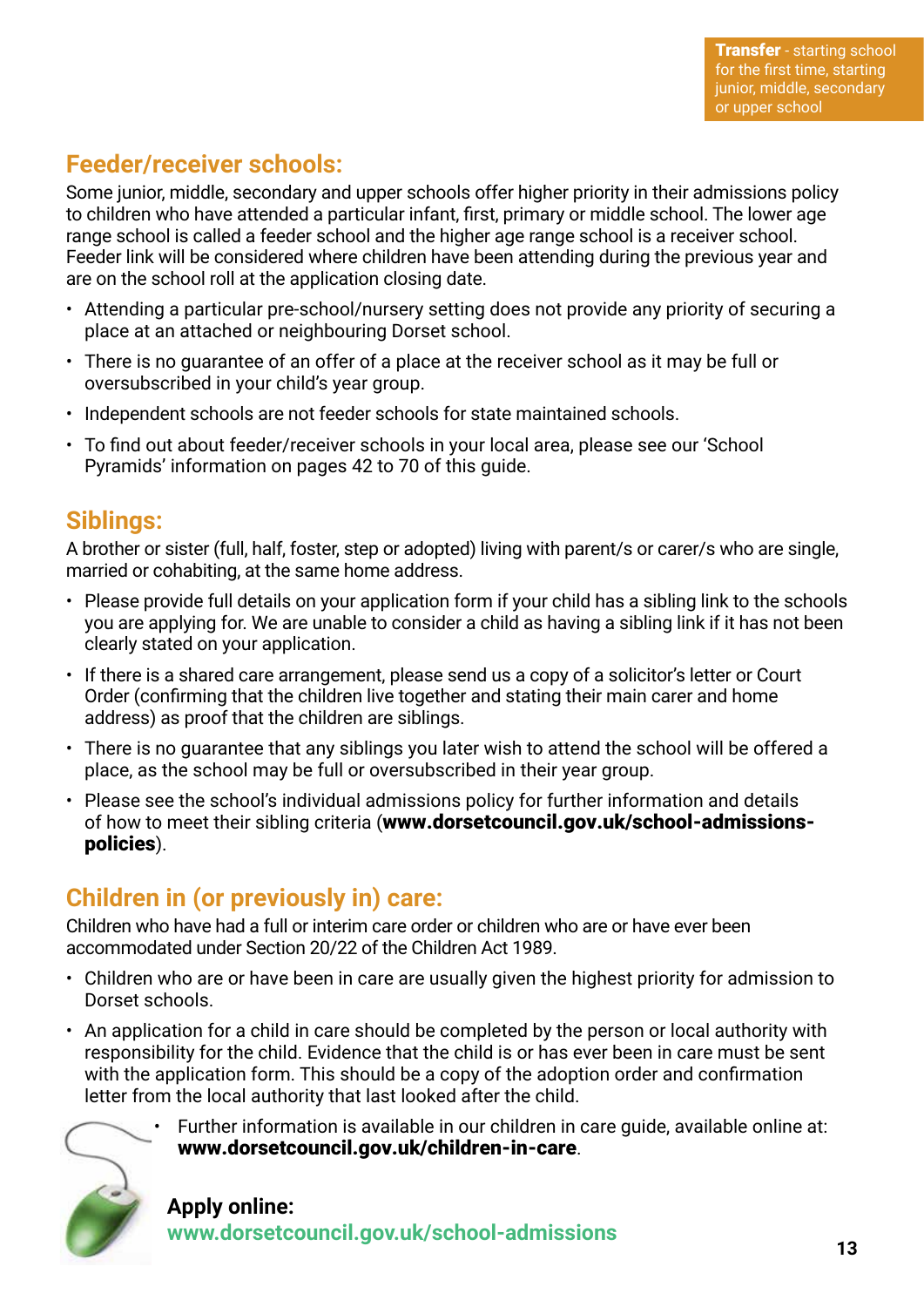**Transfer** - starting school for the first time, starting junior, middle, secondary or upper school

## Feeder/receiver schools:

Some junior, middle, secondary and upper schools offer higher priority in their admissions policy to children who have attended a particular infant, first, primary or middle school. The lower age range school is called a feeder school and the higher age range school is a receiver school. Feeder link will be considered where children have been attending during the previous year and are on the school roll at the application closing date.

- Attending a particular pre-school/nursery setting does not provide any priority of securing a place at an attached or neighbouring Dorset school.
- There is no guarantee of an offer of a place at the receiver school as it may be full or oversubscribed in your child's year group.
- Independent schools are not feeder schools for state maintained schools.
- To find out about feeder/receiver schools in your local area, please see our 'School Pyramids' information on pages 42 to 70 of this guide.

## Siblings:

A brother or sister (full, half, foster, step or adopted) living with parent/s or carer/s who are single, married or cohabiting, at the same home address.

- Please provide full details on your application form if your child has a sibling link to the schools you are applying for. We are unable to consider a child as having a sibling link if it has not been clearly stated on your application.
- If there is a shared care arrangement, please send us a copy of a solicitor's letter or Court Order (confirming that the children live together and stating their main carer and home address) as proof that the children are siblings.
- There is no guarantee that any siblings you later wish to attend the school will be offered a place, as the school may be full or oversubscribed in their year group.
- Please see the school's individual admissions policy for further information and details of how to meet their sibling criteria (**www.dorsetcouncil.gov.uk/school-admissions-policies**).

## Children in (or previously in) care:

Children who have had a full or interim care order or children who are or have ever been accommodated under Section 20/22 of the Children Act 1989.

- Children who are or have been in care are usually given the highest priority for admission to Dorset schools.
- An application for a child in care should be completed by the person or local authority with responsibility for the child. Evidence that the child is or has ever been in care must be sent with the application form. This should be a copy of the adoption order and confirmation letter from the local authority that last looked after the child.
- Further information is available in our children in care guide, available online at: **www.dorsetcouncil.gov.uk/children-in-care**.

**Apply online:**
**www.dorsetcouncil.gov.uk/school-admissions**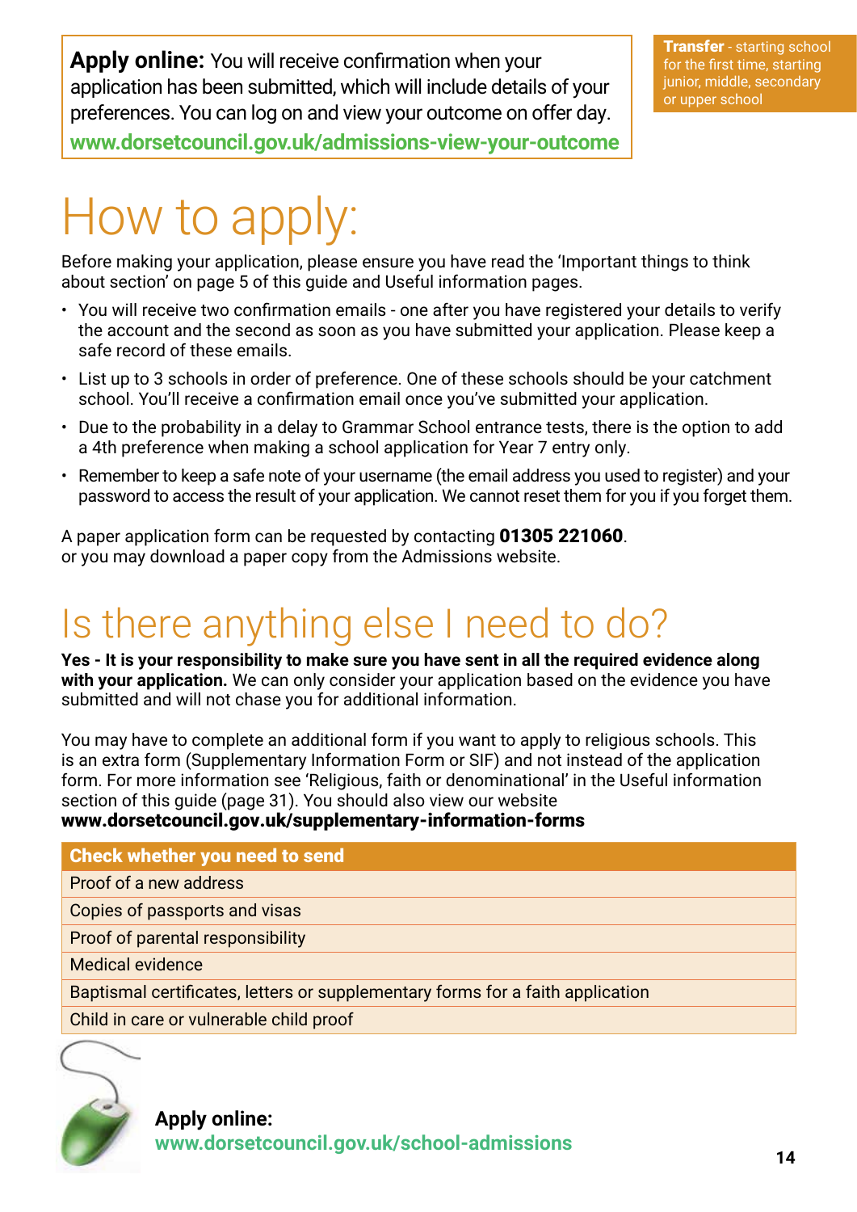**Apply online:** You will receive confirmation when your application has been submitted, which will include details of your preferences. You can log on and view your outcome on offer day.
**www.dorsetcouncil.gov.uk/admissions-view-your-outcome**

**Transfer** - starting school for the first time, starting junior, middle, secondary or upper school

# How to apply:

Before making your application, please ensure you have read the 'Important things to think about section' on page 5 of this guide and Useful information pages.

- You will receive two confirmation emails - one after you have registered your details to verify the account and the second as soon as you have submitted your application. Please keep a safe record of these emails.
- List up to 3 schools in order of preference. One of these schools should be your catchment school. You'll receive a confirmation email once you've submitted your application.
- Due to the probability in a delay to Grammar School entrance tests, there is the option to add a 4th preference when making a school application for Year 7 entry only.
- Remember to keep a safe note of your username (the email address you used to register) and your password to access the result of your application. We cannot reset them for you if you forget them.

A paper application form can be requested by contacting **01305 221060**.
or you may download a paper copy from the Admissions website.

# Is there anything else I need to do?

**Yes - It is your responsibility to make sure you have sent in all the required evidence along with your application.** We can only consider your application based on the evidence you have submitted and will not chase you for additional information.

You may have to complete an additional form if you want to apply to religious schools. This is an extra form (Supplementary Information Form or SIF) and not instead of the application form. For more information see 'Religious, faith or denominational' in the Useful information section of this guide (page 31). You should also view our website
**www.dorsetcouncil.gov.uk/supplementary-information-forms**

| Check whether you need to send |
| --- |
| Proof of a new address |
| Copies of passports and visas |
| Proof of parental responsibility |
| Medical evidence |
| Baptismal certificates, letters or supplementary forms for a faith application |
| Child in care or vulnerable child proof |

**Apply online:**
**www.dorsetcouncil.gov.uk/school-admissions**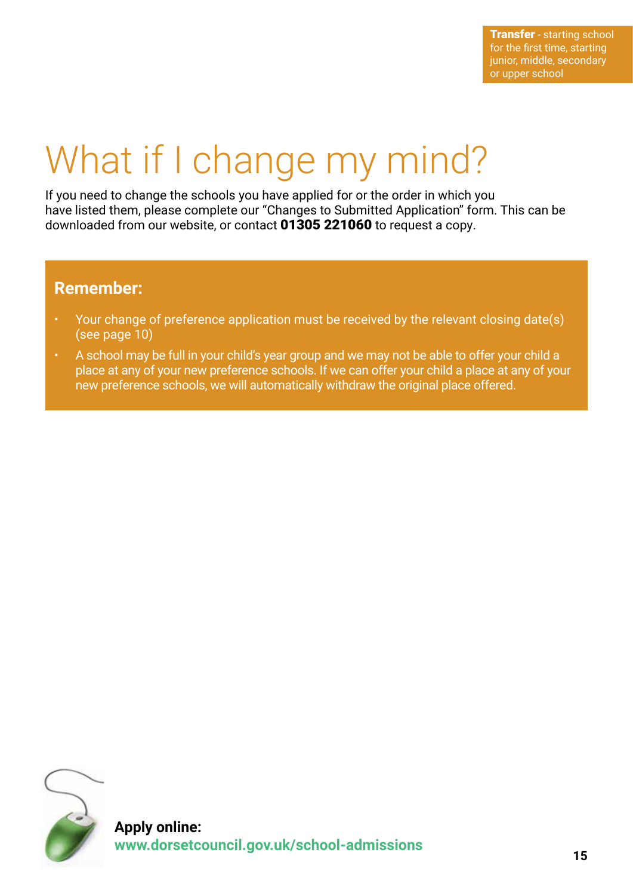# What if I change my mind?

If you need to change the schools you have applied for or the order in which you have listed them, please complete our "Changes to Submitted Application" form. This can be downloaded from our website, or contact **01305 221060** to request a copy.

**Remember:**

- Your change of preference application must be received by the relevant closing date(s) (see page 10)
- A school may be full in your child's year group and we may not be able to offer your child a place at any of your new preference schools. If we can offer your child a place at any of your new preference schools, we will automatically withdraw the original place offered.

**Apply online:**
**www.dorsetcouncil.gov.uk/school-admissions**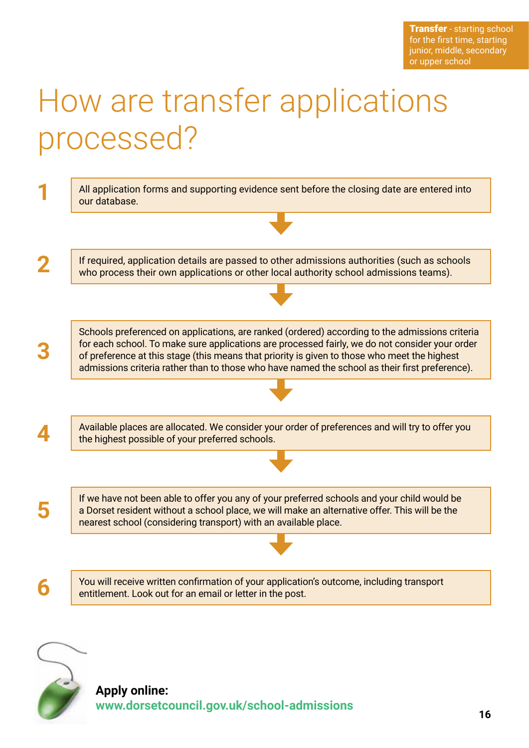**Transfer** - starting school for the first time, starting junior, middle, secondary or upper school

# How are transfer applications processed?

1. All application forms and supporting evidence sent before the closing date are entered into our database.

2. If required, application details are passed to other admissions authorities (such as schools who process their own applications or other local authority school admissions teams).

3. Schools preferenced on applications, are ranked (ordered) according to the admissions criteria for each school. To make sure applications are processed fairly, we do not consider your order of preference at this stage (this means that priority is given to those who meet the highest admissions criteria rather than to those who have named the school as their first preference).

4. Available places are allocated. We consider your order of preferences and will try to offer you the highest possible of your preferred schools.

5. If we have not been able to offer you any of your preferred schools and your child would be a Dorset resident without a school place, we will make an alternative offer. This will be the nearest school (considering transport) with an available place.

6. You will receive written confirmation of your application's outcome, including transport entitlement. Look out for an email or letter in the post.

**Apply online:**
**www.dorsetcouncil.gov.uk/school-admissions**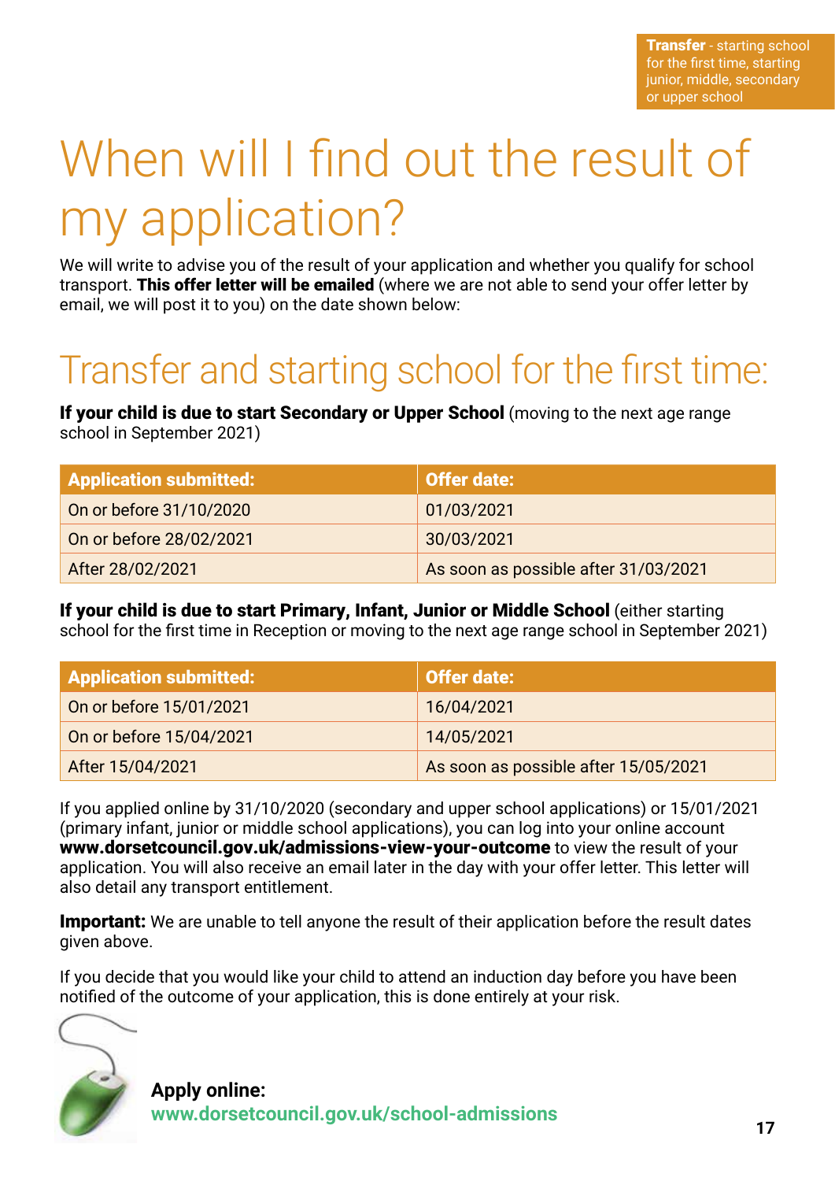**Transfer** - starting school for the first time, starting junior, middle, secondary or upper school

# When will I find out the result of my application?

We will write to advise you of the result of your application and whether you qualify for school transport. **This offer letter will be emailed** (where we are not able to send your offer letter by email, we will post it to you) on the date shown below:

## Transfer and starting school for the first time:

**If your child is due to start Secondary or Upper School** (moving to the next age range school in September 2021)

| Application submitted: | Offer date: |
|---|---|
| On or before 31/10/2020 | 01/03/2021 |
| On or before 28/02/2021 | 30/03/2021 |
| After 28/02/2021 | As soon as possible after 31/03/2021 |

**If your child is due to start Primary, Infant, Junior or Middle School** (either starting school for the first time in Reception or moving to the next age range school in September 2021)

| Application submitted: | Offer date: |
|---|---|
| On or before 15/01/2021 | 16/04/2021 |
| On or before 15/04/2021 | 14/05/2021 |
| After 15/04/2021 | As soon as possible after 15/05/2021 |

If you applied online by 31/10/2020 (secondary and upper school applications) or 15/01/2021 (primary infant, junior or middle school applications), you can log into your online account **www.dorsetcouncil.gov.uk/admissions-view-your-outcome** to view the result of your application. You will also receive an email later in the day with your offer letter. This letter will also detail any transport entitlement.

**Important:** We are unable to tell anyone the result of their application before the result dates given above.

If you decide that you would like your child to attend an induction day before you have been notified of the outcome of your application, this is done entirely at your risk.

**Apply online:**
**www.dorsetcouncil.gov.uk/school-admissions**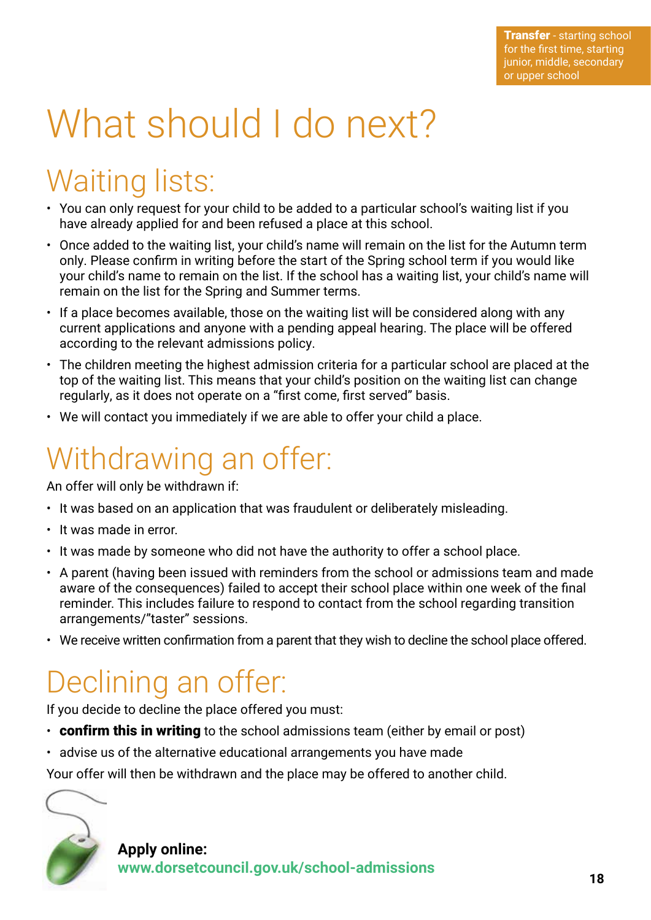**Transfer** - starting school for the first time, starting junior, middle, secondary or upper school

# What should I do next?

## Waiting lists:

- You can only request for your child to be added to a particular school's waiting list if you have already applied for and been refused a place at this school.
- Once added to the waiting list, your child's name will remain on the list for the Autumn term only. Please confirm in writing before the start of the Spring school term if you would like your child's name to remain on the list. If the school has a waiting list, your child's name will remain on the list for the Spring and Summer terms.
- If a place becomes available, those on the waiting list will be considered along with any current applications and anyone with a pending appeal hearing. The place will be offered according to the relevant admissions policy.
- The children meeting the highest admission criteria for a particular school are placed at the top of the waiting list. This means that your child's position on the waiting list can change regularly, as it does not operate on a "first come, first served" basis.
- We will contact you immediately if we are able to offer your child a place.

## Withdrawing an offer:

An offer will only be withdrawn if:

- It was based on an application that was fraudulent or deliberately misleading.
- It was made in error.
- It was made by someone who did not have the authority to offer a school place.
- A parent (having been issued with reminders from the school or admissions team and made aware of the consequences) failed to accept their school place within one week of the final reminder. This includes failure to respond to contact from the school regarding transition arrangements/"taster" sessions.
- We receive written confirmation from a parent that they wish to decline the school place offered.

## Declining an offer:

If you decide to decline the place offered you must:

- **confirm this in writing** to the school admissions team (either by email or post)
- advise us of the alternative educational arrangements you have made

Your offer will then be withdrawn and the place may be offered to another child.

**Apply online:**
**www.dorsetcouncil.gov.uk/school-admissions**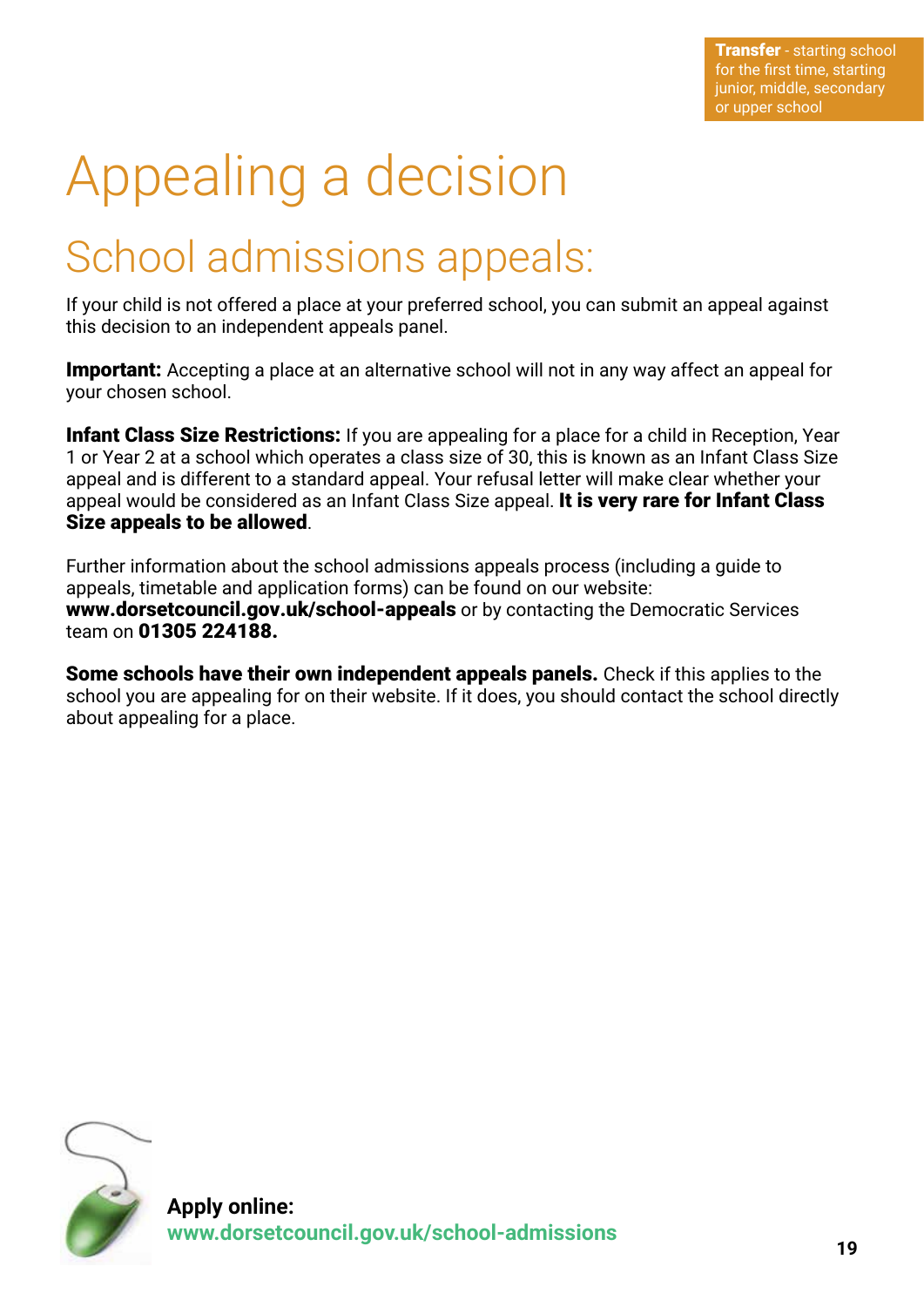# Appealing a decision

## School admissions appeals:

If your child is not offered a place at your preferred school, you can submit an appeal against this decision to an independent appeals panel.

**Important:** Accepting a place at an alternative school will not in any way affect an appeal for your chosen school.

**Infant Class Size Restrictions:** If you are appealing for a place for a child in Reception, Year 1 or Year 2 at a school which operates a class size of 30, this is known as an Infant Class Size appeal and is different to a standard appeal. Your refusal letter will make clear whether your appeal would be considered as an Infant Class Size appeal. **It is very rare for Infant Class Size appeals to be allowed**.

Further information about the school admissions appeals process (including a guide to appeals, timetable and application forms) can be found on our website: **www.dorsetcouncil.gov.uk/school-appeals** or by contacting the Democratic Services team on **01305 224188.**

**Some schools have their own independent appeals panels.** Check if this applies to the school you are appealing for on their website. If it does, you should contact the school directly about appealing for a place.

**Apply online:**
**www.dorsetcouncil.gov.uk/school-admissions**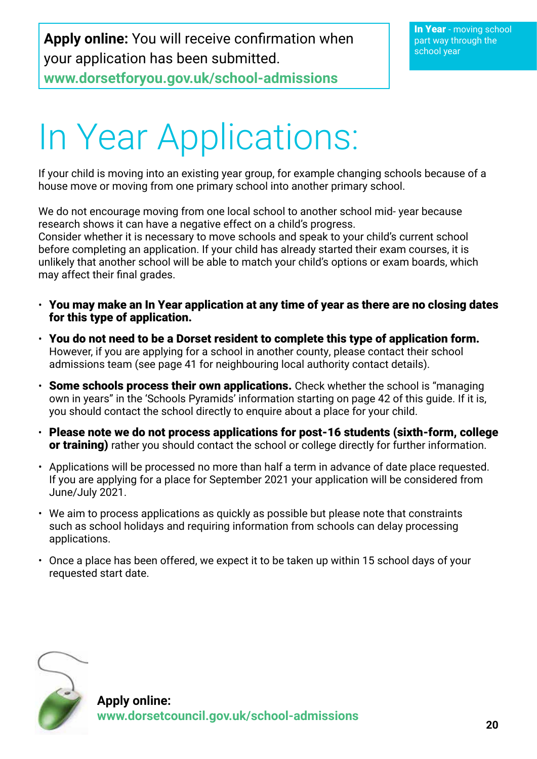**Apply online:** You will receive confirmation when your application has been submitted.
**www.dorsetforyou.gov.uk/school-admissions**

**In Year** - moving school part way through the school year

# In Year Applications:

If your child is moving into an existing year group, for example changing schools because of a house move or moving from one primary school into another primary school.

We do not encourage moving from one local school to another school mid- year because research shows it can have a negative effect on a child's progress.
Consider whether it is necessary to move schools and speak to your child's current school before completing an application. If your child has already started their exam courses, it is unlikely that another school will be able to match your child's options or exam boards, which may affect their final grades.

- **You may make an In Year application at any time of year as there are no closing dates for this type of application.**
- **You do not need to be a Dorset resident to complete this type of application form.** However, if you are applying for a school in another county, please contact their school admissions team (see page 41 for neighbouring local authority contact details).
- **Some schools process their own applications.** Check whether the school is "managing own in years" in the 'Schools Pyramids' information starting on page 42 of this guide. If it is, you should contact the school directly to enquire about a place for your child.
- **Please note we do not process applications for post-16 students (sixth-form, college or training)** rather you should contact the school or college directly for further information.
- Applications will be processed no more than half a term in advance of date place requested. If you are applying for a place for September 2021 your application will be considered from June/July 2021.
- We aim to process applications as quickly as possible but please note that constraints such as school holidays and requiring information from schools can delay processing applications.
- Once a place has been offered, we expect it to be taken up within 15 school days of your requested start date.

**Apply online:**
**www.dorsetcouncil.gov.uk/school-admissions**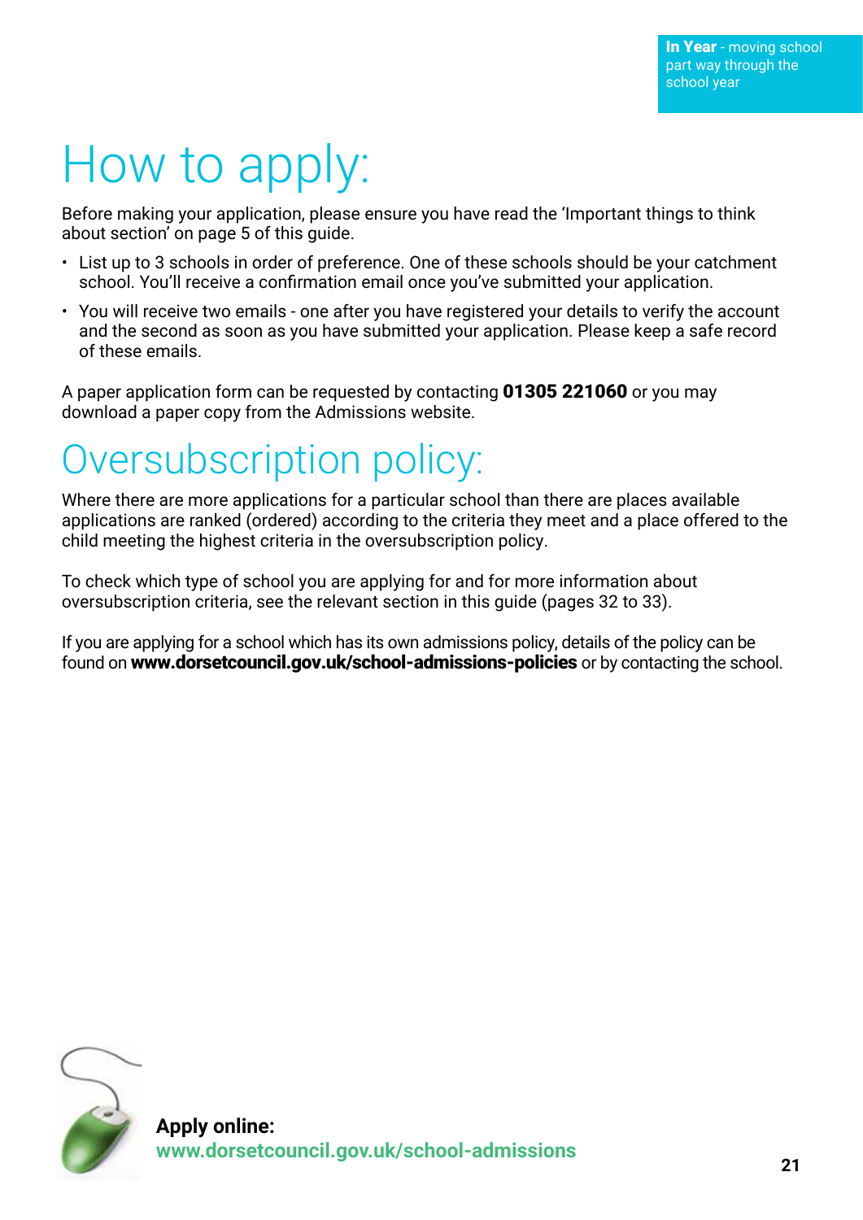# How to apply:

Before making your application, please ensure you have read the 'Important things to think about section' on page 5 of this guide.

- List up to 3 schools in order of preference. One of these schools should be your catchment school. You'll receive a confirmation email once you've submitted your application.
- You will receive two emails - one after you have registered your details to verify the account and the second as soon as you have submitted your application. Please keep a safe record of these emails.

A paper application form can be requested by contacting **01305 221060** or you may download a paper copy from the Admissions website.

# Oversubscription policy:

Where there are more applications for a particular school than there are places available applications are ranked (ordered) according to the criteria they meet and a place offered to the child meeting the highest criteria in the oversubscription policy.

To check which type of school you are applying for and for more information about oversubscription criteria, see the relevant section in this guide (pages 32 to 33).

If you are applying for a school which has its own admissions policy, details of the policy can be found on **www.dorsetcouncil.gov.uk/school-admissions-policies** or by contacting the school.

**Apply online:**
**www.dorsetcouncil.gov.uk/school-admissions**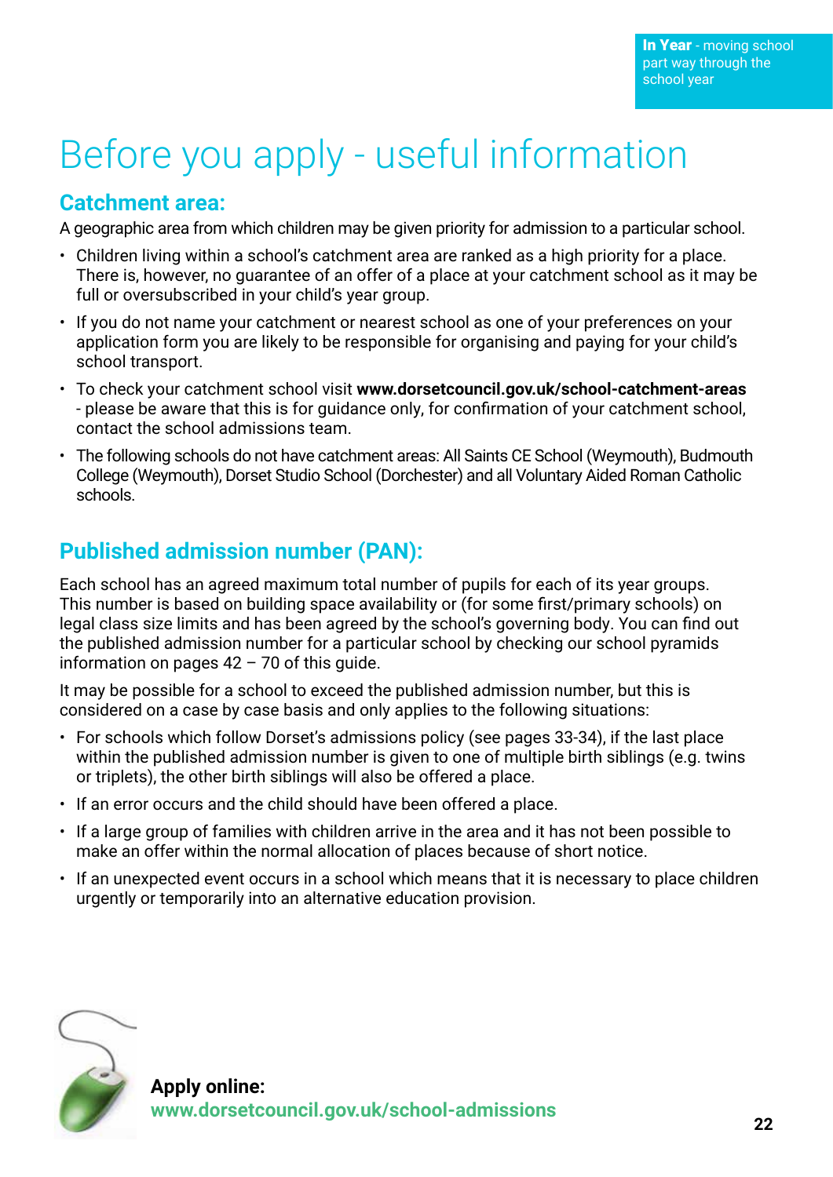# Before you apply - useful information

## Catchment area:

A geographic area from which children may be given priority for admission to a particular school.

- Children living within a school's catchment area are ranked as a high priority for a place. There is, however, no guarantee of an offer of a place at your catchment school as it may be full or oversubscribed in your child's year group.
- If you do not name your catchment or nearest school as one of your preferences on your application form you are likely to be responsible for organising and paying for your child's school transport.
- To check your catchment school visit **www.dorsetcouncil.gov.uk/school-catchment-areas** - please be aware that this is for guidance only, for confirmation of your catchment school, contact the school admissions team.
- The following schools do not have catchment areas: All Saints CE School (Weymouth), Budmouth College (Weymouth), Dorset Studio School (Dorchester) and all Voluntary Aided Roman Catholic schools.

## Published admission number (PAN):

Each school has an agreed maximum total number of pupils for each of its year groups. This number is based on building space availability or (for some first/primary schools) on legal class size limits and has been agreed by the school's governing body. You can find out the published admission number for a particular school by checking our school pyramids information on pages 42 – 70 of this guide.

It may be possible for a school to exceed the published admission number, but this is considered on a case by case basis and only applies to the following situations:

- For schools which follow Dorset's admissions policy (see pages 33-34), if the last place within the published admission number is given to one of multiple birth siblings (e.g. twins or triplets), the other birth siblings will also be offered a place.
- If an error occurs and the child should have been offered a place.
- If a large group of families with children arrive in the area and it has not been possible to make an offer within the normal allocation of places because of short notice.
- If an unexpected event occurs in a school which means that it is necessary to place children urgently or temporarily into an alternative education provision.

**Apply online:**
**www.dorsetcouncil.gov.uk/school-admissions**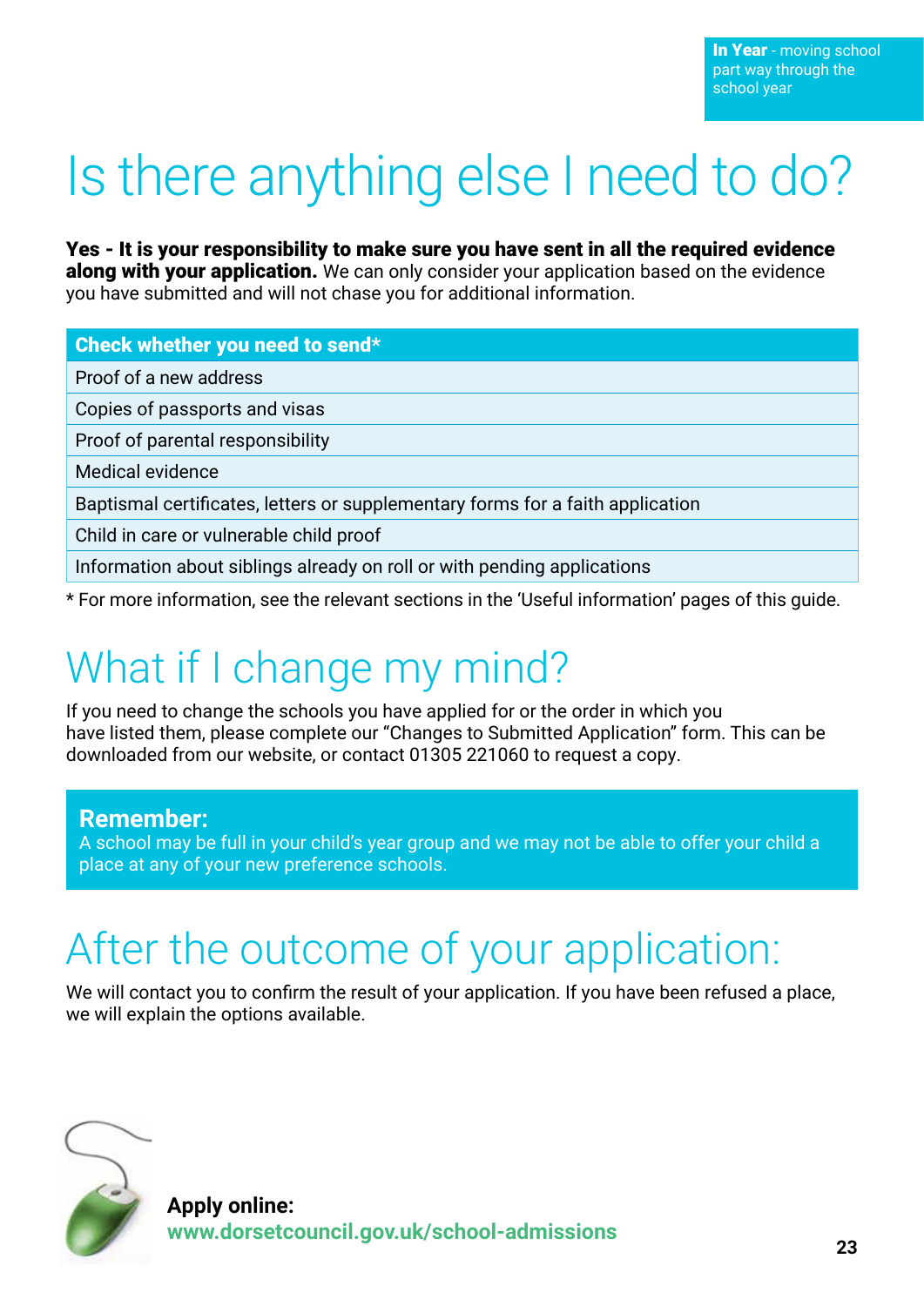**In Year** - moving school part way through the school year

# Is there anything else I need to do?

**Yes - It is your responsibility to make sure you have sent in all the required evidence along with your application.** We can only consider your application based on the evidence you have submitted and will not chase you for additional information.

| Check whether you need to send* |
|---|
| Proof of a new address |
| Copies of passports and visas |
| Proof of parental responsibility |
| Medical evidence |
| Baptismal certificates, letters or supplementary forms for a faith application |
| Child in care or vulnerable child proof |
| Information about siblings already on roll or with pending applications |

* For more information, see the relevant sections in the 'Useful information' pages of this guide.

# What if I change my mind?

If you need to change the schools you have applied for or the order in which you have listed them, please complete our "Changes to Submitted Application" form. This can be downloaded from our website, or contact 01305 221060 to request a copy.

**Remember:**
A school may be full in your child's year group and we may not be able to offer your child a place at any of your new preference schools.

# After the outcome of your application:

We will contact you to confirm the result of your application. If you have been refused a place, we will explain the options available.

**Apply online:**
**www.dorsetcouncil.gov.uk/school-admissions**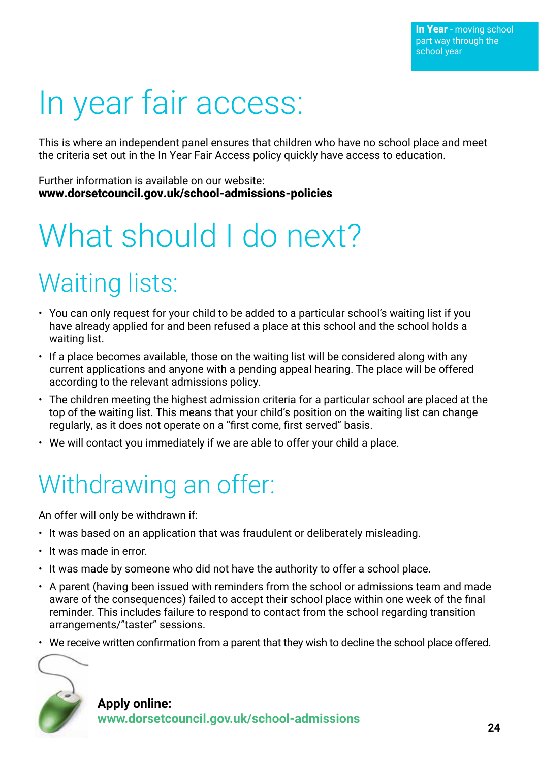**In Year** - moving school part way through the school year

# In year fair access:

This is where an independent panel ensures that children who have no school place and meet the criteria set out in the In Year Fair Access policy quickly have access to education.

Further information is available on our website:
**www.dorsetcouncil.gov.uk/school-admissions-policies**

# What should I do next?

## Waiting lists:

- You can only request for your child to be added to a particular school's waiting list if you have already applied for and been refused a place at this school and the school holds a waiting list.
- If a place becomes available, those on the waiting list will be considered along with any current applications and anyone with a pending appeal hearing. The place will be offered according to the relevant admissions policy.
- The children meeting the highest admission criteria for a particular school are placed at the top of the waiting list. This means that your child's position on the waiting list can change regularly, as it does not operate on a "first come, first served" basis.
- We will contact you immediately if we are able to offer your child a place.

## Withdrawing an offer:

An offer will only be withdrawn if:

- It was based on an application that was fraudulent or deliberately misleading.
- It was made in error.
- It was made by someone who did not have the authority to offer a school place.
- A parent (having been issued with reminders from the school or admissions team and made aware of the consequences) failed to accept their school place within one week of the final reminder. This includes failure to respond to contact from the school regarding transition arrangements/"taster" sessions.
- We receive written confirmation from a parent that they wish to decline the school place offered.

**Apply online:**
**www.dorsetcouncil.gov.uk/school-admissions**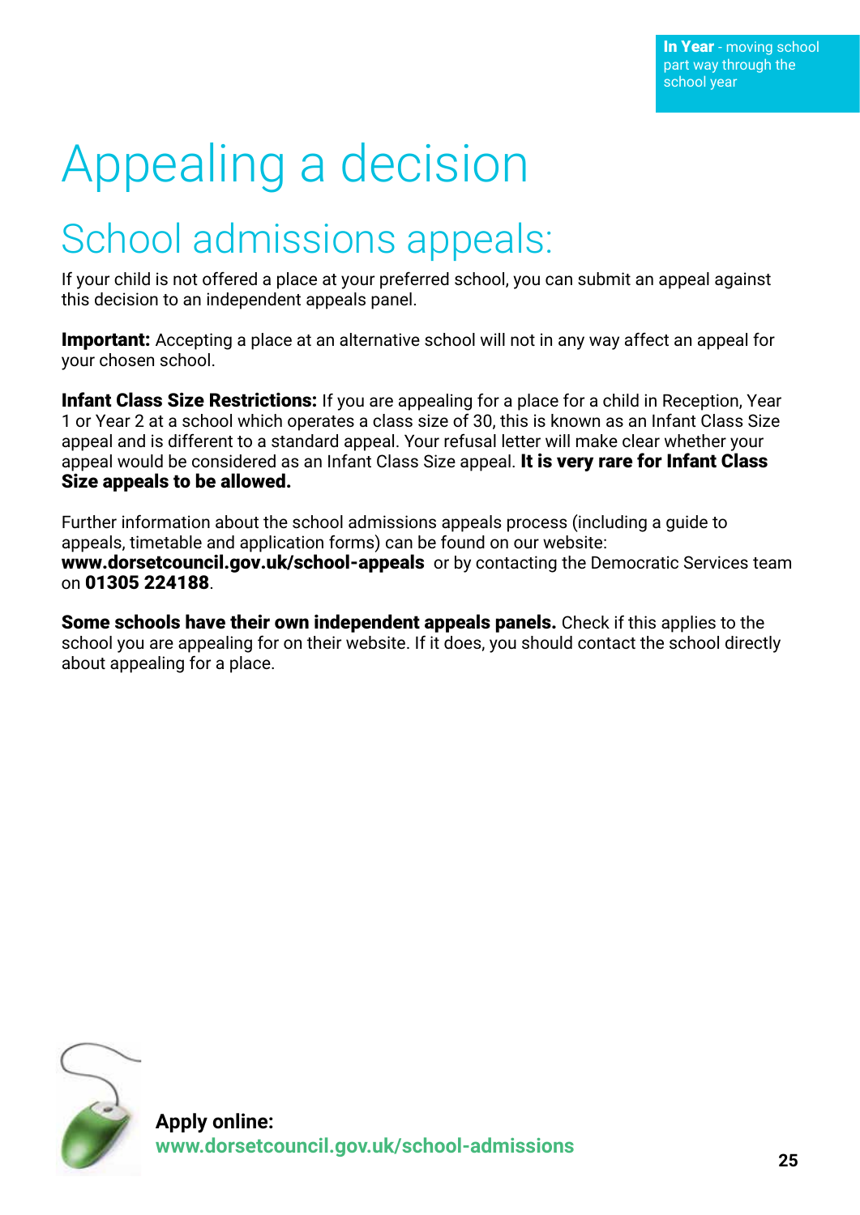# Appealing a decision

## School admissions appeals:

If your child is not offered a place at your preferred school, you can submit an appeal against this decision to an independent appeals panel.

**Important:** Accepting a place at an alternative school will not in any way affect an appeal for your chosen school.

**Infant Class Size Restrictions:** If you are appealing for a place for a child in Reception, Year 1 or Year 2 at a school which operates a class size of 30, this is known as an Infant Class Size appeal and is different to a standard appeal. Your refusal letter will make clear whether your appeal would be considered as an Infant Class Size appeal. **It is very rare for Infant Class Size appeals to be allowed.**

Further information about the school admissions appeals process (including a guide to appeals, timetable and application forms) can be found on our website: **www.dorsetcouncil.gov.uk/school-appeals** or by contacting the Democratic Services team on **01305 224188**.

**Some schools have their own independent appeals panels.** Check if this applies to the school you are appealing for on their website. If it does, you should contact the school directly about appealing for a place.

**Apply online:**
**www.dorsetcouncil.gov.uk/school-admissions**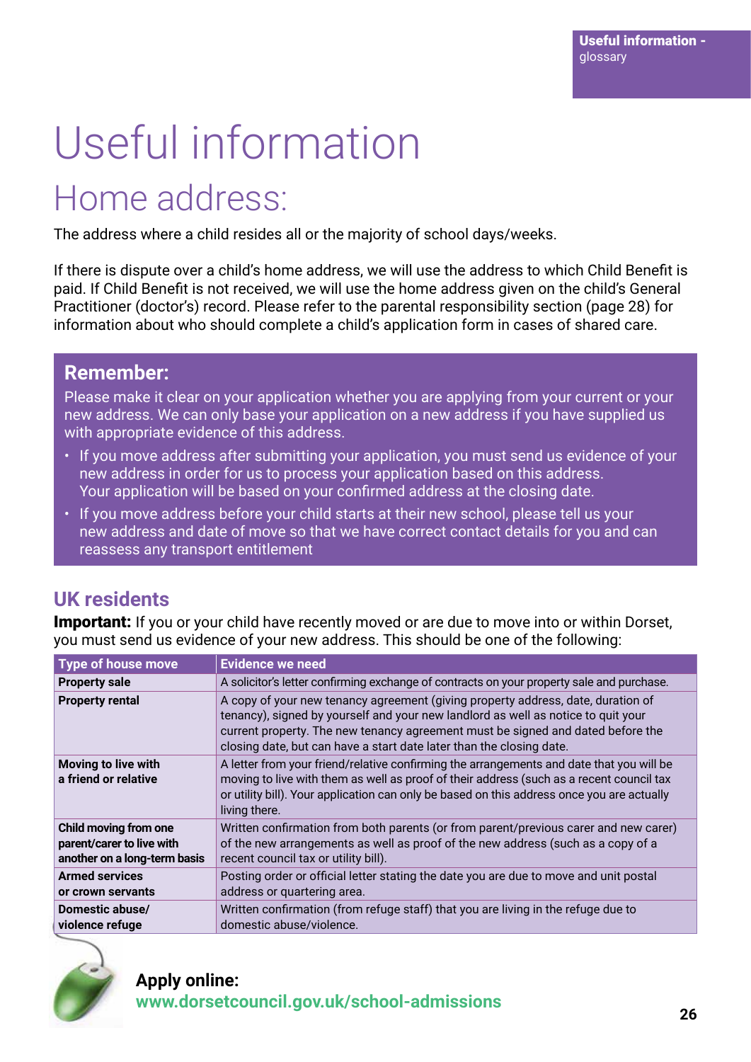# Useful information

## Home address:

The address where a child resides all or the majority of school days/weeks.

If there is dispute over a child's home address, we will use the address to which Child Benefit is paid. If Child Benefit is not received, we will use the home address given on the child's General Practitioner (doctor's) record. Please refer to the parental responsibility section (page 28) for information about who should complete a child's application form in cases of shared care.

### Remember:

Please make it clear on your application whether you are applying from your current or your new address. We can only base your application on a new address if you have supplied us with appropriate evidence of this address.

- If you move address after submitting your application, you must send us evidence of your new address in order for us to process your application based on this address. Your application will be based on your confirmed address at the closing date.
- If you move address before your child starts at their new school, please tell us your new address and date of move so that we have correct contact details for you and can reassess any transport entitlement

### UK residents

**Important:** If you or your child have recently moved or are due to move into or within Dorset, you must send us evidence of your new address. This should be one of the following:

| Type of house move | Evidence we need |
|---|---|
| **Property sale** | A solicitor's letter confirming exchange of contracts on your property sale and purchase. |
| **Property rental** | A copy of your new tenancy agreement (giving property address, date, duration of tenancy), signed by yourself and your new landlord as well as notice to quit your current property. The new tenancy agreement must be signed and dated before the closing date, but can have a start date later than the closing date. |
| **Moving to live with a friend or relative** | A letter from your friend/relative confirming the arrangements and date that you will be moving to live with them as well as proof of their address (such as a recent council tax or utility bill). Your application can only be based on this address once you are actually living there. |
| **Child moving from one parent/carer to live with another on a long-term basis** | Written confirmation from both parents (or from parent/previous carer and new carer) of the new arrangements as well as proof of the new address (such as a copy of a recent council tax or utility bill). |
| **Armed services or crown servants** | Posting order or official letter stating the date you are due to move and unit postal address or quartering area. |
| **Domestic abuse/ violence refuge** | Written confirmation (from refuge staff) that you are living in the refuge due to domestic abuse/violence. |

**Apply online:**
**www.dorsetcouncil.gov.uk/school-admissions**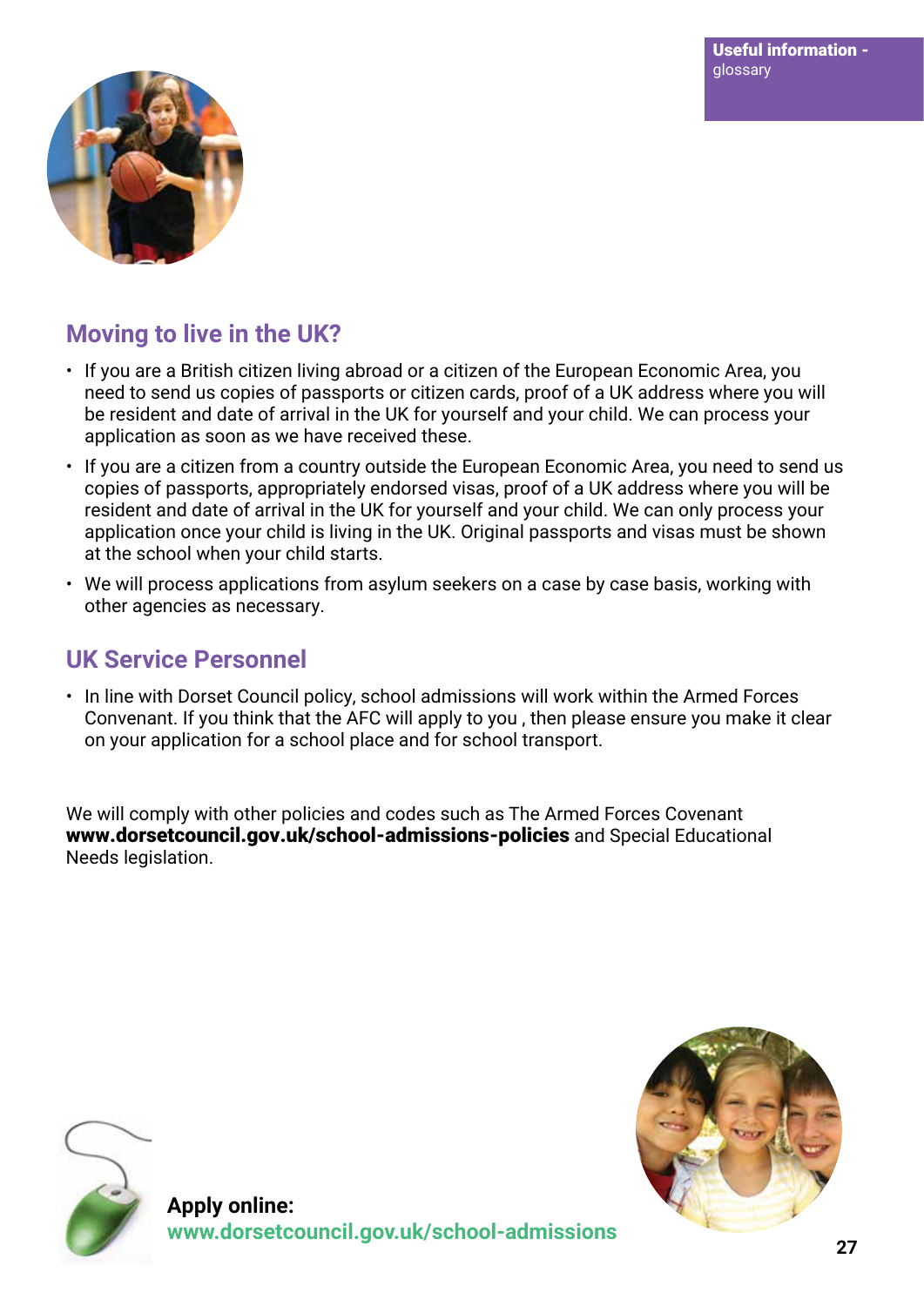## Moving to live in the UK?

- If you are a British citizen living abroad or a citizen of the European Economic Area, you need to send us copies of passports or citizen cards, proof of a UK address where you will be resident and date of arrival in the UK for yourself and your child. We can process your application as soon as we have received these.
- If you are a citizen from a country outside the European Economic Area, you need to send us copies of passports, appropriately endorsed visas, proof of a UK address where you will be resident and date of arrival in the UK for yourself and your child. We can only process your application once your child is living in the UK. Original passports and visas must be shown at the school when your child starts.
- We will process applications from asylum seekers on a case by case basis, working with other agencies as necessary.

## UK Service Personnel

- In line with Dorset Council policy, school admissions will work within the Armed Forces Convenant. If you think that the AFC will apply to you , then please ensure you make it clear on your application for a school place and for school transport.

We will comply with other policies and codes such as The Armed Forces Covenant **www.dorsetcouncil.gov.uk/school-admissions-policies** and Special Educational Needs legislation.

**Apply online:**
**www.dorsetcouncil.gov.uk/school-admissions**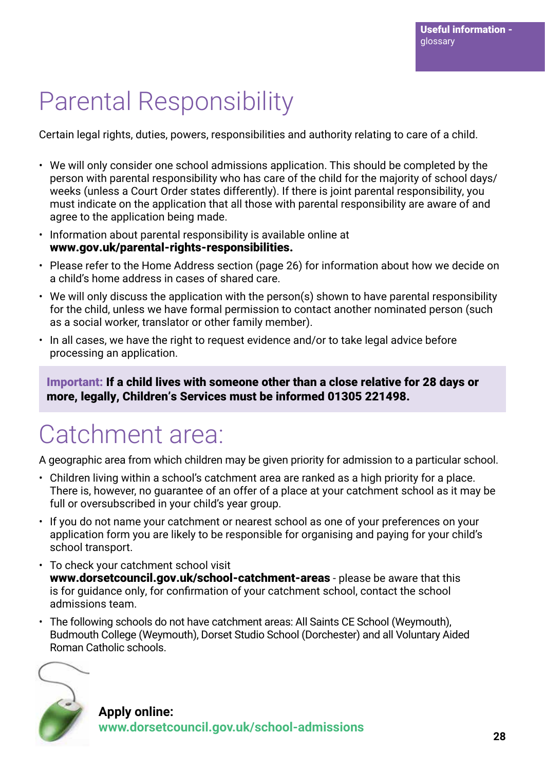# Parental Responsibility

Certain legal rights, duties, powers, responsibilities and authority relating to care of a child.

- We will only consider one school admissions application. This should be completed by the person with parental responsibility who has care of the child for the majority of school days/weeks (unless a Court Order states differently). If there is joint parental responsibility, you must indicate on the application that all those with parental responsibility are aware of and agree to the application being made.
- Information about parental responsibility is available online at **www.gov.uk/parental-rights-responsibilities.**
- Please refer to the Home Address section (page 26) for information about how we decide on a child's home address in cases of shared care.
- We will only discuss the application with the person(s) shown to have parental responsibility for the child, unless we have formal permission to contact another nominated person (such as a social worker, translator or other family member).
- In all cases, we have the right to request evidence and/or to take legal advice before processing an application.

**Important: If a child lives with someone other than a close relative for 28 days or more, legally, Children's Services must be informed 01305 221498.**

# Catchment area:

A geographic area from which children may be given priority for admission to a particular school.

- Children living within a school's catchment area are ranked as a high priority for a place. There is, however, no guarantee of an offer of a place at your catchment school as it may be full or oversubscribed in your child's year group.
- If you do not name your catchment or nearest school as one of your preferences on your application form you are likely to be responsible for organising and paying for your child's school transport.
- To check your catchment school visit **www.dorsetcouncil.gov.uk/school-catchment-areas** - please be aware that this is for guidance only, for confirmation of your catchment school, contact the school admissions team.
- The following schools do not have catchment areas: All Saints CE School (Weymouth), Budmouth College (Weymouth), Dorset Studio School (Dorchester) and all Voluntary Aided Roman Catholic schools.

**Apply online:**
**www.dorsetcouncil.gov.uk/school-admissions**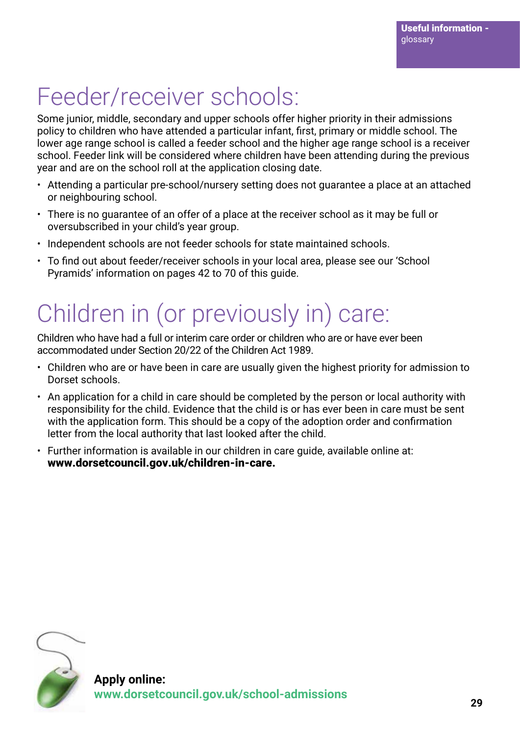# Feeder/receiver schools:

Some junior, middle, secondary and upper schools offer higher priority in their admissions policy to children who have attended a particular infant, first, primary or middle school. The lower age range school is called a feeder school and the higher age range school is a receiver school. Feeder link will be considered where children have been attending during the previous year and are on the school roll at the application closing date.

- Attending a particular pre-school/nursery setting does not guarantee a place at an attached or neighbouring school.
- There is no guarantee of an offer of a place at the receiver school as it may be full or oversubscribed in your child's year group.
- Independent schools are not feeder schools for state maintained schools.
- To find out about feeder/receiver schools in your local area, please see our 'School Pyramids' information on pages 42 to 70 of this guide.

# Children in (or previously in) care:

Children who have had a full or interim care order or children who are or have ever been accommodated under Section 20/22 of the Children Act 1989.

- Children who are or have been in care are usually given the highest priority for admission to Dorset schools.
- An application for a child in care should be completed by the person or local authority with responsibility for the child. Evidence that the child is or has ever been in care must be sent with the application form. This should be a copy of the adoption order and confirmation letter from the local authority that last looked after the child.
- Further information is available in our children in care guide, available online at: **www.dorsetcouncil.gov.uk/children-in-care.**

**Apply online:**
**www.dorsetcouncil.gov.uk/school-admissions**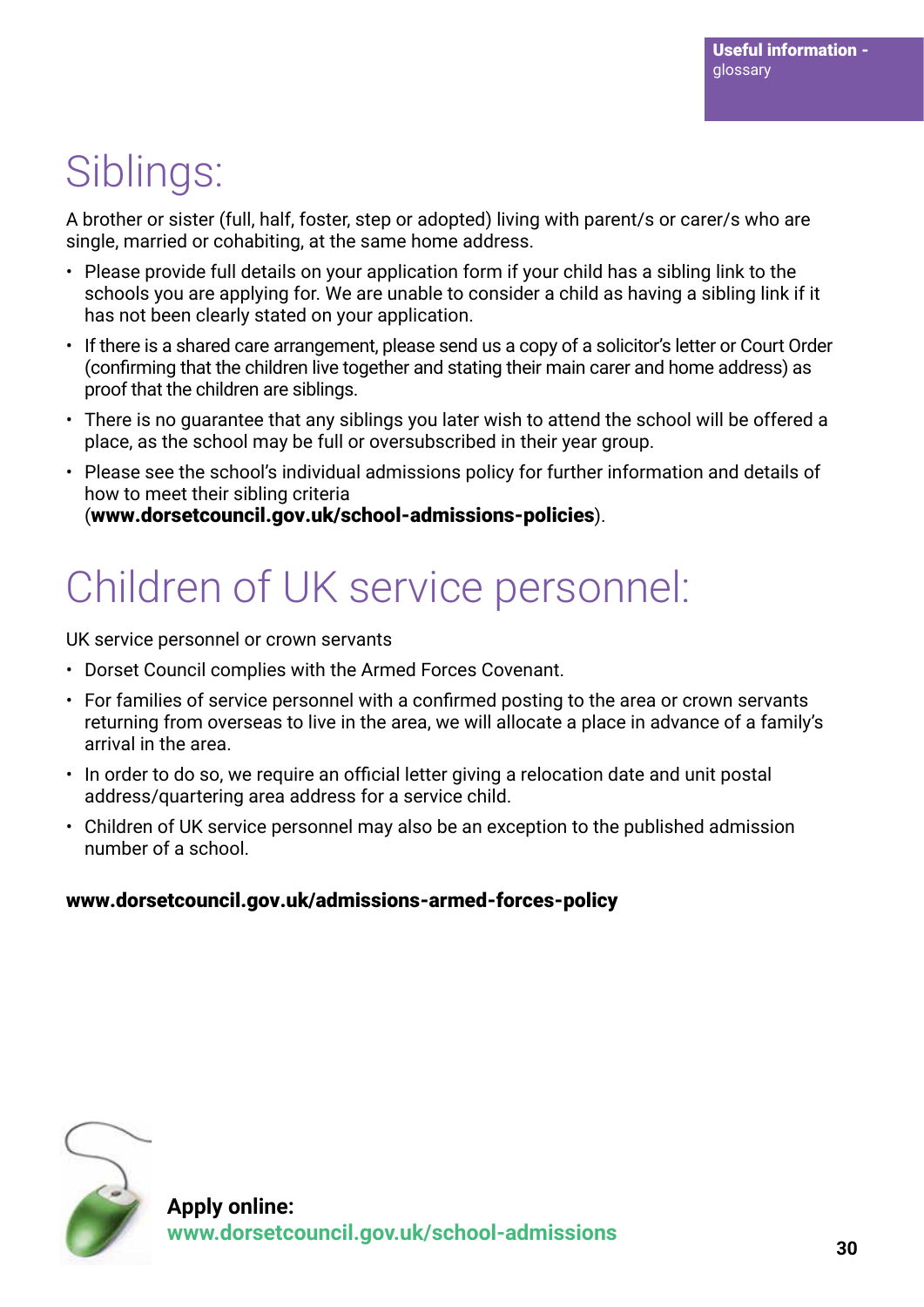# Siblings:

A brother or sister (full, half, foster, step or adopted) living with parent/s or carer/s who are single, married or cohabiting, at the same home address.

- Please provide full details on your application form if your child has a sibling link to the schools you are applying for. We are unable to consider a child as having a sibling link if it has not been clearly stated on your application.
- If there is a shared care arrangement, please send us a copy of a solicitor's letter or Court Order (confirming that the children live together and stating their main carer and home address) as proof that the children are siblings.
- There is no guarantee that any siblings you later wish to attend the school will be offered a place, as the school may be full or oversubscribed in their year group.
- Please see the school's individual admissions policy for further information and details of how to meet their sibling criteria (**www.dorsetcouncil.gov.uk/school-admissions-policies**).

# Children of UK service personnel:

UK service personnel or crown servants

- Dorset Council complies with the Armed Forces Covenant.
- For families of service personnel with a confirmed posting to the area or crown servants returning from overseas to live in the area, we will allocate a place in advance of a family's arrival in the area.
- In order to do so, we require an official letter giving a relocation date and unit postal address/quartering area address for a service child.
- Children of UK service personnel may also be an exception to the published admission number of a school.

**www.dorsetcouncil.gov.uk/admissions-armed-forces-policy**

**Apply online:**
**www.dorsetcouncil.gov.uk/school-admissions**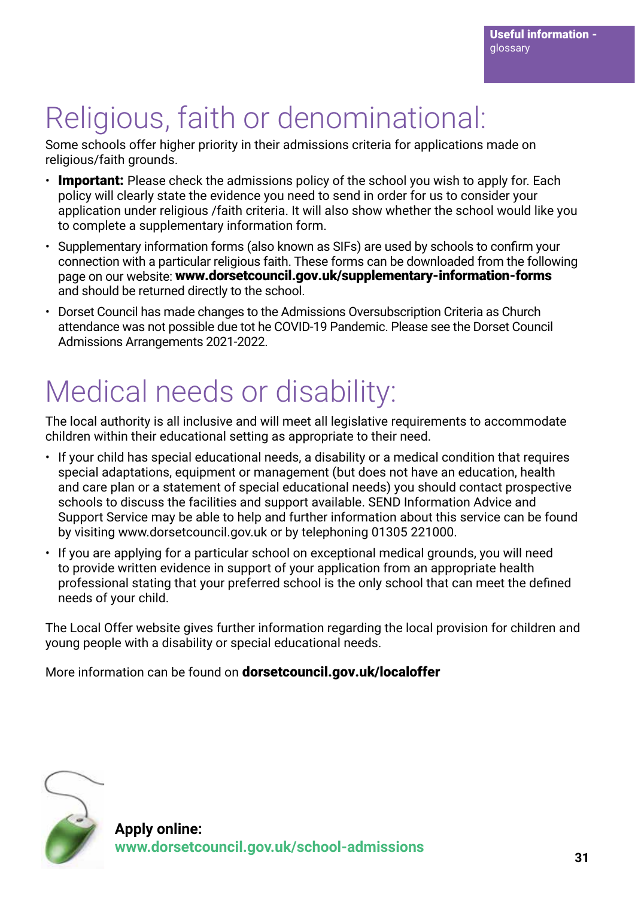# Religious, faith or denominational:

Some schools offer higher priority in their admissions criteria for applications made on religious/faith grounds.

- **Important:** Please check the admissions policy of the school you wish to apply for. Each policy will clearly state the evidence you need to send in order for us to consider your application under religious /faith criteria. It will also show whether the school would like you to complete a supplementary information form.
- Supplementary information forms (also known as SIFs) are used by schools to confirm your connection with a particular religious faith. These forms can be downloaded from the following page on our website: **www.dorsetcouncil.gov.uk/supplementary-information-forms** and should be returned directly to the school.
- Dorset Council has made changes to the Admissions Oversubscription Criteria as Church attendance was not possible due tot he COVID-19 Pandemic. Please see the Dorset Council Admissions Arrangements 2021-2022.

# Medical needs or disability:

The local authority is all inclusive and will meet all legislative requirements to accommodate children within their educational setting as appropriate to their need.

- If your child has special educational needs, a disability or a medical condition that requires special adaptations, equipment or management (but does not have an education, health and care plan or a statement of special educational needs) you should contact prospective schools to discuss the facilities and support available. SEND Information Advice and Support Service may be able to help and further information about this service can be found by visiting www.dorsetcouncil.gov.uk or by telephoning 01305 221000.
- If you are applying for a particular school on exceptional medical grounds, you will need to provide written evidence in support of your application from an appropriate health professional stating that your preferred school is the only school that can meet the defined needs of your child.

The Local Offer website gives further information regarding the local provision for children and young people with a disability or special educational needs.

More information can be found on **dorsetcouncil.gov.uk/localoffer**

**Apply online:**
**www.dorsetcouncil.gov.uk/school-admissions**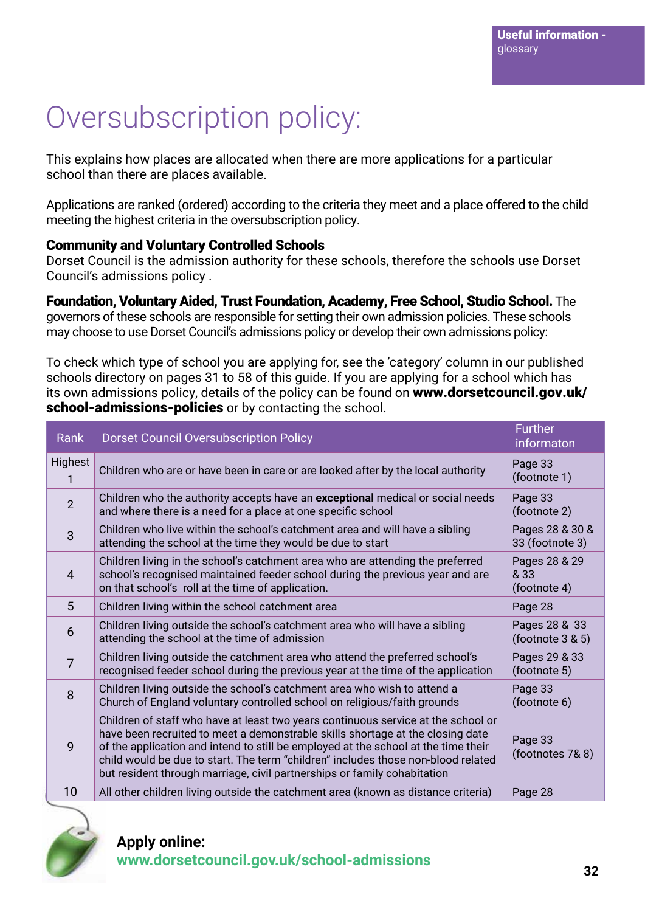# Oversubscription policy:

This explains how places are allocated when there are more applications for a particular school than there are places available.

Applications are ranked (ordered) according to the criteria they meet and a place offered to the child meeting the highest criteria in the oversubscription policy.

**Community and Voluntary Controlled Schools**
Dorset Council is the admission authority for these schools, therefore the schools use Dorset Council's admissions policy .

**Foundation, Voluntary Aided, Trust Foundation, Academy, Free School, Studio School.** The governors of these schools are responsible for setting their own admission policies. These schools may choose to use Dorset Council's admissions policy or develop their own admissions policy:

To check which type of school you are applying for, see the 'category' column in our published schools directory on pages 31 to 58 of this guide. If you are applying for a school which has its own admissions policy, details of the policy can be found on **www.dorsetcouncil.gov.uk/school-admissions-policies** or by contacting the school.

| Rank | Dorset Council Oversubscription Policy | Further informaton |
|---|---|---|
| Highest 1 | Children who are or have been in care or are looked after by the local authority | Page 33 (footnote 1) |
| 2 | Children who the authority accepts have an **exceptional** medical or social needs and where there is a need for a place at one specific school | Page 33 (footnote 2) |
| 3 | Children who live within the school's catchment area and will have a sibling attending the school at the time they would be due to start | Pages 28 & 30 & 33 (footnote 3) |
| 4 | Children living in the school's catchment area who are attending the preferred school's recognised maintained feeder school during the previous year and are on that school's roll at the time of application. | Pages 28 & 29 & 33 (footnote 4) |
| 5 | Children living within the school catchment area | Page 28 |
| 6 | Children living outside the school's catchment area who will have a sibling attending the school at the time of admission | Pages 28 & 33 (footnote 3 & 5) |
| 7 | Children living outside the catchment area who attend the preferred school's recognised feeder school during the previous year at the time of the application | Pages 29 & 33 (footnote 5) |
| 8 | Children living outside the school's catchment area who wish to attend a Church of England voluntary controlled school on religious/faith grounds | Page 33 (footnote 6) |
| 9 | Children of staff who have at least two years continuous service at the school or have been recruited to meet a demonstrable skills shortage at the closing date of the application and intend to still be employed at the school at the time their child would be due to start. The term "children" includes those non-blood related but resident through marriage, civil partnerships or family cohabitation | Page 33 (footnotes 7& 8) |
| 10 | All other children living outside the catchment area (known as distance criteria) | Page 28 |

**Apply online:**
**www.dorsetcouncil.gov.uk/school-admissions**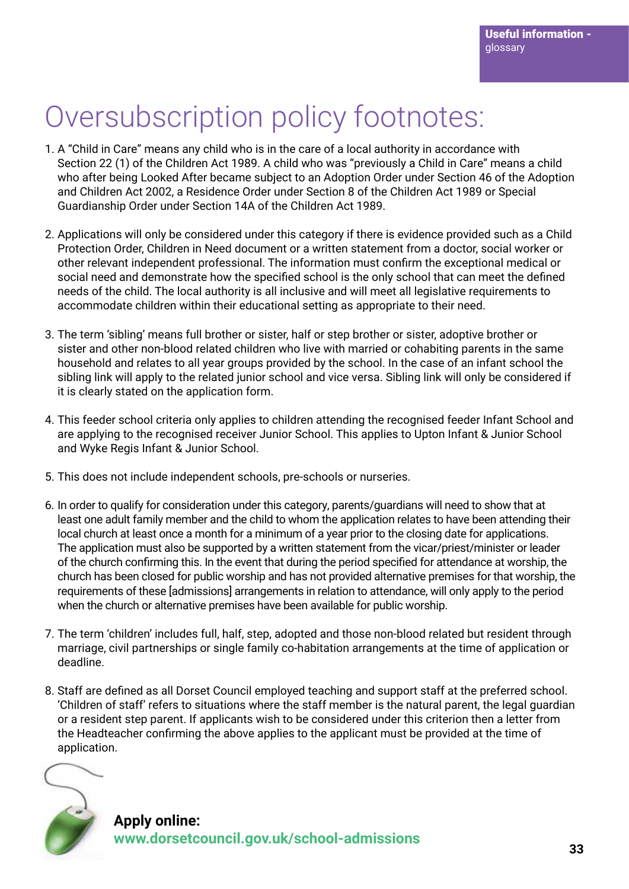# Oversubscription policy footnotes:

1. A "Child in Care" means any child who is in the care of a local authority in accordance with Section 22 (1) of the Children Act 1989. A child who was "previously a Child in Care" means a child who after being Looked After became subject to an Adoption Order under Section 46 of the Adoption and Children Act 2002, a Residence Order under Section 8 of the Children Act 1989 or Special Guardianship Order under Section 14A of the Children Act 1989.

2. Applications will only be considered under this category if there is evidence provided such as a Child Protection Order, Children in Need document or a written statement from a doctor, social worker or other relevant independent professional. The information must confirm the exceptional medical or social need and demonstrate how the specified school is the only school that can meet the defined needs of the child. The local authority is all inclusive and will meet all legislative requirements to accommodate children within their educational setting as appropriate to their need.

3. The term 'sibling' means full brother or sister, half or step brother or sister, adoptive brother or sister and other non-blood related children who live with married or cohabiting parents in the same household and relates to all year groups provided by the school. In the case of an infant school the sibling link will apply to the related junior school and vice versa. Sibling link will only be considered if it is clearly stated on the application form.

4. This feeder school criteria only applies to children attending the recognised feeder Infant School and are applying to the recognised receiver Junior School. This applies to Upton Infant & Junior School and Wyke Regis Infant & Junior School.

5. This does not include independent schools, pre-schools or nurseries.

6. In order to qualify for consideration under this category, parents/guardians will need to show that at least one adult family member and the child to whom the application relates to have been attending their local church at least once a month for a minimum of a year prior to the closing date for applications. The application must also be supported by a written statement from the vicar/priest/minister or leader of the church confirming this. In the event that during the period specified for attendance at worship, the church has been closed for public worship and has not provided alternative premises for that worship, the requirements of these [admissions] arrangements in relation to attendance, will only apply to the period when the church or alternative premises have been available for public worship.

7. The term 'children' includes full, half, step, adopted and those non-blood related but resident through marriage, civil partnerships or single family co-habitation arrangements at the time of application or deadline.

8. Staff are defined as all Dorset Council employed teaching and support staff at the preferred school. 'Children of staff' refers to situations where the staff member is the natural parent, the legal guardian or a resident step parent. If applicants wish to be considered under this criterion then a letter from the Headteacher confirming the above applies to the applicant must be provided at the time of application.

**Apply online:**
**www.dorsetcouncil.gov.uk/school-admissions**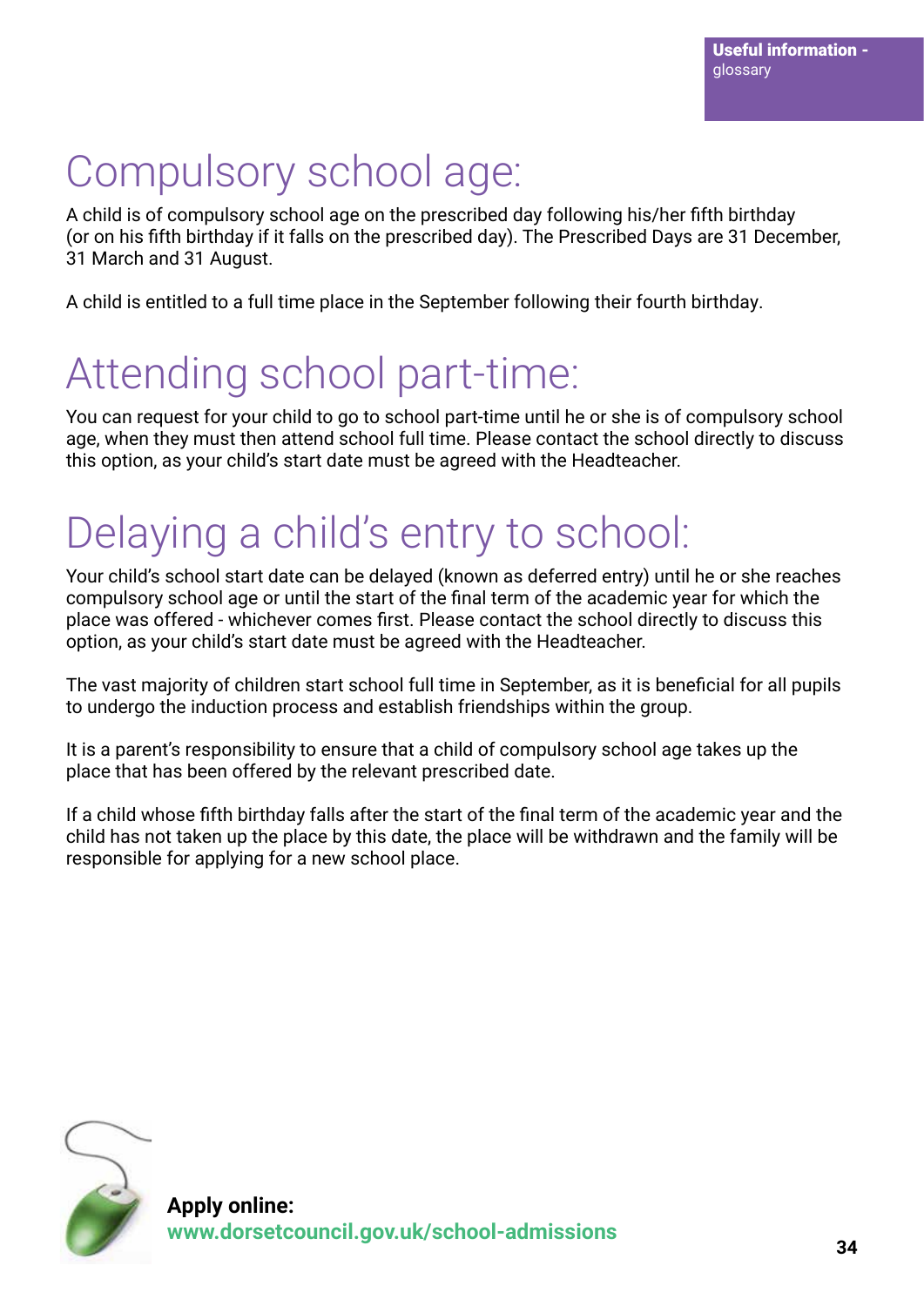# Compulsory school age:

A child is of compulsory school age on the prescribed day following his/her fifth birthday (or on his fifth birthday if it falls on the prescribed day). The Prescribed Days are 31 December, 31 March and 31 August.

A child is entitled to a full time place in the September following their fourth birthday.

# Attending school part-time:

You can request for your child to go to school part-time until he or she is of compulsory school age, when they must then attend school full time. Please contact the school directly to discuss this option, as your child's start date must be agreed with the Headteacher.

# Delaying a child's entry to school:

Your child's school start date can be delayed (known as deferred entry) until he or she reaches compulsory school age or until the start of the final term of the academic year for which the place was offered - whichever comes first. Please contact the school directly to discuss this option, as your child's start date must be agreed with the Headteacher.

The vast majority of children start school full time in September, as it is beneficial for all pupils to undergo the induction process and establish friendships within the group.

It is a parent's responsibility to ensure that a child of compulsory school age takes up the place that has been offered by the relevant prescribed date.

If a child whose fifth birthday falls after the start of the final term of the academic year and the child has not taken up the place by this date, the place will be withdrawn and the family will be responsible for applying for a new school place.

**Apply online:**
**www.dorsetcouncil.gov.uk/school-admissions**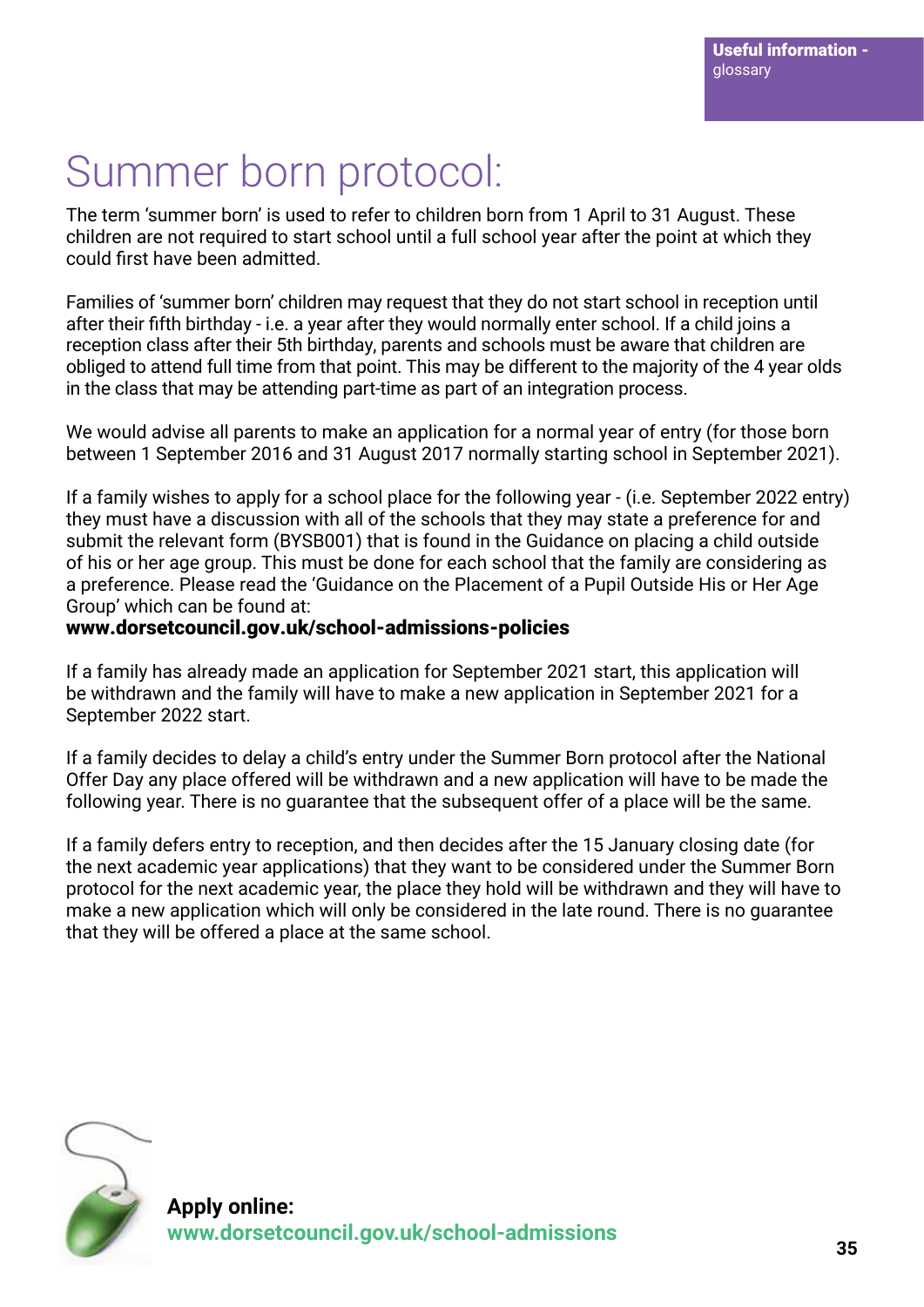# Summer born protocol:

The term 'summer born' is used to refer to children born from 1 April to 31 August. These children are not required to start school until a full school year after the point at which they could first have been admitted.

Families of 'summer born' children may request that they do not start school in reception until after their fifth birthday - i.e. a year after they would normally enter school. If a child joins a reception class after their 5th birthday, parents and schools must be aware that children are obliged to attend full time from that point. This may be different to the majority of the 4 year olds in the class that may be attending part-time as part of an integration process.

We would advise all parents to make an application for a normal year of entry (for those born between 1 September 2016 and 31 August 2017 normally starting school in September 2021).

If a family wishes to apply for a school place for the following year - (i.e. September 2022 entry) they must have a discussion with all of the schools that they may state a preference for and submit the relevant form (BYSB001) that is found in the Guidance on placing a child outside of his or her age group. This must be done for each school that the family are considering as a preference. Please read the 'Guidance on the Placement of a Pupil Outside His or Her Age Group' which can be found at:
**www.dorsetcouncil.gov.uk/school-admissions-policies**

If a family has already made an application for September 2021 start, this application will be withdrawn and the family will have to make a new application in September 2021 for a September 2022 start.

If a family decides to delay a child's entry under the Summer Born protocol after the National Offer Day any place offered will be withdrawn and a new application will have to be made the following year. There is no guarantee that the subsequent offer of a place will be the same.

If a family defers entry to reception, and then decides after the 15 January closing date (for the next academic year applications) that they want to be considered under the Summer Born protocol for the next academic year, the place they hold will be withdrawn and they will have to make a new application which will only be considered in the late round. There is no guarantee that they will be offered a place at the same school.

**Apply online:**
**www.dorsetcouncil.gov.uk/school-admissions**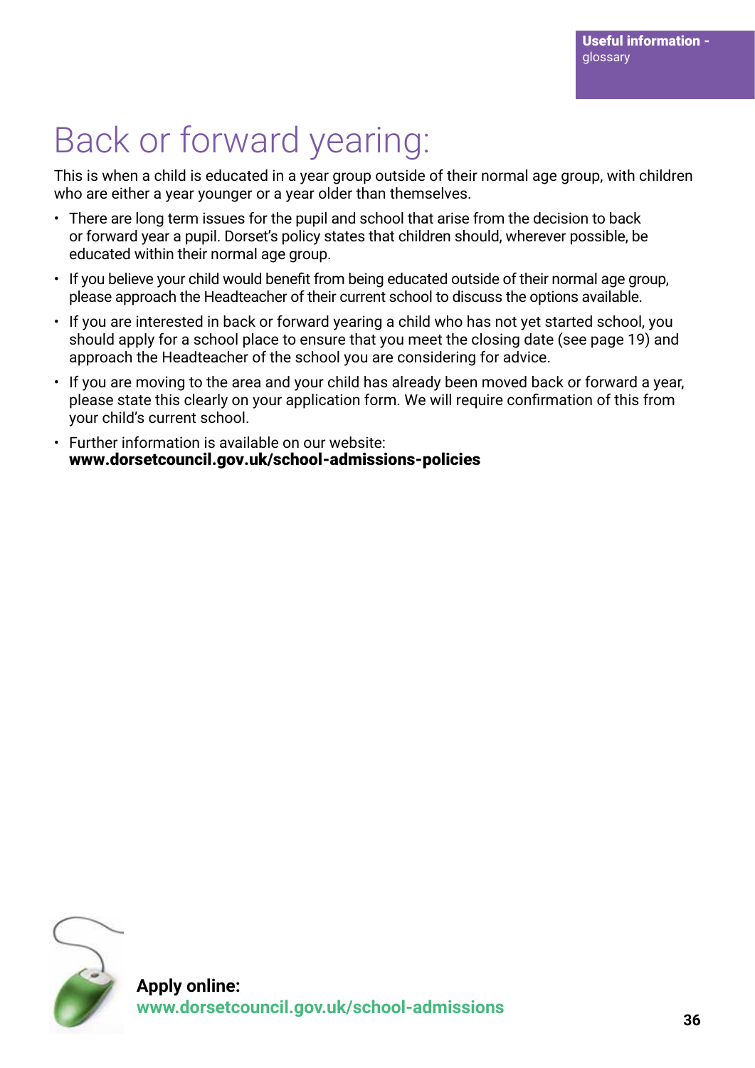# Back or forward yearing:

This is when a child is educated in a year group outside of their normal age group, with children who are either a year younger or a year older than themselves.

- There are long term issues for the pupil and school that arise from the decision to back or forward year a pupil. Dorset's policy states that children should, wherever possible, be educated within their normal age group.
- If you believe your child would benefit from being educated outside of their normal age group, please approach the Headteacher of their current school to discuss the options available.
- If you are interested in back or forward yearing a child who has not yet started school, you should apply for a school place to ensure that you meet the closing date (see page 19) and approach the Headteacher of the school you are considering for advice.
- If you are moving to the area and your child has already been moved back or forward a year, please state this clearly on your application form. We will require confirmation of this from your child's current school.
- Further information is available on our website: **www.dorsetcouncil.gov.uk/school-admissions-policies**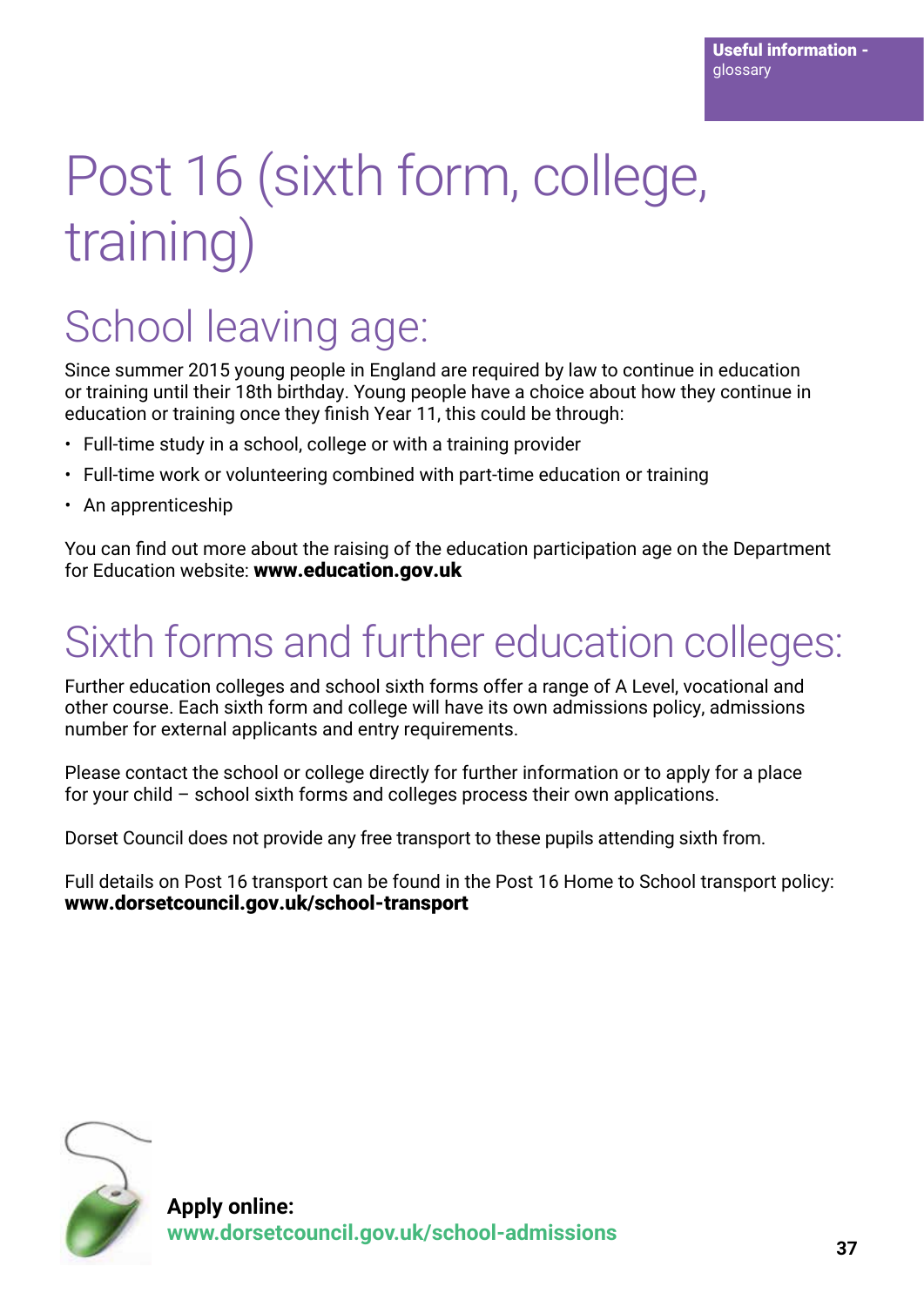# Post 16 (sixth form, college, training)

## School leaving age:

Since summer 2015 young people in England are required by law to continue in education or training until their 18th birthday. Young people have a choice about how they continue in education or training once they finish Year 11, this could be through:

- Full-time study in a school, college or with a training provider
- Full-time work or volunteering combined with part-time education or training
- An apprenticeship

You can find out more about the raising of the education participation age on the Department for Education website: **www.education.gov.uk**

## Sixth forms and further education colleges:

Further education colleges and school sixth forms offer a range of A Level, vocational and other course. Each sixth form and college will have its own admissions policy, admissions number for external applicants and entry requirements.

Please contact the school or college directly for further information or to apply for a place for your child – school sixth forms and colleges process their own applications.

Dorset Council does not provide any free transport to these pupils attending sixth from.

Full details on Post 16 transport can be found in the Post 16 Home to School transport policy: **www.dorsetcouncil.gov.uk/school-transport**

**Apply online:**
**www.dorsetcouncil.gov.uk/school-admissions**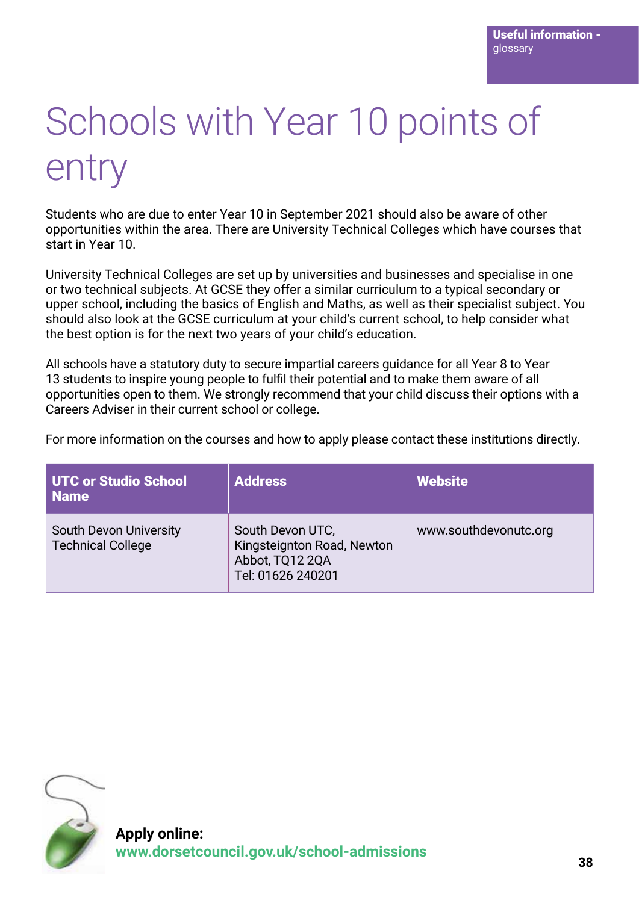# Schools with Year 10 points of entry

Students who are due to enter Year 10 in September 2021 should also be aware of other opportunities within the area. There are University Technical Colleges which have courses that start in Year 10.

University Technical Colleges are set up by universities and businesses and specialise in one or two technical subjects. At GCSE they offer a similar curriculum to a typical secondary or upper school, including the basics of English and Maths, as well as their specialist subject. You should also look at the GCSE curriculum at your child's current school, to help consider what the best option is for the next two years of your child's education.

All schools have a statutory duty to secure impartial careers guidance for all Year 8 to Year 13 students to inspire young people to fulfil their potential and to make them aware of all opportunities open to them. We strongly recommend that your child discuss their options with a Careers Adviser in their current school or college.

For more information on the courses and how to apply please contact these institutions directly.

| UTC or Studio School Name | Address | Website |
|---|---|---|
| South Devon University Technical College | South Devon UTC, Kingsteignton Road, Newton Abbot, TQ12 2QA<br>Tel: 01626 240201 | www.southdevonutc.org |

**Apply online:**
**www.dorsetcouncil.gov.uk/school-admissions**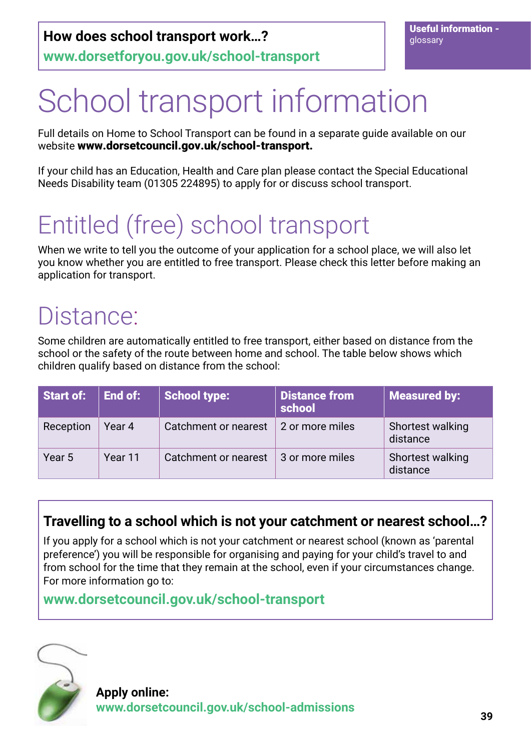**How does school transport work…?**
**www.dorsetforyou.gov.uk/school-transport**

**Useful information -** glossary

# School transport information

Full details on Home to School Transport can be found in a separate guide available on our website **www.dorsetcouncil.gov.uk/school-transport.**

If your child has an Education, Health and Care plan please contact the Special Educational Needs Disability team (01305 224895) to apply for or discuss school transport.

# Entitled (free) school transport

When we write to tell you the outcome of your application for a school place, we will also let you know whether you are entitled to free transport. Please check this letter before making an application for transport.

# Distance:

Some children are automatically entitled to free transport, either based on distance from the school or the safety of the route between home and school. The table below shows which children qualify based on distance from the school:

| Start of: | End of: | School type: | Distance from school | Measured by: |
|---|---|---|---|---|
| Reception | Year 4 | Catchment or nearest | 2 or more miles | Shortest walking distance |
| Year 5 | Year 11 | Catchment or nearest | 3 or more miles | Shortest walking distance |

**Travelling to a school which is not your catchment or nearest school…?**

If you apply for a school which is not your catchment or nearest school (known as 'parental preference') you will be responsible for organising and paying for your child's travel to and from school for the time that they remain at the school, even if your circumstances change. For more information go to:

**www.dorsetcouncil.gov.uk/school-transport**

**Apply online:**
**www.dorsetcouncil.gov.uk/school-admissions**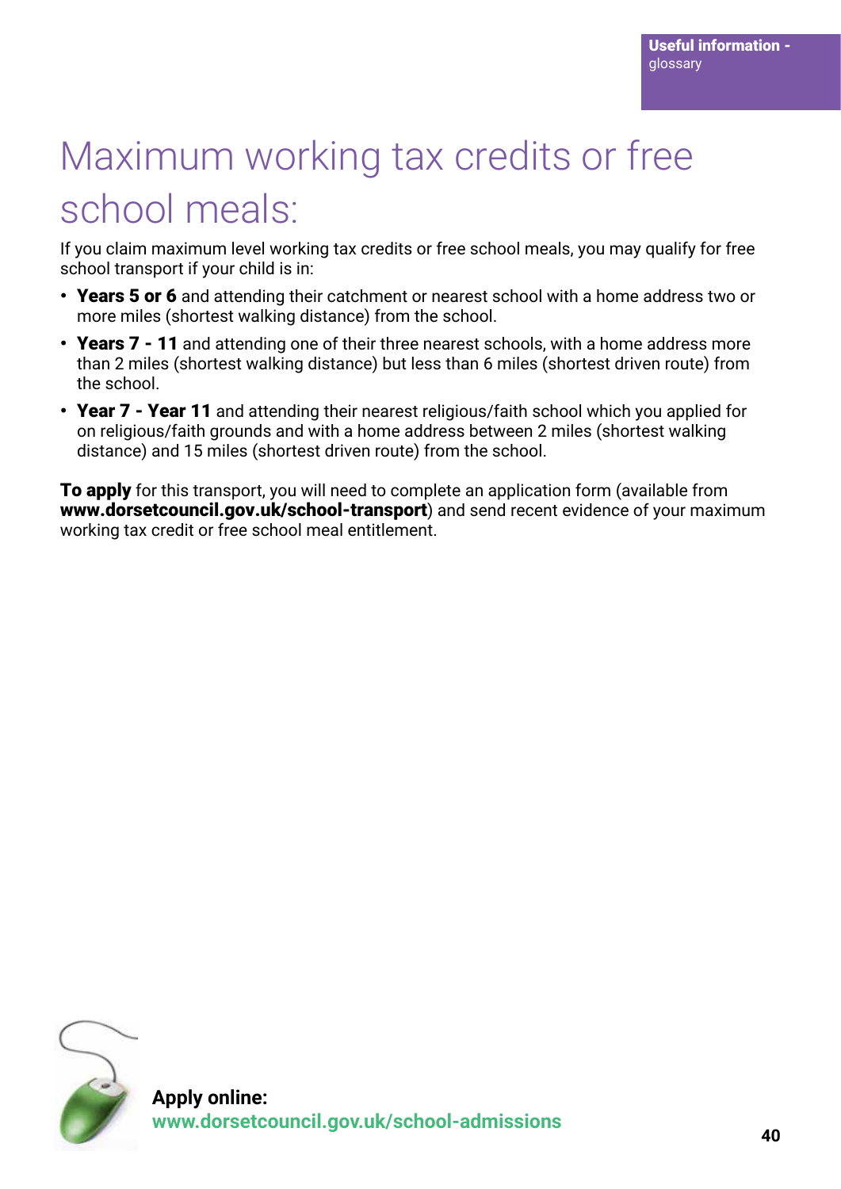# Maximum working tax credits or free school meals:

If you claim maximum level working tax credits or free school meals, you may qualify for free school transport if your child is in:

- **Years 5 or 6** and attending their catchment or nearest school with a home address two or more miles (shortest walking distance) from the school.
- **Years 7 - 11** and attending one of their three nearest schools, with a home address more than 2 miles (shortest walking distance) but less than 6 miles (shortest driven route) from the school.
- **Year 7 - Year 11** and attending their nearest religious/faith school which you applied for on religious/faith grounds and with a home address between 2 miles (shortest walking distance) and 15 miles (shortest driven route) from the school.

**To apply** for this transport, you will need to complete an application form (available from **www.dorsetcouncil.gov.uk/school-transport**) and send recent evidence of your maximum working tax credit or free school meal entitlement.

**Apply online:**
**www.dorsetcouncil.gov.uk/school-admissions**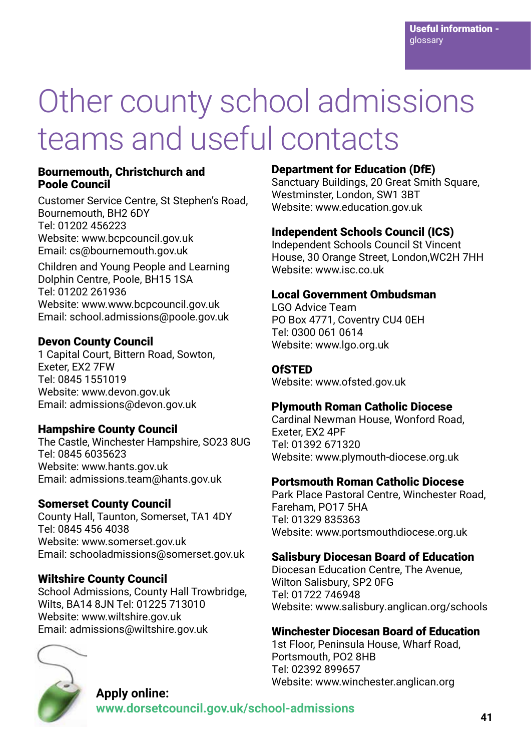# Other county school admissions teams and useful contacts

**Bournemouth, Christchurch and Poole Council**

Customer Service Centre, St Stephen's Road, Bournemouth, BH2 6DY
Tel: 01202 456223
Website: www.bcpcouncil.gov.uk
Email: cs@bournemouth.gov.uk

Children and Young People and Learning
Dolphin Centre, Poole, BH15 1SA
Tel: 01202 261936
Website: www.www.bcpcouncil.gov.uk
Email: school.admissions@poole.gov.uk

**Devon County Council**
1 Capital Court, Bittern Road, Sowton, Exeter, EX2 7FW
Tel: 0845 1551019
Website: www.devon.gov.uk
Email: admissions@devon.gov.uk

**Hampshire County Council**
The Castle, Winchester Hampshire, SO23 8UG
Tel: 0845 6035623
Website: www.hants.gov.uk
Email: admissions.team@hants.gov.uk

**Somerset County Council**
County Hall, Taunton, Somerset, TA1 4DY
Tel: 0845 456 4038
Website: www.somerset.gov.uk
Email: schooladmissions@somerset.gov.uk

**Wiltshire County Council**
School Admissions, County Hall Trowbridge, Wilts, BA14 8JN Tel: 01225 713010
Website: www.wiltshire.gov.uk
Email: admissions@wiltshire.gov.uk

**Department for Education (DfE)**
Sanctuary Buildings, 20 Great Smith Square, Westminster, London, SW1 3BT
Website: www.education.gov.uk

**Independent Schools Council (ICS)**
Independent Schools Council St Vincent House, 30 Orange Street, London,WC2H 7HH
Website: www.isc.co.uk

**Local Government Ombudsman**
LGO Advice Team
PO Box 4771, Coventry CU4 0EH
Tel: 0300 061 0614
Website: www.lgo.org.uk

**OfSTED**
Website: www.ofsted.gov.uk

**Plymouth Roman Catholic Diocese**
Cardinal Newman House, Wonford Road, Exeter, EX2 4PF
Tel: 01392 671320
Website: www.plymouth-diocese.org.uk

**Portsmouth Roman Catholic Diocese**
Park Place Pastoral Centre, Winchester Road, Fareham, PO17 5HA
Tel: 01329 835363
Website: www.portsmouthdiocese.org.uk

**Salisbury Diocesan Board of Education**
Diocesan Education Centre, The Avenue, Wilton Salisbury, SP2 0FG
Tel: 01722 746948
Website: www.salisbury.anglican.org/schools

**Winchester Diocesan Board of Education**
1st Floor, Peninsula House, Wharf Road, Portsmouth, PO2 8HB
Tel: 02392 899657
Website: www.winchester.anglican.org

**Apply online:**
**www.dorsetcouncil.gov.uk/school-admissions**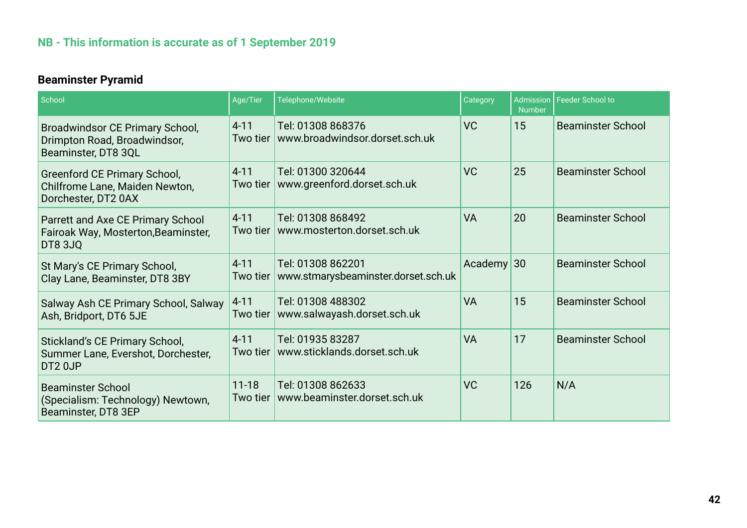**NB - This information is accurate as of 1 September 2019**

## Beaminster Pyramid

| School | Age/Tier | Telephone/Website | Category | Admission Number | Feeder School to |
|---|---|---|---|---|---|
| Broadwindsor CE Primary School, Drimpton Road, Broadwindsor, Beaminster, DT8 3QL | 4-11 Two tier | Tel: 01308 868376 www.broadwindsor.dorset.sch.uk | VC | 15 | Beaminster School |
| Greenford CE Primary School, Chilfrome Lane, Maiden Newton, Dorchester, DT2 0AX | 4-11 Two tier | Tel: 01300 320644 www.greenford.dorset.sch.uk | VC | 25 | Beaminster School |
| Parrett and Axe CE Primary School Fairoak Way, Mosterton,Beaminster, DT8 3JQ | 4-11 Two tier | Tel: 01308 868492 www.mosterton.dorset.sch.uk | VA | 20 | Beaminster School |
| St Mary's CE Primary School, Clay Lane, Beaminster, DT8 3BY | 4-11 Two tier | Tel: 01308 862201 www.stmarysbeaminster.dorset.sch.uk | Academy | 30 | Beaminster School |
| Salway Ash CE Primary School, Salway Ash, Bridport, DT6 5JE | 4-11 Two tier | Tel: 01308 488302 www.salwayash.dorset.sch.uk | VA | 15 | Beaminster School |
| Stickland's CE Primary School, Summer Lane, Evershot, Dorchester, DT2 0JP | 4-11 Two tier | Tel: 01935 83287 www.sticklands.dorset.sch.uk | VA | 17 | Beaminster School |
| Beaminster School (Specialism: Technology) Newtown, Beaminster, DT8 3EP | 11-18 Two tier | Tel: 01308 862633 www.beaminster.dorset.sch.uk | VC | 126 | N/A |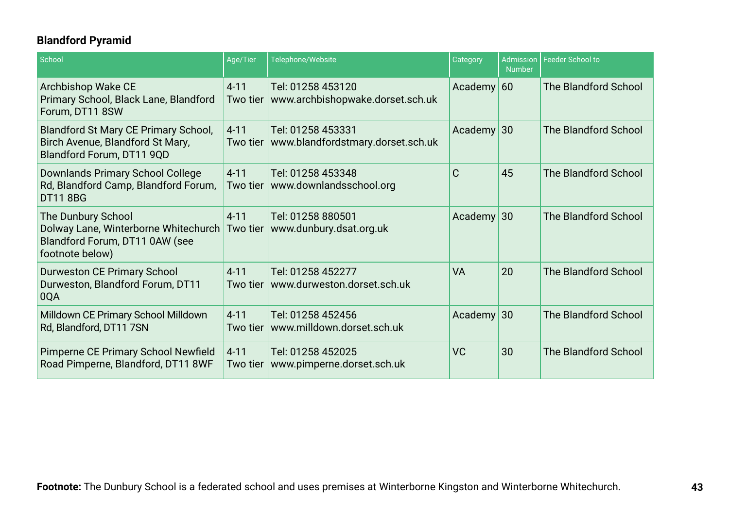**Blandford Pyramid**

| School | Age/Tier | Telephone/Website | Category | Admission Number | Feeder School to |
|---|---|---|---|---|---|
| Archbishop Wake CE Primary School, Black Lane, Blandford Forum, DT11 8SW | 4-11 Two tier | Tel: 01258 453120 www.archbishopwake.dorset.sch.uk | Academy | 60 | The Blandford School |
| Blandford St Mary CE Primary School, Birch Avenue, Blandford St Mary, Blandford Forum, DT11 9QD | 4-11 Two tier | Tel: 01258 453331 www.blandfordstmary.dorset.sch.uk | Academy | 30 | The Blandford School |
| Downlands Primary School College Rd, Blandford Camp, Blandford Forum, DT11 8BG | 4-11 Two tier | Tel: 01258 453348 www.downlandsschool.org | C | 45 | The Blandford School |
| The Dunbury School Dolway Lane, Winterborne Whitechurch Blandford Forum, DT11 0AW (see footnote below) | 4-11 Two tier | Tel: 01258 880501 www.dunbury.dsat.org.uk | Academy | 30 | The Blandford School |
| Durweston CE Primary School Durweston, Blandford Forum, DT11 0QA | 4-11 Two tier | Tel: 01258 452277 www.durweston.dorset.sch.uk | VA | 20 | The Blandford School |
| Milldown CE Primary School Milldown Rd, Blandford, DT11 7SN | 4-11 Two tier | Tel: 01258 452456 www.milldown.dorset.sch.uk | Academy | 30 | The Blandford School |
| Pimperne CE Primary School Newfield Road Pimperne, Blandford, DT11 8WF | 4-11 Two tier | Tel: 01258 452025 www.pimperne.dorset.sch.uk | VC | 30 | The Blandford School |

**Footnote:** The Dunbury School is a federated school and uses premises at Winterborne Kingston and Winterborne Whitechurch.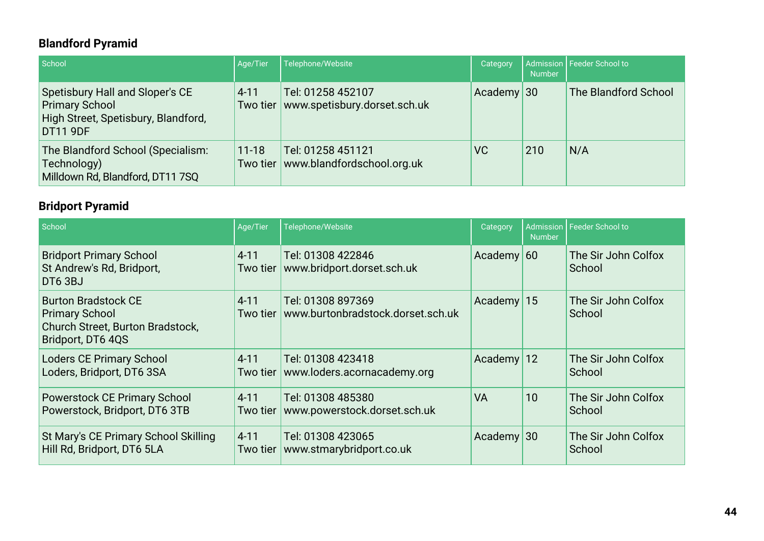## Blandford Pyramid

| School | Age/Tier | Telephone/Website | Category | Admission Number | Feeder School to |
|---|---|---|---|---|---|
| Spetisbury Hall and Sloper's CE Primary School<br>High Street, Spetisbury, Blandford, DT11 9DF | 4-11<br>Two tier | Tel: 01258 452107<br>www.spetisbury.dorset.sch.uk | Academy | 30 | The Blandford School |
| The Blandford School (Specialism: Technology)<br>Milldown Rd, Blandford, DT11 7SQ | 11-18<br>Two tier | Tel: 01258 451121<br>www.blandfordschool.org.uk | VC | 210 | N/A |

## Bridport Pyramid

| School | Age/Tier | Telephone/Website | Category | Admission Number | Feeder School to |
|---|---|---|---|---|---|
| Bridport Primary School<br>St Andrew's Rd, Bridport, DT6 3BJ | 4-11<br>Two tier | Tel: 01308 422846<br>www.bridport.dorset.sch.uk | Academy | 60 | The Sir John Colfox School |
| Burton Bradstock CE Primary School<br>Church Street, Burton Bradstock, Bridport, DT6 4QS | 4-11<br>Two tier | Tel: 01308 897369<br>www.burtonbradstock.dorset.sch.uk | Academy | 15 | The Sir John Colfox School |
| Loders CE Primary School<br>Loders, Bridport, DT6 3SA | 4-11<br>Two tier | Tel: 01308 423418<br>www.loders.acornacademy.org | Academy | 12 | The Sir John Colfox School |
| Powerstock CE Primary School<br>Powerstock, Bridport, DT6 3TB | 4-11<br>Two tier | Tel: 01308 485380<br>www.powerstock.dorset.sch.uk | VA | 10 | The Sir John Colfox School |
| St Mary's CE Primary School Skilling Hill Rd, Bridport, DT6 5LA | 4-11<br>Two tier | Tel: 01308 423065<br>www.stmarybridport.co.uk | Academy | 30 | The Sir John Colfox School |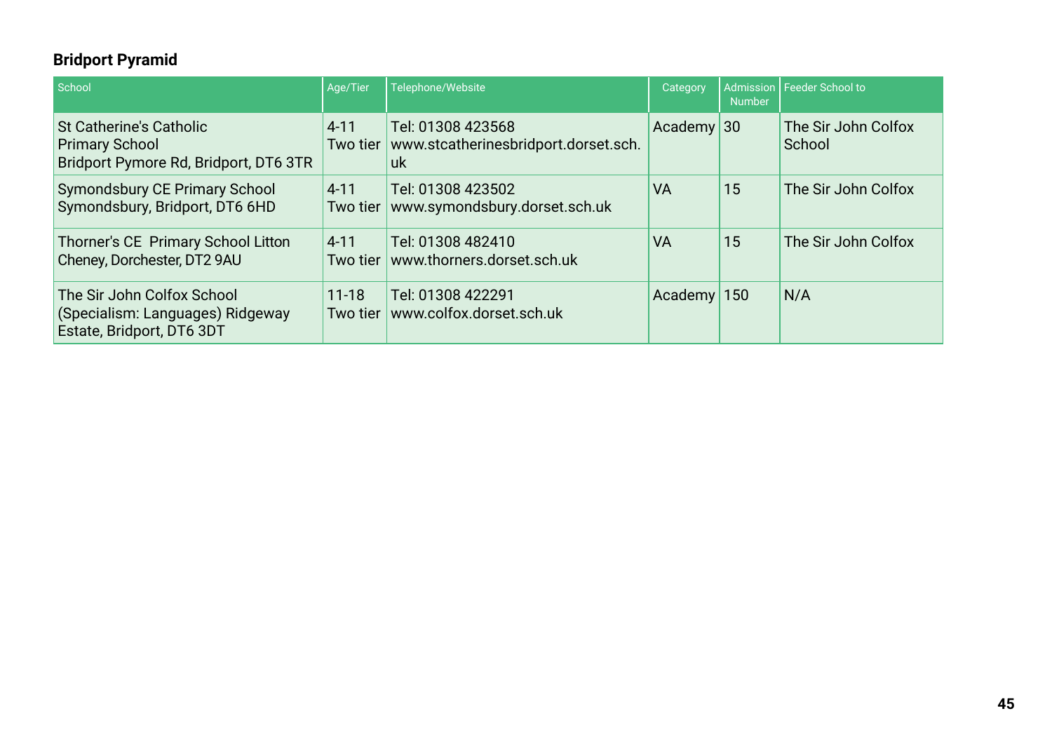**Bridport Pyramid**

| School | Age/Tier | Telephone/Website | Category | Admission Number | Feeder School to |
|---|---|---|---|---|---|
| St Catherine's Catholic Primary School Bridport Pymore Rd, Bridport, DT6 3TR | 4-11 Two tier | Tel: 01308 423568 www.stcatherinesbridport.dorset.sch.uk | Academy | 30 | The Sir John Colfox School |
| Symondsbury CE Primary School Symondsbury, Bridport, DT6 6HD | 4-11 Two tier | Tel: 01308 423502 www.symondsbury.dorset.sch.uk | VA | 15 | The Sir John Colfox |
| Thorner's CE Primary School Litton Cheney, Dorchester, DT2 9AU | 4-11 Two tier | Tel: 01308 482410 www.thorners.dorset.sch.uk | VA | 15 | The Sir John Colfox |
| The Sir John Colfox School (Specialism: Languages) Ridgeway Estate, Bridport, DT6 3DT | 11-18 Two tier | Tel: 01308 422291 www.colfox.dorset.sch.uk | Academy | 150 | N/A |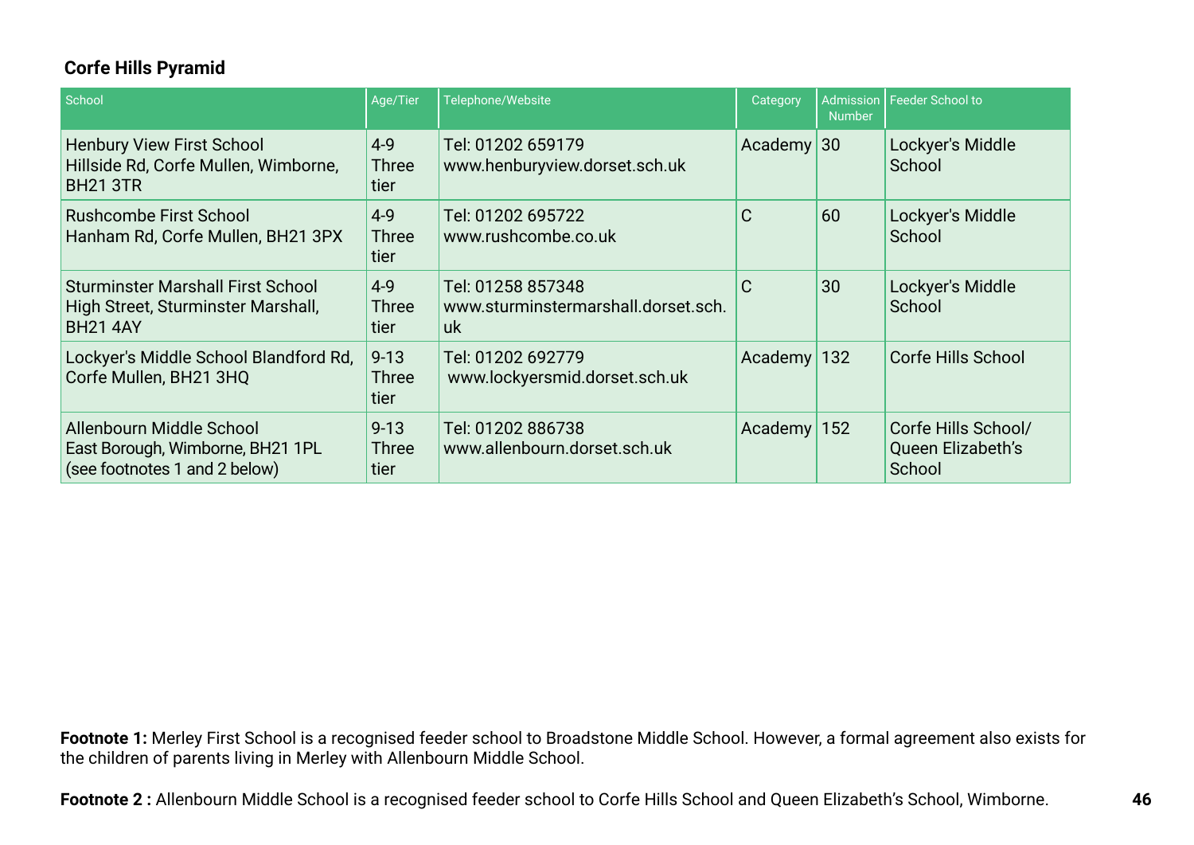**Corfe Hills Pyramid**

| School | Age/Tier | Telephone/Website | Category | Admission Number | Feeder School to |
|---|---|---|---|---|---|
| Henbury View First School Hillside Rd, Corfe Mullen, Wimborne, BH21 3TR | 4-9 Three tier | Tel: 01202 659179 www.henburyview.dorset.sch.uk | Academy | 30 | Lockyer's Middle School |
| Rushcombe First School Hanham Rd, Corfe Mullen, BH21 3PX | 4-9 Three tier | Tel: 01202 695722 www.rushcombe.co.uk | C | 60 | Lockyer's Middle School |
| Sturminster Marshall First School High Street, Sturminster Marshall, BH21 4AY | 4-9 Three tier | Tel: 01258 857348 www.sturminstermarshall.dorset.sch.uk | C | 30 | Lockyer's Middle School |
| Lockyer's Middle School Blandford Rd, Corfe Mullen, BH21 3HQ | 9-13 Three tier | Tel: 01202 692779 www.lockyersmid.dorset.sch.uk | Academy | 132 | Corfe Hills School |
| Allenbourn Middle School East Borough, Wimborne, BH21 1PL (see footnotes 1 and 2 below) | 9-13 Three tier | Tel: 01202 886738 www.allenbourn.dorset.sch.uk | Academy | 152 | Corfe Hills School/ Queen Elizabeth's School |

**Footnote 1:** Merley First School is a recognised feeder school to Broadstone Middle School. However, a formal agreement also exists for the children of parents living in Merley with Allenbourn Middle School.

**Footnote 2 :** Allenbourn Middle School is a recognised feeder school to Corfe Hills School and Queen Elizabeth's School, Wimborne.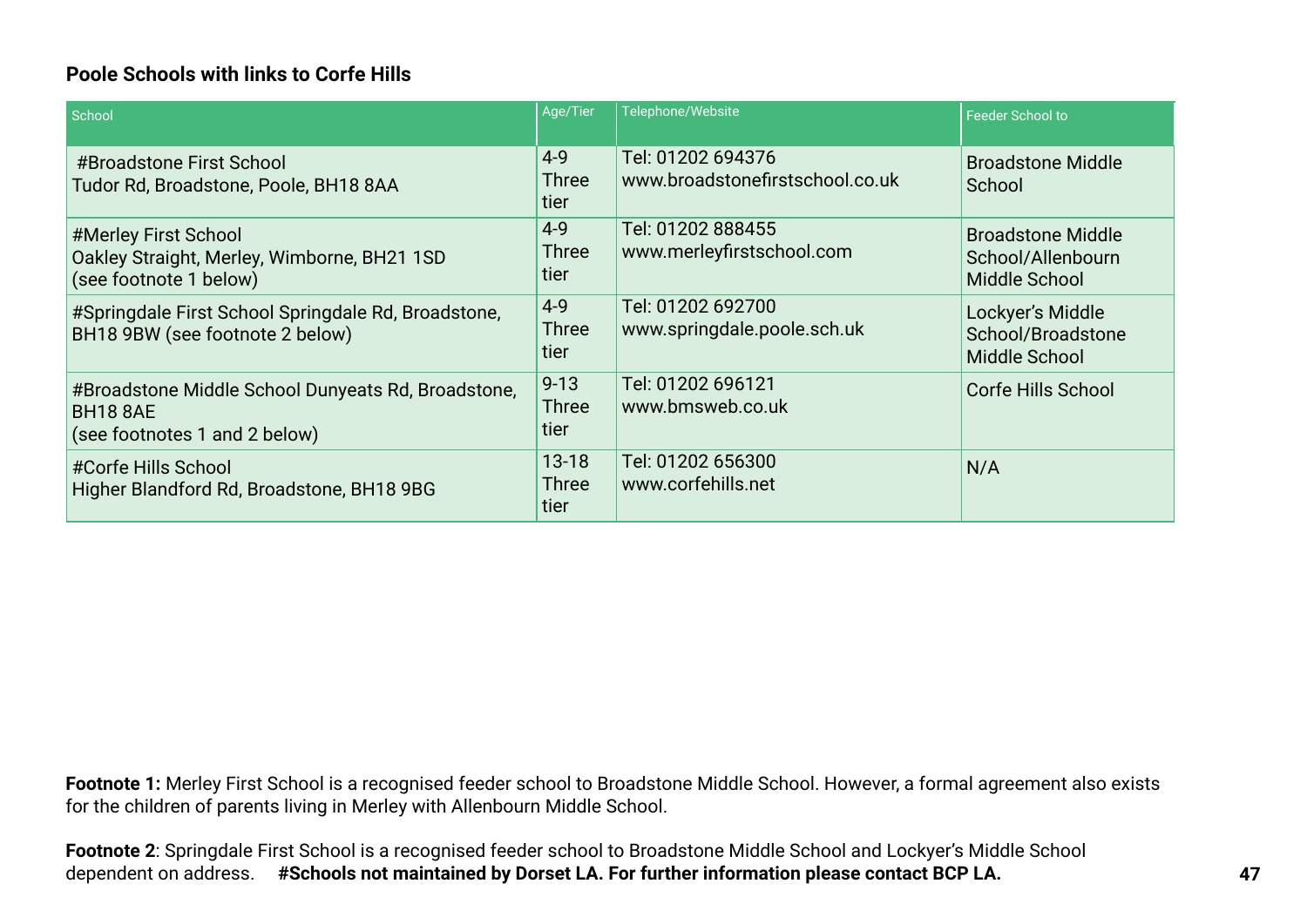**Poole Schools with links to Corfe Hills**

| School | Age/Tier | Telephone/Website | Feeder School to |
|---|---|---|---|
| #Broadstone First School<br>Tudor Rd, Broadstone, Poole, BH18 8AA | 4-9<br>Three tier | Tel: 01202 694376<br>www.broadstonefirstschool.co.uk | Broadstone Middle School |
| #Merley First School<br>Oakley Straight, Merley, Wimborne, BH21 1SD<br>(see footnote 1 below) | 4-9<br>Three tier | Tel: 01202 888455<br>www.merleyfirstschool.com | Broadstone Middle School/Allenbourn Middle School |
| #Springdale First School Springdale Rd, Broadstone, BH18 9BW (see footnote 2 below) | 4-9<br>Three tier | Tel: 01202 692700<br>www.springdale.poole.sch.uk | Lockyer's Middle School/Broadstone Middle School |
| #Broadstone Middle School Dunyeats Rd, Broadstone, BH18 8AE<br>(see footnotes 1 and 2 below) | 9-13<br>Three tier | Tel: 01202 696121<br>www.bmsweb.co.uk | Corfe Hills School |
| #Corfe Hills School<br>Higher Blandford Rd, Broadstone, BH18 9BG | 13-18<br>Three tier | Tel: 01202 656300<br>www.corfehills.net | N/A |

**Footnote 1:** Merley First School is a recognised feeder school to Broadstone Middle School. However, a formal agreement also exists for the children of parents living in Merley with Allenbourn Middle School.

**Footnote 2**: Springdale First School is a recognised feeder school to Broadstone Middle School and Lockyer's Middle School dependent on address. **#Schools not maintained by Dorset LA. For further information please contact BCP LA.**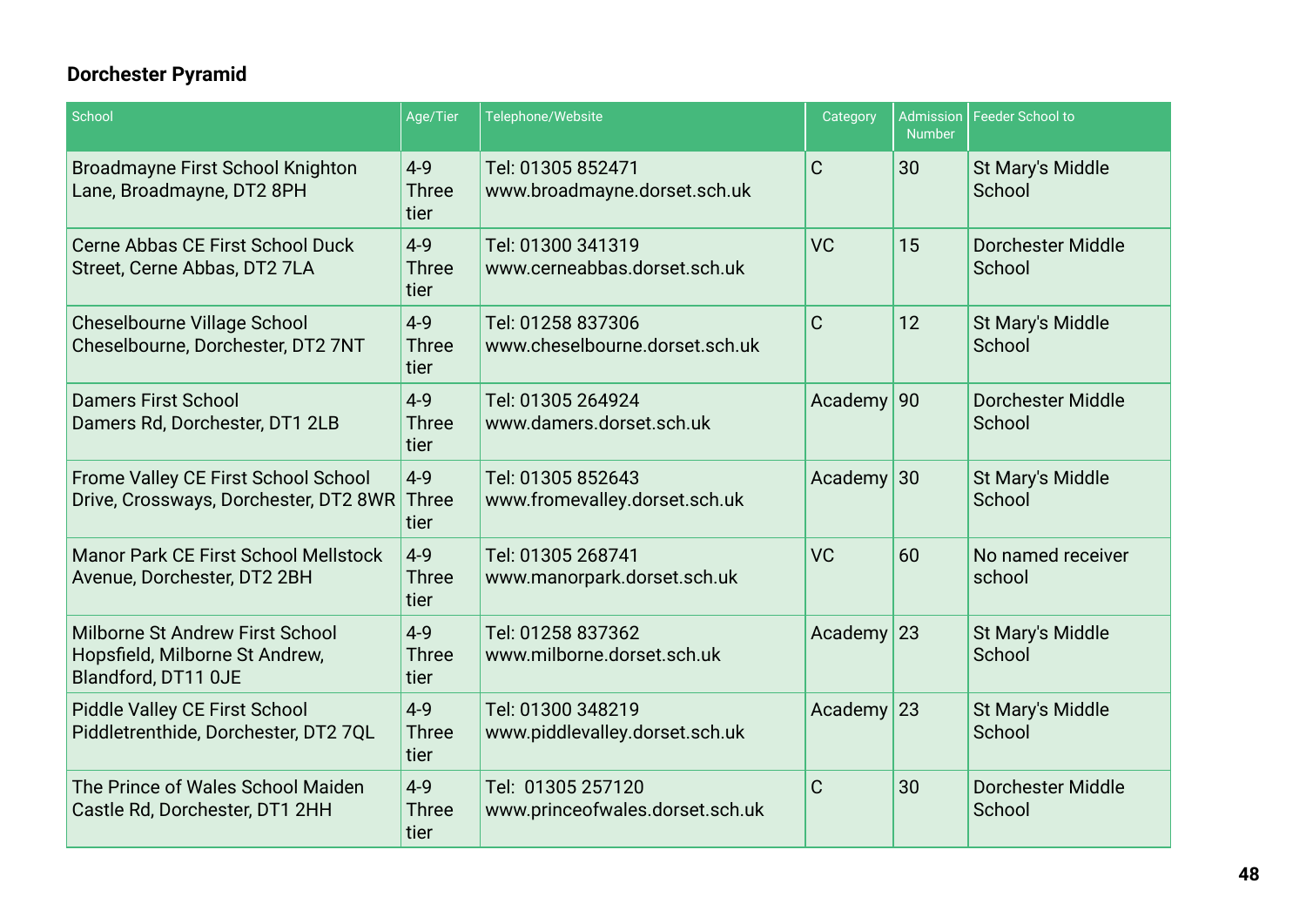**Dorchester Pyramid**

| School | Age/Tier | Telephone/Website | Category | Admission Number | Feeder School to |
|---|---|---|---|---|---|
| Broadmayne First School Knighton Lane, Broadmayne, DT2 8PH | 4-9 Three tier | Tel: 01305 852471 www.broadmayne.dorset.sch.uk | C | 30 | St Mary's Middle School |
| Cerne Abbas CE First School Duck Street, Cerne Abbas, DT2 7LA | 4-9 Three tier | Tel: 01300 341319 www.cerneabbas.dorset.sch.uk | VC | 15 | Dorchester Middle School |
| Cheselbourne Village School Cheselbourne, Dorchester, DT2 7NT | 4-9 Three tier | Tel: 01258 837306 www.cheselbourne.dorset.sch.uk | C | 12 | St Mary's Middle School |
| Damers First School Damers Rd, Dorchester, DT1 2LB | 4-9 Three tier | Tel: 01305 264924 www.damers.dorset.sch.uk | Academy | 90 | Dorchester Middle School |
| Frome Valley CE First School School Drive, Crossways, Dorchester, DT2 8WR | 4-9 Three tier | Tel: 01305 852643 www.fromevalley.dorset.sch.uk | Academy | 30 | St Mary's Middle School |
| Manor Park CE First School Mellstock Avenue, Dorchester, DT2 2BH | 4-9 Three tier | Tel: 01305 268741 www.manorpark.dorset.sch.uk | VC | 60 | No named receiver school |
| Milborne St Andrew First School Hopsfield, Milborne St Andrew, Blandford, DT11 0JE | 4-9 Three tier | Tel: 01258 837362 www.milborne.dorset.sch.uk | Academy | 23 | St Mary's Middle School |
| Piddle Valley CE First School Piddletrenthide, Dorchester, DT2 7QL | 4-9 Three tier | Tel: 01300 348219 www.piddlevalley.dorset.sch.uk | Academy | 23 | St Mary's Middle School |
| The Prince of Wales School Maiden Castle Rd, Dorchester, DT1 2HH | 4-9 Three tier | Tel: 01305 257120 www.princeofwales.dorset.sch.uk | C | 30 | Dorchester Middle School |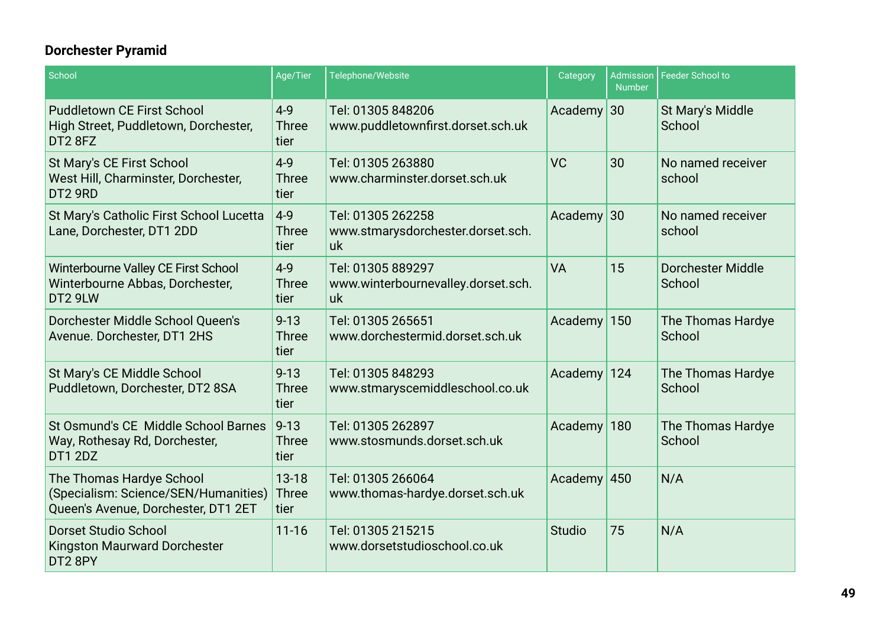**Dorchester Pyramid**

| School | Age/Tier | Telephone/Website | Category | Admission Number | Feeder School to |
|---|---|---|---|---|---|
| Puddletown CE First School High Street, Puddletown, Dorchester, DT2 8FZ | 4-9 Three tier | Tel: 01305 848206 www.puddletownfirst.dorset.sch.uk | Academy | 30 | St Mary's Middle School |
| St Mary's CE First School West Hill, Charminster, Dorchester, DT2 9RD | 4-9 Three tier | Tel: 01305 263880 www.charminster.dorset.sch.uk | VC | 30 | No named receiver school |
| St Mary's Catholic First School Lucetta Lane, Dorchester, DT1 2DD | 4-9 Three tier | Tel: 01305 262258 www.stmarysdorchester.dorset.sch.uk | Academy | 30 | No named receiver school |
| Winterbourne Valley CE First School Winterbourne Abbas, Dorchester, DT2 9LW | 4-9 Three tier | Tel: 01305 889297 www.winterbournevalley.dorset.sch.uk | VA | 15 | Dorchester Middle School |
| Dorchester Middle School Queen's Avenue. Dorchester, DT1 2HS | 9-13 Three tier | Tel: 01305 265651 www.dorchestermid.dorset.sch.uk | Academy | 150 | The Thomas Hardye School |
| St Mary's CE Middle School Puddletown, Dorchester, DT2 8SA | 9-13 Three tier | Tel: 01305 848293 www.stmaryscemiddleschool.co.uk | Academy | 124 | The Thomas Hardye School |
| St Osmund's CE Middle School Barnes Way, Rothesay Rd, Dorchester, DT1 2DZ | 9-13 Three tier | Tel: 01305 262897 www.stosmunds.dorset.sch.uk | Academy | 180 | The Thomas Hardye School |
| The Thomas Hardye School (Specialism: Science/SEN/Humanities) Queen's Avenue, Dorchester, DT1 2ET | 13-18 Three tier | Tel: 01305 266064 www.thomas-hardye.dorset.sch.uk | Academy | 450 | N/A |
| Dorset Studio School Kingston Maurward Dorchester DT2 8PY | 11-16 | Tel: 01305 215215 www.dorsetstudioschool.co.uk | Studio | 75 | N/A |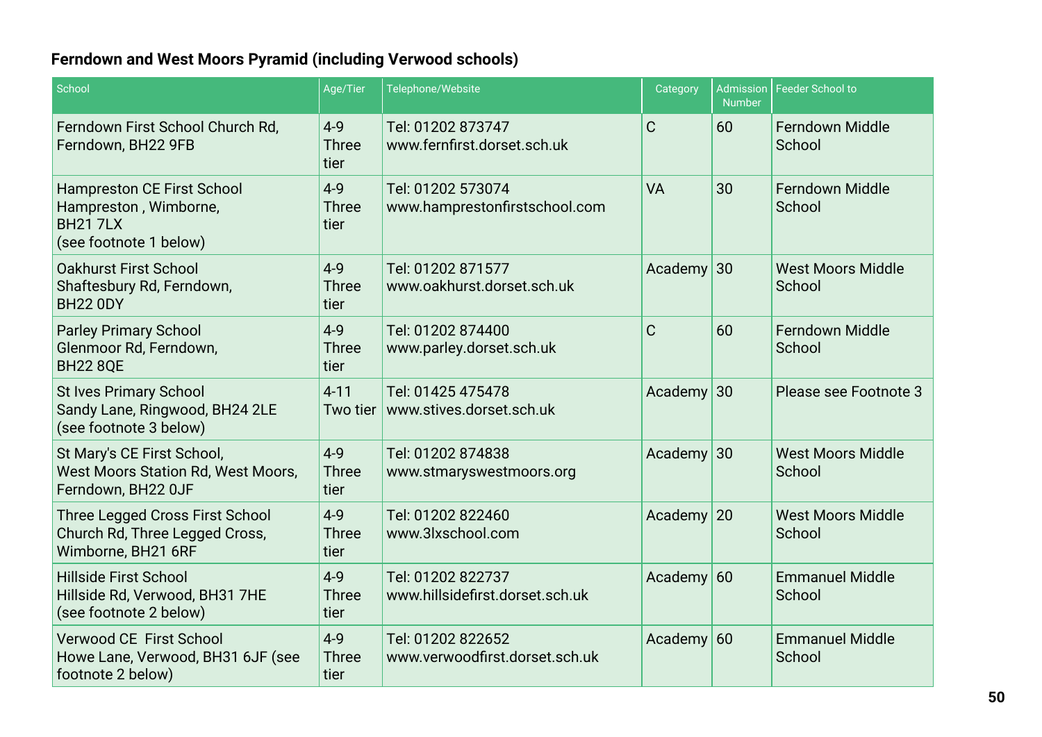**Ferndown and West Moors Pyramid (including Verwood schools)**

| School | Age/Tier | Telephone/Website | Category | Admission Number | Feeder School to |
|---|---|---|---|---|---|
| Ferndown First School Church Rd, Ferndown, BH22 9FB | 4-9 Three tier | Tel: 01202 873747 www.fernfirst.dorset.sch.uk | C | 60 | Ferndown Middle School |
| Hampreston CE First School Hampreston , Wimborne, BH21 7LX (see footnote 1 below) | 4-9 Three tier | Tel: 01202 573074 www.hamprestonfirstschool.com | VA | 30 | Ferndown Middle School |
| Oakhurst First School Shaftesbury Rd, Ferndown, BH22 0DY | 4-9 Three tier | Tel: 01202 871577 www.oakhurst.dorset.sch.uk | Academy | 30 | West Moors Middle School |
| Parley Primary School Glenmoor Rd, Ferndown, BH22 8QE | 4-9 Three tier | Tel: 01202 874400 www.parley.dorset.sch.uk | C | 60 | Ferndown Middle School |
| St Ives Primary School Sandy Lane, Ringwood, BH24 2LE (see footnote 3 below) | 4-11 Two tier | Tel: 01425 475478 www.stives.dorset.sch.uk | Academy | 30 | Please see Footnote 3 |
| St Mary's CE First School, West Moors Station Rd, West Moors, Ferndown, BH22 0JF | 4-9 Three tier | Tel: 01202 874838 www.stmaryswestmoors.org | Academy | 30 | West Moors Middle School |
| Three Legged Cross First School Church Rd, Three Legged Cross, Wimborne, BH21 6RF | 4-9 Three tier | Tel: 01202 822460 www.3lxschool.com | Academy | 20 | West Moors Middle School |
| Hillside First School Hillside Rd, Verwood, BH31 7HE (see footnote 2 below) | 4-9 Three tier | Tel: 01202 822737 www.hillsidefirst.dorset.sch.uk | Academy | 60 | Emmanuel Middle School |
| Verwood CE First School Howe Lane, Verwood, BH31 6JF (see footnote 2 below) | 4-9 Three tier | Tel: 01202 822652 www.verwoodfirst.dorset.sch.uk | Academy | 60 | Emmanuel Middle School |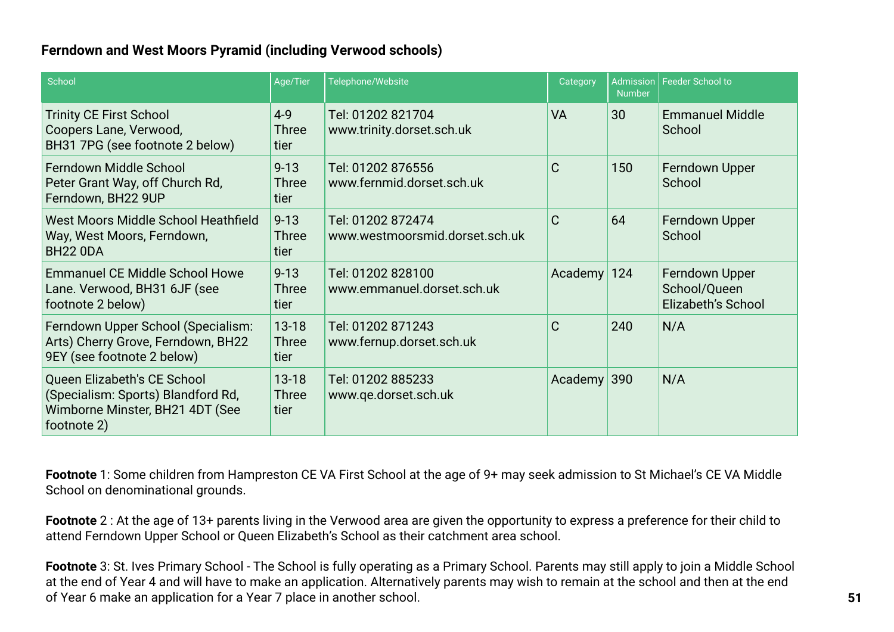**Ferndown and West Moors Pyramid (including Verwood schools)**

| School | Age/Tier | Telephone/Website | Category | Admission Number | Feeder School to |
|---|---|---|---|---|---|
| Trinity CE First School Coopers Lane, Verwood, BH31 7PG (see footnote 2 below) | 4-9 Three tier | Tel: 01202 821704 www.trinity.dorset.sch.uk | VA | 30 | Emmanuel Middle School |
| Ferndown Middle School Peter Grant Way, off Church Rd, Ferndown, BH22 9UP | 9-13 Three tier | Tel: 01202 876556 www.fernmid.dorset.sch.uk | C | 150 | Ferndown Upper School |
| West Moors Middle School Heathfield Way, West Moors, Ferndown, BH22 0DA | 9-13 Three tier | Tel: 01202 872474 www.westmoorsmid.dorset.sch.uk | C | 64 | Ferndown Upper School |
| Emmanuel CE Middle School Howe Lane. Verwood, BH31 6JF (see footnote 2 below) | 9-13 Three tier | Tel: 01202 828100 www.emmanuel.dorset.sch.uk | Academy | 124 | Ferndown Upper School/Queen Elizabeth's School |
| Ferndown Upper School (Specialism: Arts) Cherry Grove, Ferndown, BH22 9EY (see footnote 2 below) | 13-18 Three tier | Tel: 01202 871243 www.fernup.dorset.sch.uk | C | 240 | N/A |
| Queen Elizabeth's CE School (Specialism: Sports) Blandford Rd, Wimborne Minster, BH21 4DT (See footnote 2) | 13-18 Three tier | Tel: 01202 885233 www.qe.dorset.sch.uk | Academy | 390 | N/A |

**Footnote** 1: Some children from Hampreston CE VA First School at the age of 9+ may seek admission to St Michael's CE VA Middle School on denominational grounds.

**Footnote** 2 : At the age of 13+ parents living in the Verwood area are given the opportunity to express a preference for their child to attend Ferndown Upper School or Queen Elizabeth's School as their catchment area school.

**Footnote** 3: St. Ives Primary School - The School is fully operating as a Primary School. Parents may still apply to join a Middle School at the end of Year 4 and will have to make an application. Alternatively parents may wish to remain at the school and then at the end of Year 6 make an application for a Year 7 place in another school.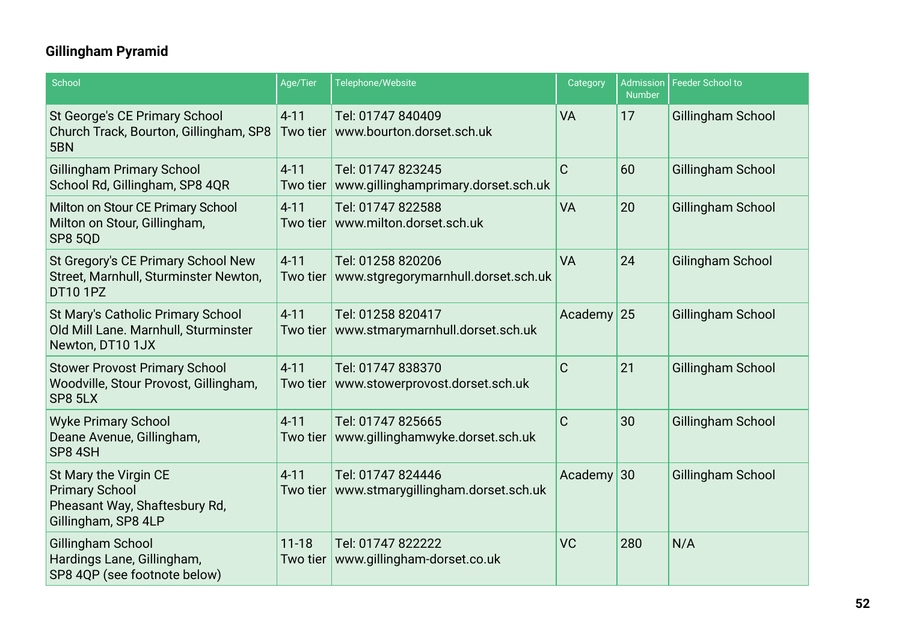**Gillingham Pyramid**

| School | Age/Tier | Telephone/Website | Category | Admission Number | Feeder School to |
|---|---|---|---|---|---|
| St George's CE Primary School Church Track, Bourton, Gillingham, SP8 5BN | 4-11 Two tier | Tel: 01747 840409 www.bourton.dorset.sch.uk | VA | 17 | Gillingham School |
| Gillingham Primary School School Rd, Gillingham, SP8 4QR | 4-11 Two tier | Tel: 01747 823245 www.gillinghamprimary.dorset.sch.uk | C | 60 | Gillingham School |
| Milton on Stour CE Primary School Milton on Stour, Gillingham, SP8 5QD | 4-11 Two tier | Tel: 01747 822588 www.milton.dorset.sch.uk | VA | 20 | Gillingham School |
| St Gregory's CE Primary School New Street, Marnhull, Sturminster Newton, DT10 1PZ | 4-11 Two tier | Tel: 01258 820206 www.stgregorymarnhull.dorset.sch.uk | VA | 24 | Gilingham School |
| St Mary's Catholic Primary School Old Mill Lane. Marnhull, Sturminster Newton, DT10 1JX | 4-11 Two tier | Tel: 01258 820417 www.stmarymarnhull.dorset.sch.uk | Academy | 25 | Gillingham School |
| Stower Provost Primary School Woodville, Stour Provost, Gillingham, SP8 5LX | 4-11 Two tier | Tel: 01747 838370 www.stowerprovost.dorset.sch.uk | C | 21 | Gillingham School |
| Wyke Primary School Deane Avenue, Gillingham, SP8 4SH | 4-11 Two tier | Tel: 01747 825665 www.gillinghamwyke.dorset.sch.uk | C | 30 | Gillingham School |
| St Mary the Virgin CE Primary School Pheasant Way, Shaftesbury Rd, Gillingham, SP8 4LP | 4-11 Two tier | Tel: 01747 824446 www.stmarygillingham.dorset.sch.uk | Academy | 30 | Gillingham School |
| Gillingham School Hardings Lane, Gillingham, SP8 4QP (see footnote below) | 11-18 Two tier | Tel: 01747 822222 www.gillingham-dorset.co.uk | VC | 280 | N/A |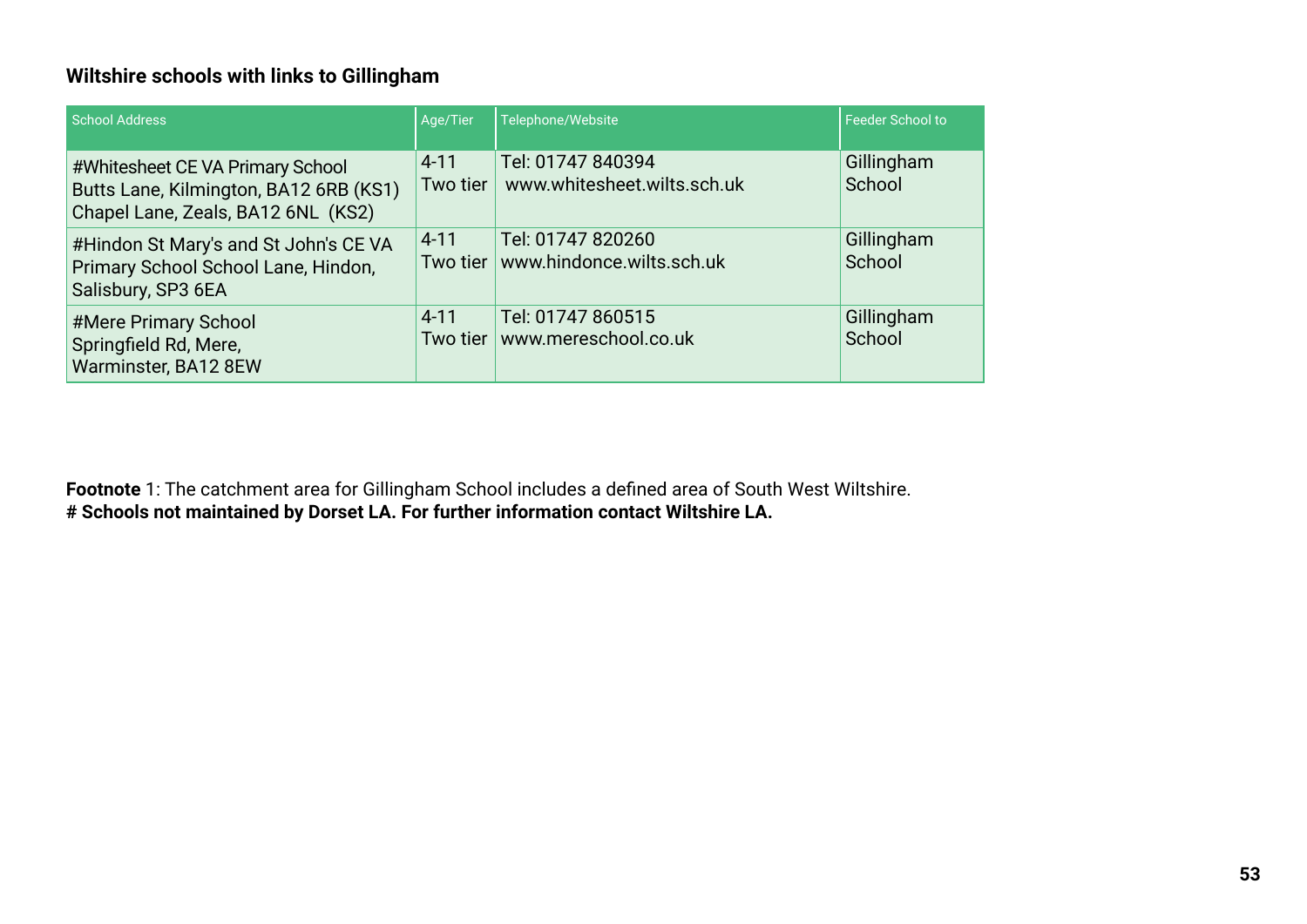**Wiltshire schools with links to Gillingham**

| School Address | Age/Tier | Telephone/Website | Feeder School to |
|---|---|---|---|
| #Whitesheet CE VA Primary School Butts Lane, Kilmington, BA12 6RB (KS1) Chapel Lane, Zeals, BA12 6NL (KS2) | 4-11 Two tier | Tel: 01747 840394 www.whitesheet.wilts.sch.uk | Gillingham School |
| #Hindon St Mary's and St John's CE VA Primary School School Lane, Hindon, Salisbury, SP3 6EA | 4-11 Two tier | Tel: 01747 820260 www.hindonce.wilts.sch.uk | Gillingham School |
| #Mere Primary School Springfield Rd, Mere, Warminster, BA12 8EW | 4-11 Two tier | Tel: 01747 860515 www.mereschool.co.uk | Gillingham School |

**Footnote** 1: The catchment area for Gillingham School includes a defined area of South West Wiltshire.
**# Schools not maintained by Dorset LA. For further information contact Wiltshire LA.**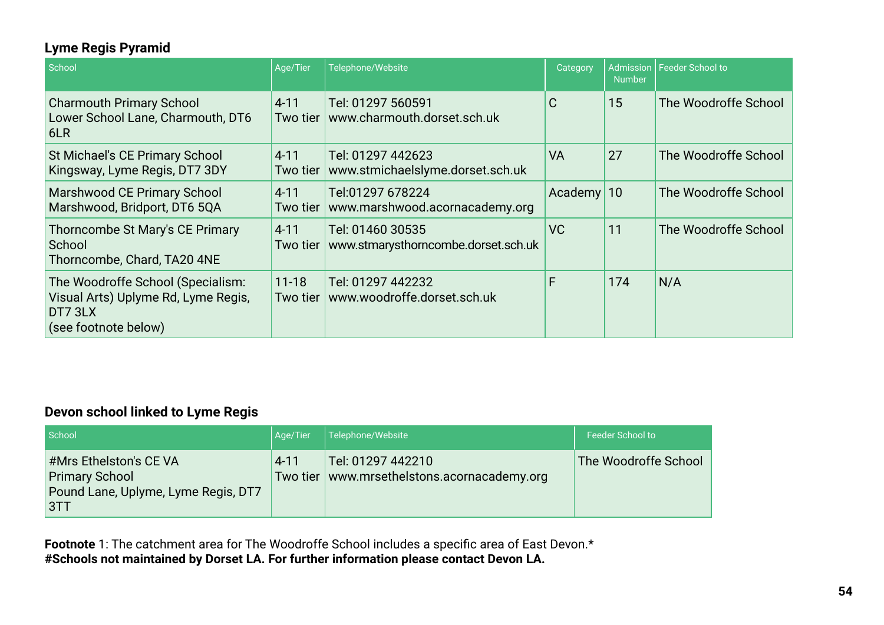**Lyme Regis Pyramid**

| School | Age/Tier | Telephone/Website | Category | Admission Number | Feeder School to |
|---|---|---|---|---|---|
| Charmouth Primary School Lower School Lane, Charmouth, DT6 6LR | 4-11 Two tier | Tel: 01297 560591 www.charmouth.dorset.sch.uk | C | 15 | The Woodroffe School |
| St Michael's CE Primary School Kingsway, Lyme Regis, DT7 3DY | 4-11 Two tier | Tel: 01297 442623 www.stmichaelslyme.dorset.sch.uk | VA | 27 | The Woodroffe School |
| Marshwood CE Primary School Marshwood, Bridport, DT6 5QA | 4-11 Two tier | Tel:01297 678224 www.marshwood.acornacademy.org | Academy | 10 | The Woodroffe School |
| Thorncombe St Mary's CE Primary School Thorncombe, Chard, TA20 4NE | 4-11 Two tier | Tel: 01460 30535 www.stmarysthorncombe.dorset.sch.uk | VC | 11 | The Woodroffe School |
| The Woodroffe School (Specialism: Visual Arts) Uplyme Rd, Lyme Regis, DT7 3LX (see footnote below) | 11-18 Two tier | Tel: 01297 442232 www.woodroffe.dorset.sch.uk | F | 174 | N/A |

**Devon school linked to Lyme Regis**

| School | Age/Tier | Telephone/Website | Feeder School to |
|---|---|---|---|
| #Mrs Ethelston's CE VA Primary School Pound Lane, Uplyme, Lyme Regis, DT7 3TT | 4-11 Two tier | Tel: 01297 442210 www.mrsethelstons.acornacademy.org | The Woodroffe School |

**Footnote** 1: The catchment area for The Woodroffe School includes a specific area of East Devon.*
**#Schools not maintained by Dorset LA. For further information please contact Devon LA.**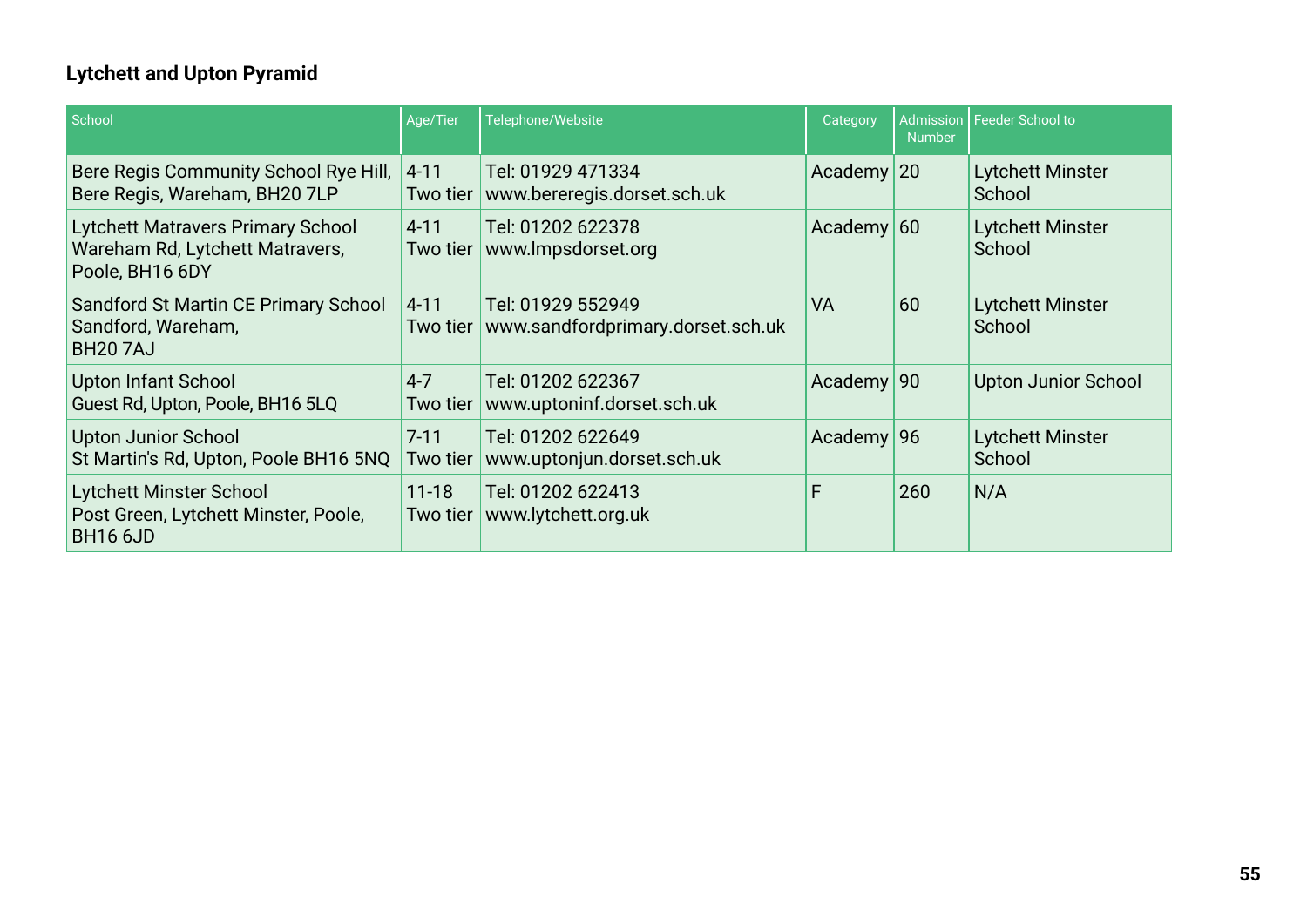### Lytchett and Upton Pyramid

| School | Age/Tier | Telephone/Website | Category | Admission Number | Feeder School to |
|---|---|---|---|---|---|
| Bere Regis Community School Rye Hill, Bere Regis, Wareham, BH20 7LP | 4-11 Two tier | Tel: 01929 471334 www.bereregis.dorset.sch.uk | Academy | 20 | Lytchett Minster School |
| Lytchett Matravers Primary School Wareham Rd, Lytchett Matravers, Poole, BH16 6DY | 4-11 Two tier | Tel: 01202 622378 www.lmpsdorset.org | Academy | 60 | Lytchett Minster School |
| Sandford St Martin CE Primary School Sandford, Wareham, BH20 7AJ | 4-11 Two tier | Tel: 01929 552949 www.sandfordprimary.dorset.sch.uk | VA | 60 | Lytchett Minster School |
| Upton Infant School Guest Rd, Upton, Poole, BH16 5LQ | 4-7 Two tier | Tel: 01202 622367 www.uptoninf.dorset.sch.uk | Academy | 90 | Upton Junior School |
| Upton Junior School St Martin's Rd, Upton, Poole BH16 5NQ | 7-11 Two tier | Tel: 01202 622649 www.uptonjun.dorset.sch.uk | Academy | 96 | Lytchett Minster School |
| Lytchett Minster School Post Green, Lytchett Minster, Poole, BH16 6JD | 11-18 Two tier | Tel: 01202 622413 www.lytchett.org.uk | F | 260 | N/A |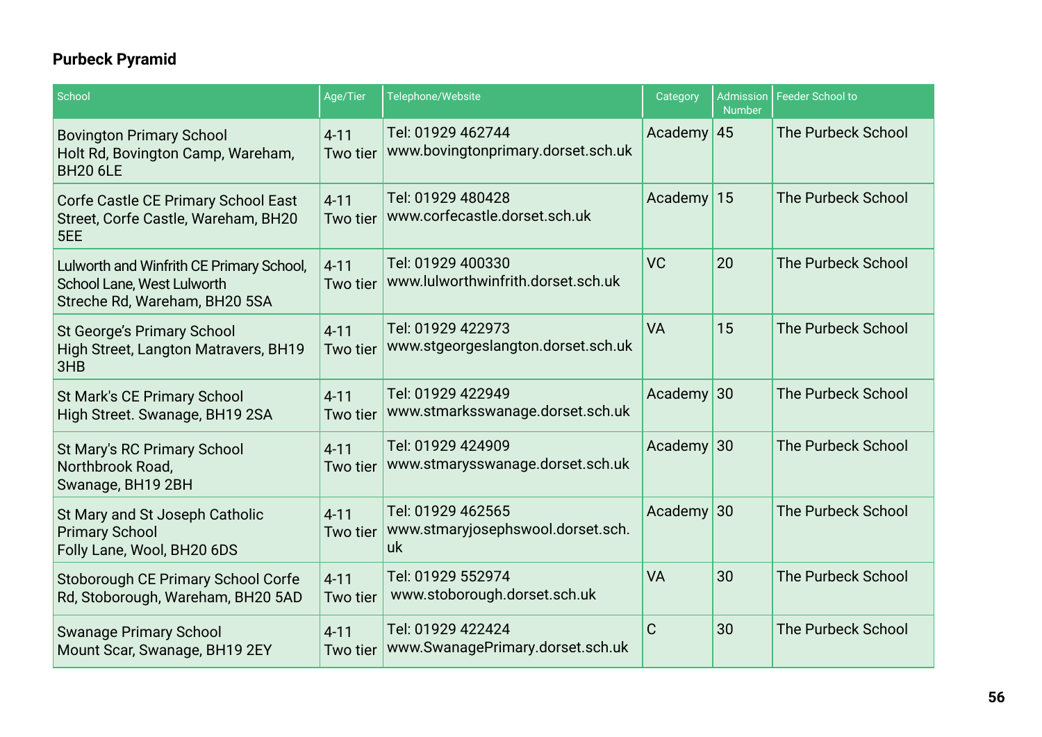**Purbeck Pyramid**

| School | Age/Tier | Telephone/Website | Category | Admission Number | Feeder School to |
|---|---|---|---|---|---|
| Bovington Primary School Holt Rd, Bovington Camp, Wareham, BH20 6LE | 4-11 Two tier | Tel: 01929 462744 www.bovingtonprimary.dorset.sch.uk | Academy | 45 | The Purbeck School |
| Corfe Castle CE Primary School East Street, Corfe Castle, Wareham, BH20 5EE | 4-11 Two tier | Tel: 01929 480428 www.corfecastle.dorset.sch.uk | Academy | 15 | The Purbeck School |
| Lulworth and Winfrith CE Primary School, School Lane, West Lulworth Streche Rd, Wareham, BH20 5SA | 4-11 Two tier | Tel: 01929 400330 www.lulworthwinfrith.dorset.sch.uk | VC | 20 | The Purbeck School |
| St George's Primary School High Street, Langton Matravers, BH19 3HB | 4-11 Two tier | Tel: 01929 422973 www.stgeorgeslangton.dorset.sch.uk | VA | 15 | The Purbeck School |
| St Mark's CE Primary School High Street. Swanage, BH19 2SA | 4-11 Two tier | Tel: 01929 422949 www.stmarksswanage.dorset.sch.uk | Academy | 30 | The Purbeck School |
| St Mary's RC Primary School Northbrook Road, Swanage, BH19 2BH | 4-11 Two tier | Tel: 01929 424909 www.stmarysswanage.dorset.sch.uk | Academy | 30 | The Purbeck School |
| St Mary and St Joseph Catholic Primary School Folly Lane, Wool, BH20 6DS | 4-11 Two tier | Tel: 01929 462565 www.stmaryjosephswool.dorset.sch.uk | Academy | 30 | The Purbeck School |
| Stoborough CE Primary School Corfe Rd, Stoborough, Wareham, BH20 5AD | 4-11 Two tier | Tel: 01929 552974 www.stoborough.dorset.sch.uk | VA | 30 | The Purbeck School |
| Swanage Primary School Mount Scar, Swanage, BH19 2EY | 4-11 Two tier | Tel: 01929 422424 www.SwanagePrimary.dorset.sch.uk | C | 30 | The Purbeck School |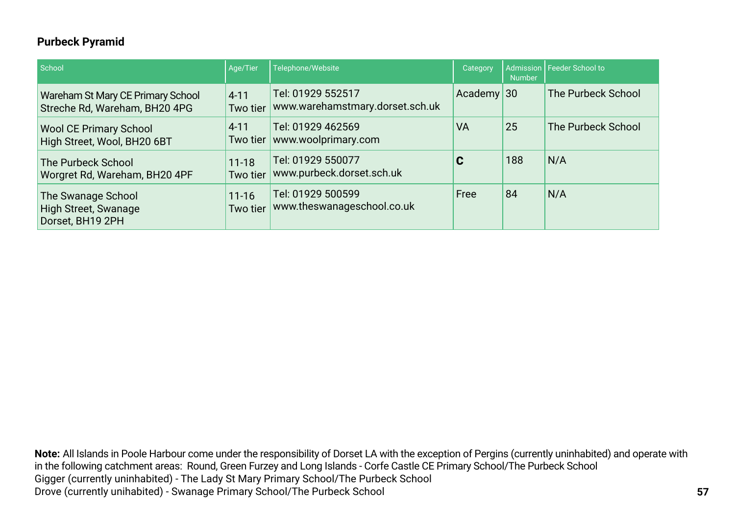**Purbeck Pyramid**

| School | Age/Tier | Telephone/Website | Category | Admission Number | Feeder School to |
|---|---|---|---|---|---|
| Wareham St Mary CE Primary School<br>Streche Rd, Wareham, BH20 4PG | 4-11<br>Two tier | Tel: 01929 552517<br>www.warehamstmary.dorset.sch.uk | Academy | 30 | The Purbeck School |
| Wool CE Primary School<br>High Street, Wool, BH20 6BT | 4-11<br>Two tier | Tel: 01929 462569<br>www.woolprimary.com | VA | 25 | The Purbeck School |
| The Purbeck School<br>Worgret Rd, Wareham, BH20 4PF | 11-18<br>Two tier | Tel: 01929 550077<br>www.purbeck.dorset.sch.uk | **C** | 188 | N/A |
| The Swanage School<br>High Street, Swanage<br>Dorset, BH19 2PH | 11-16<br>Two tier | Tel: 01929 500599<br>www.theswanageschool.co.uk | Free | 84 | N/A |

**Note:** All Islands in Poole Harbour come under the responsibility of Dorset LA with the exception of Pergins (currently uninhabited) and operate with in the following catchment areas: Round, Green Furzey and Long Islands - Corfe Castle CE Primary School/The Purbeck School
Gigger (currently uninhabited) - The Lady St Mary Primary School/The Purbeck School
Drove (currently unihabited) - Swanage Primary School/The Purbeck School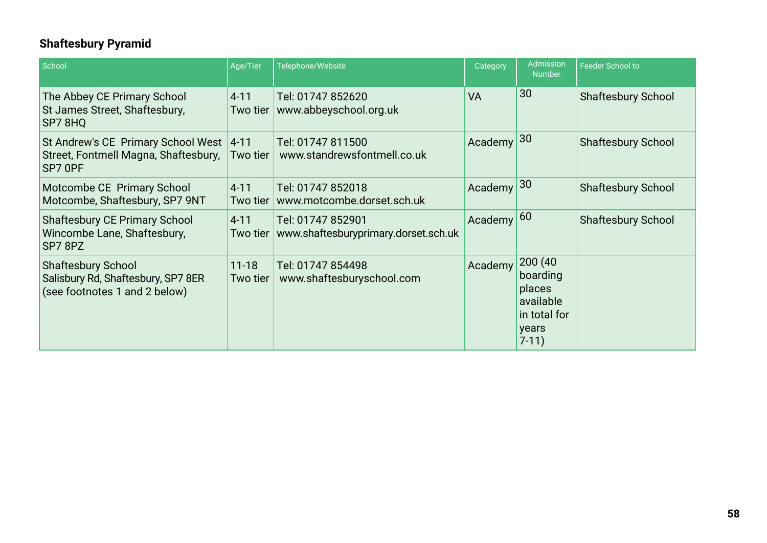**Shaftesbury Pyramid**

| School | Age/Tier | Telephone/Website | Category | Admission Number | Feeder School to |
|---|---|---|---|---|---|
| The Abbey CE Primary School St James Street, Shaftesbury, SP7 8HQ | 4-11 Two tier | Tel: 01747 852620 www.abbeyschool.org.uk | VA | 30 | Shaftesbury School |
| St Andrew's CE Primary School West Street, Fontmell Magna, Shaftesbury, SP7 0PF | 4-11 Two tier | Tel: 01747 811500 www.standrewsfontmell.co.uk | Academy | 30 | Shaftesbury School |
| Motcombe CE Primary School Motcombe, Shaftesbury, SP7 9NT | 4-11 Two tier | Tel: 01747 852018 www.motcombe.dorset.sch.uk | Academy | 30 | Shaftesbury School |
| Shaftesbury CE Primary School Wincombe Lane, Shaftesbury, SP7 8PZ | 4-11 Two tier | Tel: 01747 852901 www.shaftesburyprimary.dorset.sch.uk | Academy | 60 | Shaftesbury School |
| Shaftesbury School Salisbury Rd, Shaftesbury, SP7 8ER (see footnotes 1 and 2 below) | 11-18 Two tier | Tel: 01747 854498 www.shaftesburyschool.com | Academy | 200 (40 boarding places available in total for years 7-11) | |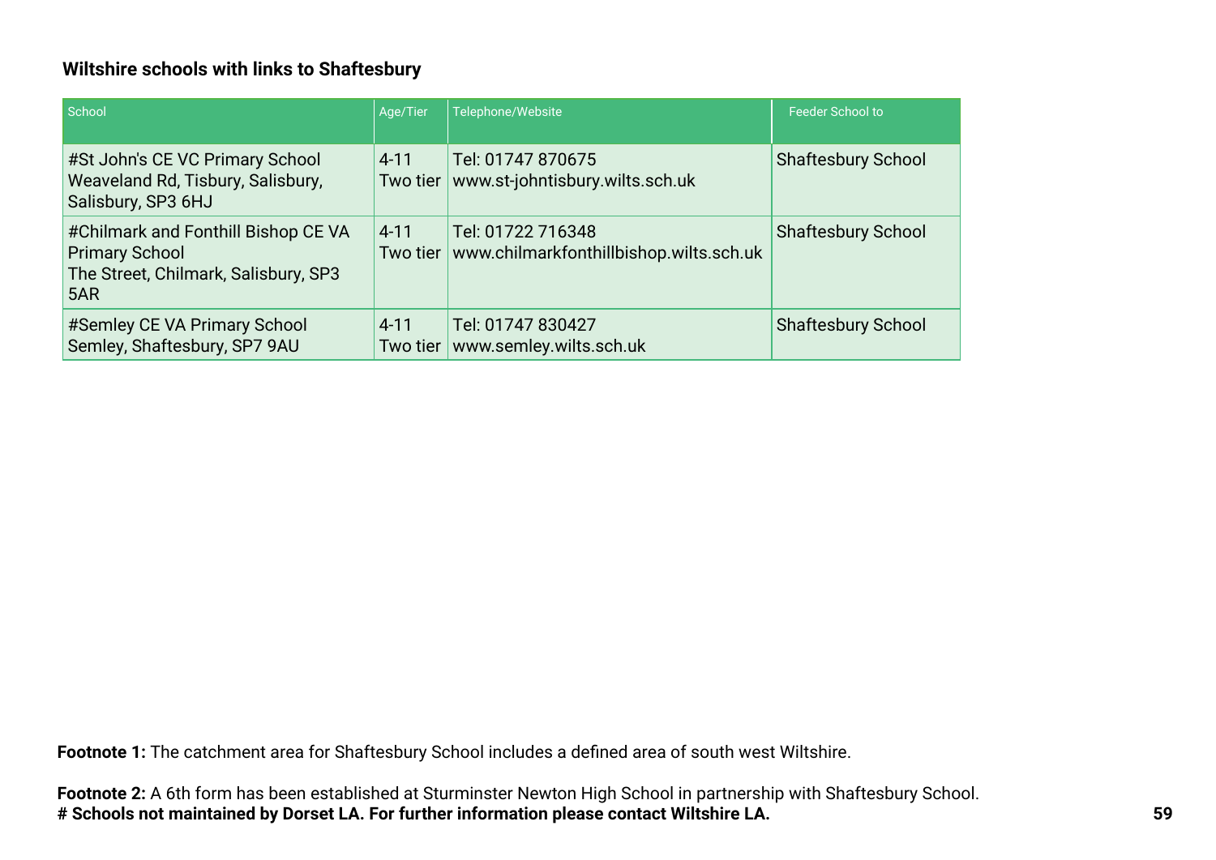**Wiltshire schools with links to Shaftesbury**

| School | Age/Tier | Telephone/Website | Feeder School to |
|---|---|---|---|
| #St John's CE VC Primary School Weaveland Rd, Tisbury, Salisbury, Salisbury, SP3 6HJ | 4-11 Two tier | Tel: 01747 870675 www.st-johntisbury.wilts.sch.uk | Shaftesbury School |
| #Chilmark and Fonthill Bishop CE VA Primary School The Street, Chilmark, Salisbury, SP3 5AR | 4-11 Two tier | Tel: 01722 716348 www.chilmarkfonthillbishop.wilts.sch.uk | Shaftesbury School |
| #Semley CE VA Primary School Semley, Shaftesbury, SP7 9AU | 4-11 Two tier | Tel: 01747 830427 www.semley.wilts.sch.uk | Shaftesbury School |

**Footnote 1:** The catchment area for Shaftesbury School includes a defined area of south west Wiltshire.

**Footnote 2:** A 6th form has been established at Sturminster Newton High School in partnership with Shaftesbury School.

**# Schools not maintained by Dorset LA. For further information please contact Wiltshire LA.**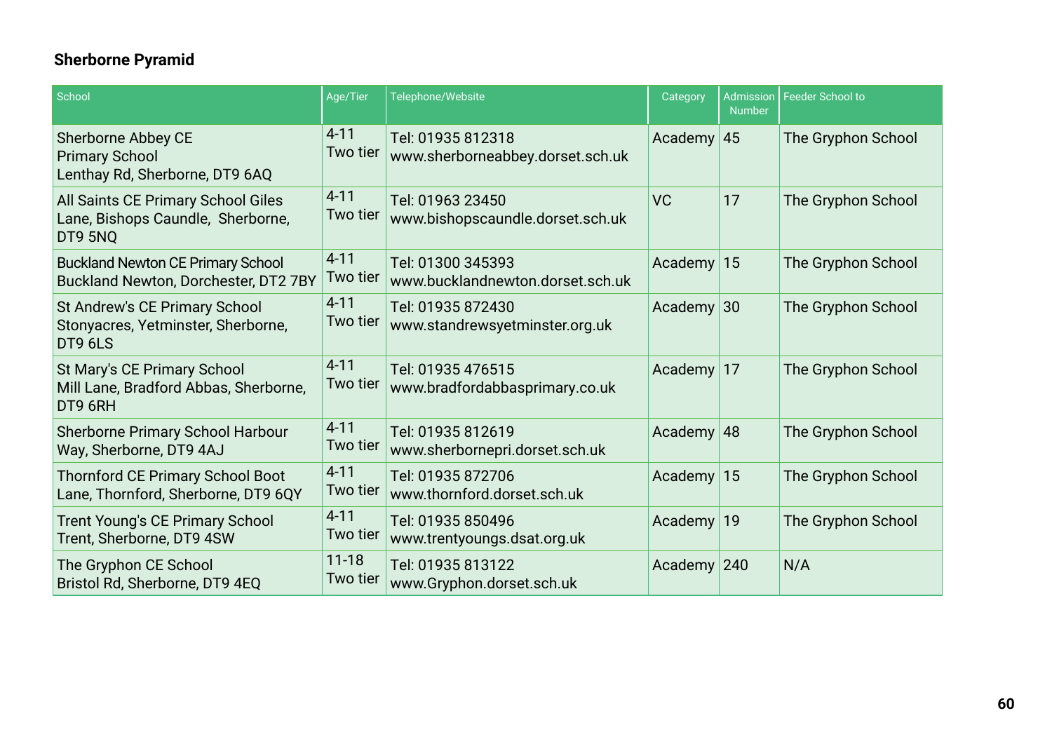**Sherborne Pyramid**

| School | Age/Tier | Telephone/Website | Category | Admission Number | Feeder School to |
|---|---|---|---|---|---|
| Sherborne Abbey CE Primary School Lenthay Rd, Sherborne, DT9 6AQ | 4-11 Two tier | Tel: 01935 812318 www.sherborneabbey.dorset.sch.uk | Academy | 45 | The Gryphon School |
| All Saints CE Primary School Giles Lane, Bishops Caundle, Sherborne, DT9 5NQ | 4-11 Two tier | Tel: 01963 23450 www.bishopscaundle.dorset.sch.uk | VC | 17 | The Gryphon School |
| Buckland Newton CE Primary School Buckland Newton, Dorchester, DT2 7BY | 4-11 Two tier | Tel: 01300 345393 www.bucklandnewton.dorset.sch.uk | Academy | 15 | The Gryphon School |
| St Andrew's CE Primary School Stonyacres, Yetminster, Sherborne, DT9 6LS | 4-11 Two tier | Tel: 01935 872430 www.standrewsyetminster.org.uk | Academy | 30 | The Gryphon School |
| St Mary's CE Primary School Mill Lane, Bradford Abbas, Sherborne, DT9 6RH | 4-11 Two tier | Tel: 01935 476515 www.bradfordabbasprimary.co.uk | Academy | 17 | The Gryphon School |
| Sherborne Primary School Harbour Way, Sherborne, DT9 4AJ | 4-11 Two tier | Tel: 01935 812619 www.sherbornepri.dorset.sch.uk | Academy | 48 | The Gryphon School |
| Thornford CE Primary School Boot Lane, Thornford, Sherborne, DT9 6QY | 4-11 Two tier | Tel: 01935 872706 www.thornford.dorset.sch.uk | Academy | 15 | The Gryphon School |
| Trent Young's CE Primary School Trent, Sherborne, DT9 4SW | 4-11 Two tier | Tel: 01935 850496 www.trentyoungs.dsat.org.uk | Academy | 19 | The Gryphon School |
| The Gryphon CE School Bristol Rd, Sherborne, DT9 4EQ | 11-18 Two tier | Tel: 01935 813122 www.Gryphon.dorset.sch.uk | Academy | 240 | N/A |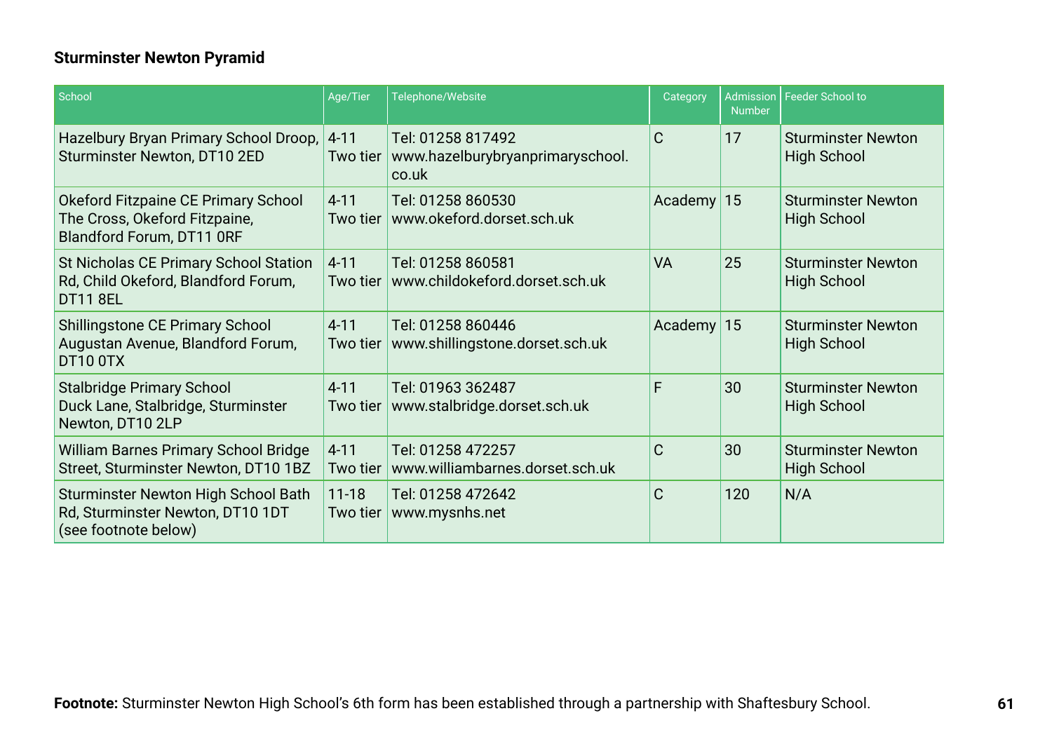**Sturminster Newton Pyramid**

| School | Age/Tier | Telephone/Website | Category | Admission Number | Feeder School to |
|---|---|---|---|---|---|
| Hazelbury Bryan Primary School Droop, Sturminster Newton, DT10 2ED | 4-11 Two tier | Tel: 01258 817492 www.hazelburybryanprimaryschool.co.uk | C | 17 | Sturminster Newton High School |
| Okeford Fitzpaine CE Primary School The Cross, Okeford Fitzpaine, Blandford Forum, DT11 0RF | 4-11 Two tier | Tel: 01258 860530 www.okeford.dorset.sch.uk | Academy | 15 | Sturminster Newton High School |
| St Nicholas CE Primary School Station Rd, Child Okeford, Blandford Forum, DT11 8EL | 4-11 Two tier | Tel: 01258 860581 www.childokeford.dorset.sch.uk | VA | 25 | Sturminster Newton High School |
| Shillingstone CE Primary School Augustan Avenue, Blandford Forum, DT10 0TX | 4-11 Two tier | Tel: 01258 860446 www.shillingstone.dorset.sch.uk | Academy | 15 | Sturminster Newton High School |
| Stalbridge Primary School Duck Lane, Stalbridge, Sturminster Newton, DT10 2LP | 4-11 Two tier | Tel: 01963 362487 www.stalbridge.dorset.sch.uk | F | 30 | Sturminster Newton High School |
| William Barnes Primary School Bridge Street, Sturminster Newton, DT10 1BZ | 4-11 Two tier | Tel: 01258 472257 www.williambarnes.dorset.sch.uk | C | 30 | Sturminster Newton High School |
| Sturminster Newton High School Bath Rd, Sturminster Newton, DT10 1DT (see footnote below) | 11-18 Two tier | Tel: 01258 472642 www.mysnhs.net | C | 120 | N/A |

**Footnote:** Sturminster Newton High School's 6th form has been established through a partnership with Shaftesbury School.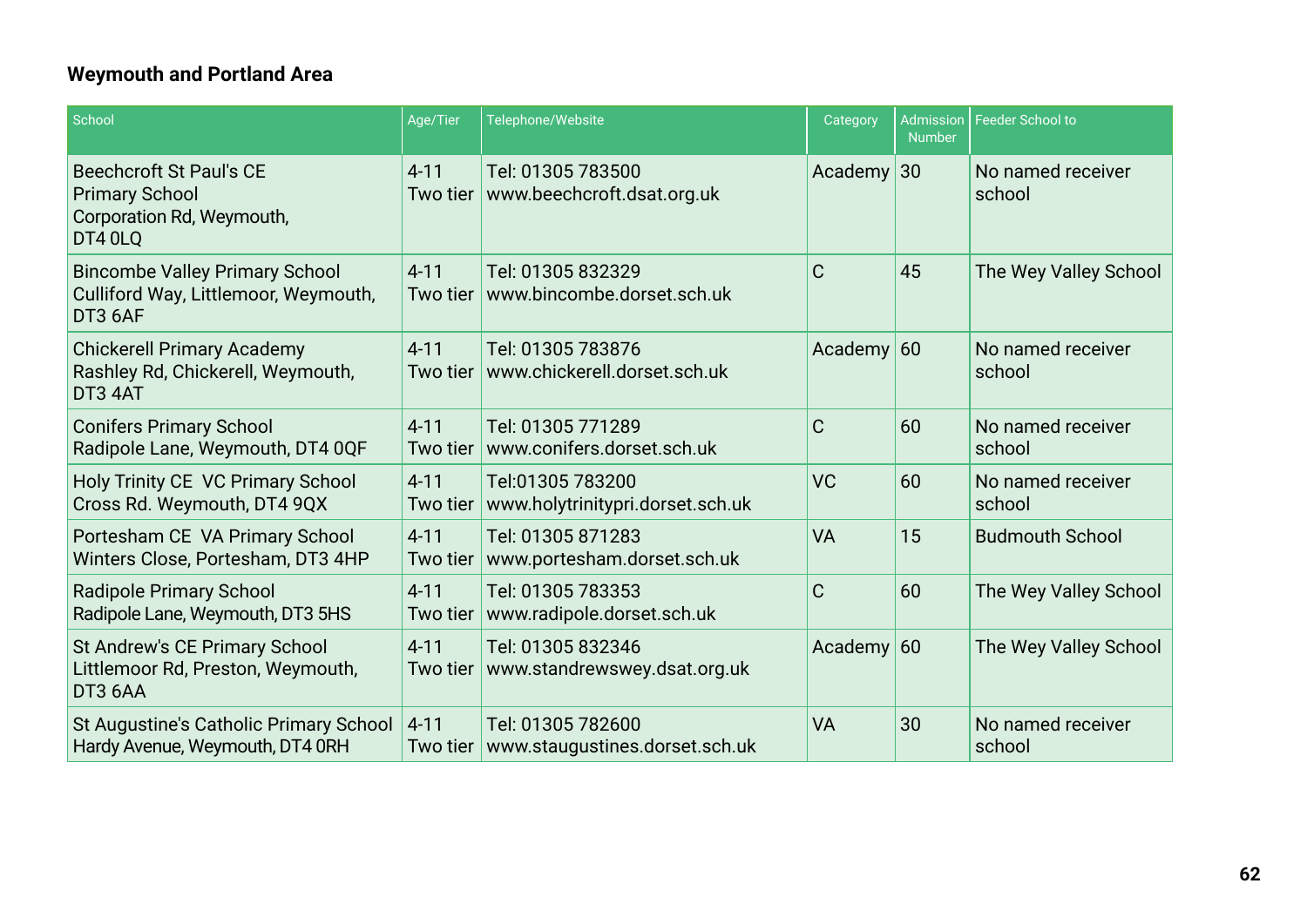**Weymouth and Portland Area**

| School | Age/Tier | Telephone/Website | Category | Admission Number | Feeder School to |
|---|---|---|---|---|---|
| Beechcroft St Paul's CE Primary School Corporation Rd, Weymouth, DT4 0LQ | 4-11 Two tier | Tel: 01305 783500 www.beechcroft.dsat.org.uk | Academy | 30 | No named receiver school |
| Bincombe Valley Primary School Culliford Way, Littlemoor, Weymouth, DT3 6AF | 4-11 Two tier | Tel: 01305 832329 www.bincombe.dorset.sch.uk | C | 45 | The Wey Valley School |
| Chickerell Primary Academy Rashley Rd, Chickerell, Weymouth, DT3 4AT | 4-11 Two tier | Tel: 01305 783876 www.chickerell.dorset.sch.uk | Academy | 60 | No named receiver school |
| Conifers Primary School Radipole Lane, Weymouth, DT4 0QF | 4-11 Two tier | Tel: 01305 771289 www.conifers.dorset.sch.uk | C | 60 | No named receiver school |
| Holy Trinity CE VC Primary School Cross Rd. Weymouth, DT4 9QX | 4-11 Two tier | Tel:01305 783200 www.holytrinitypri.dorset.sch.uk | VC | 60 | No named receiver school |
| Portesham CE VA Primary School Winters Close, Portesham, DT3 4HP | 4-11 Two tier | Tel: 01305 871283 www.portesham.dorset.sch.uk | VA | 15 | Budmouth School |
| Radipole Primary School Radipole Lane, Weymouth, DT3 5HS | 4-11 Two tier | Tel: 01305 783353 www.radipole.dorset.sch.uk | C | 60 | The Wey Valley School |
| St Andrew's CE Primary School Littlemoor Rd, Preston, Weymouth, DT3 6AA | 4-11 Two tier | Tel: 01305 832346 www.standrewswey.dsat.org.uk | Academy | 60 | The Wey Valley School |
| St Augustine's Catholic Primary School Hardy Avenue, Weymouth, DT4 0RH | 4-11 Two tier | Tel: 01305 782600 www.staugustines.dorset.sch.uk | VA | 30 | No named receiver school |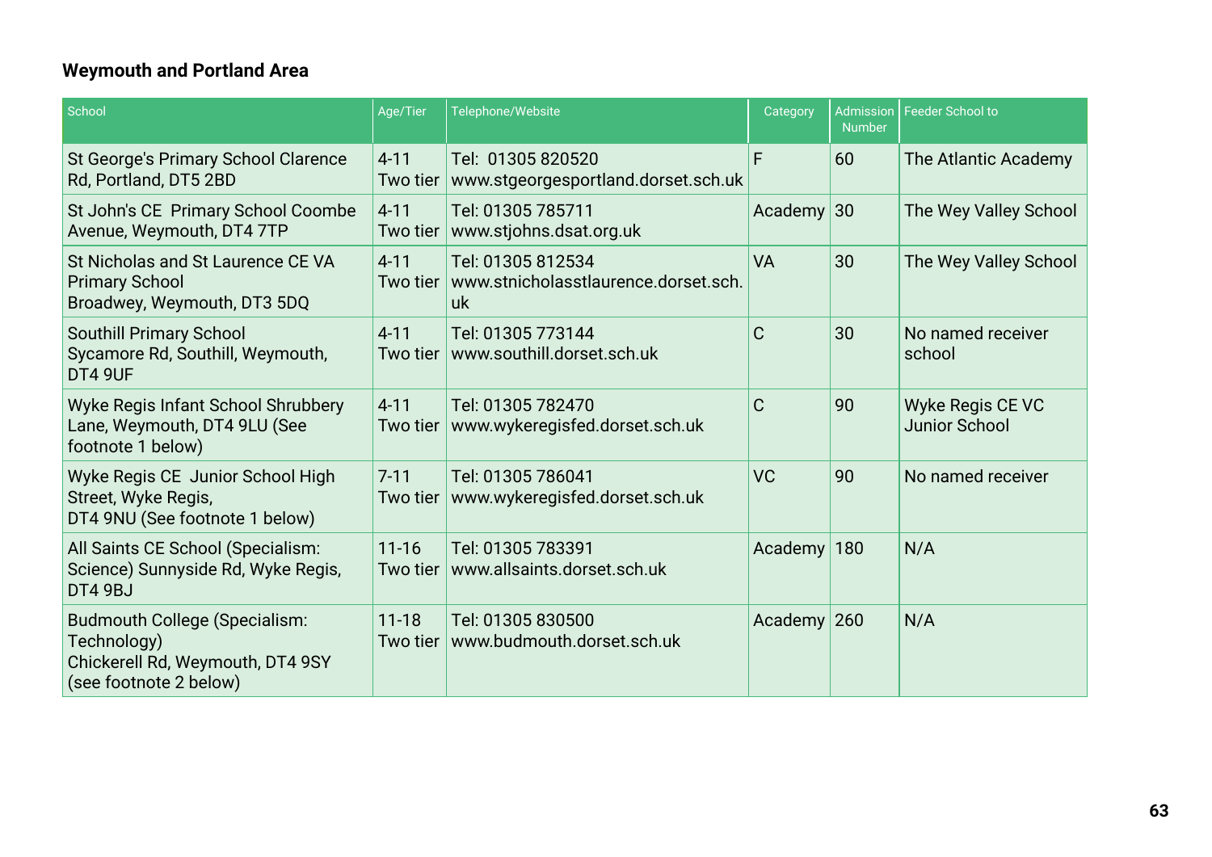**Weymouth and Portland Area**

| School | Age/Tier | Telephone/Website | Category | Admission Number | Feeder School to |
|---|---|---|---|---|---|
| St George's Primary School Clarence Rd, Portland, DT5 2BD | 4-11 Two tier | Tel: 01305 820520 www.stgeorgesportland.dorset.sch.uk | F | 60 | The Atlantic Academy |
| St John's CE Primary School Coombe Avenue, Weymouth, DT4 7TP | 4-11 Two tier | Tel: 01305 785711 www.stjohns.dsat.org.uk | Academy | 30 | The Wey Valley School |
| St Nicholas and St Laurence CE VA Primary School Broadwey, Weymouth, DT3 5DQ | 4-11 Two tier | Tel: 01305 812534 www.stnicholasstlaurence.dorset.sch.uk | VA | 30 | The Wey Valley School |
| Southill Primary School Sycamore Rd, Southill, Weymouth, DT4 9UF | 4-11 Two tier | Tel: 01305 773144 www.southill.dorset.sch.uk | C | 30 | No named receiver school |
| Wyke Regis Infant School Shrubbery Lane, Weymouth, DT4 9LU (See footnote 1 below) | 4-11 Two tier | Tel: 01305 782470 www.wykeregisfed.dorset.sch.uk | C | 90 | Wyke Regis CE VC Junior School |
| Wyke Regis CE Junior School High Street, Wyke Regis, DT4 9NU (See footnote 1 below) | 7-11 Two tier | Tel: 01305 786041 www.wykeregisfed.dorset.sch.uk | VC | 90 | No named receiver |
| All Saints CE School (Specialism: Science) Sunnyside Rd, Wyke Regis, DT4 9BJ | 11-16 Two tier | Tel: 01305 783391 www.allsaints.dorset.sch.uk | Academy | 180 | N/A |
| Budmouth College (Specialism: Technology) Chickerell Rd, Weymouth, DT4 9SY (see footnote 2 below) | 11-18 Two tier | Tel: 01305 830500 www.budmouth.dorset.sch.uk | Academy | 260 | N/A |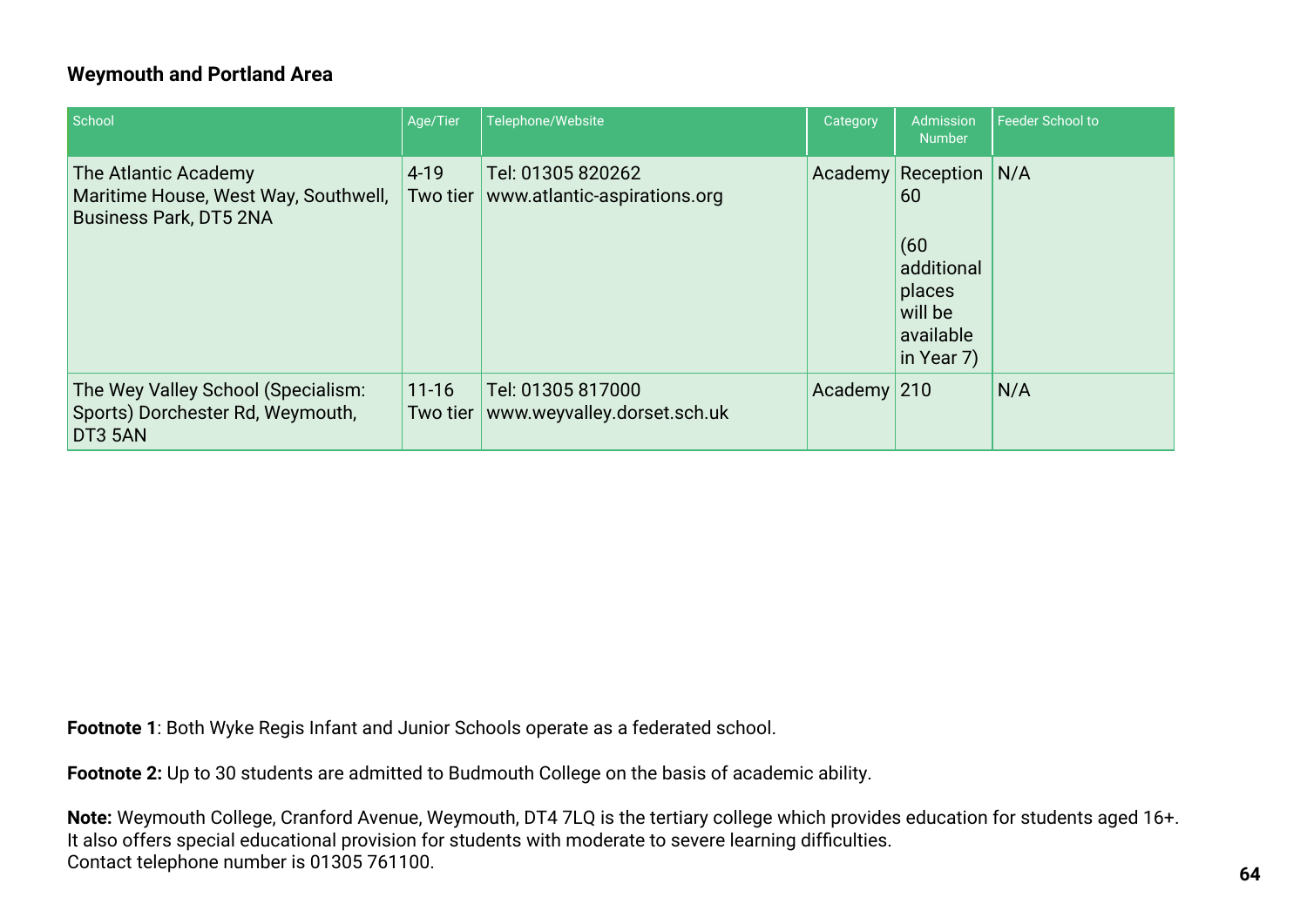**Weymouth and Portland Area**

| School | Age/Tier | Telephone/Website | Category | Admission Number | Feeder School to |
|---|---|---|---|---|---|
| The Atlantic Academy Maritime House, West Way, Southwell, Business Park, DT5 2NA | 4-19 Two tier | Tel: 01305 820262 www.atlantic-aspirations.org | Academy | Reception 60 (60 additional places will be available in Year 7) | N/A |
| The Wey Valley School (Specialism: Sports) Dorchester Rd, Weymouth, DT3 5AN | 11-16 Two tier | Tel: 01305 817000 www.weyvalley.dorset.sch.uk | Academy | 210 | N/A |

**Footnote 1**: Both Wyke Regis Infant and Junior Schools operate as a federated school.

**Footnote 2:** Up to 30 students are admitted to Budmouth College on the basis of academic ability.

**Note:** Weymouth College, Cranford Avenue, Weymouth, DT4 7LQ is the tertiary college which provides education for students aged 16+. It also offers special educational provision for students with moderate to severe learning difficulties.
Contact telephone number is 01305 761100.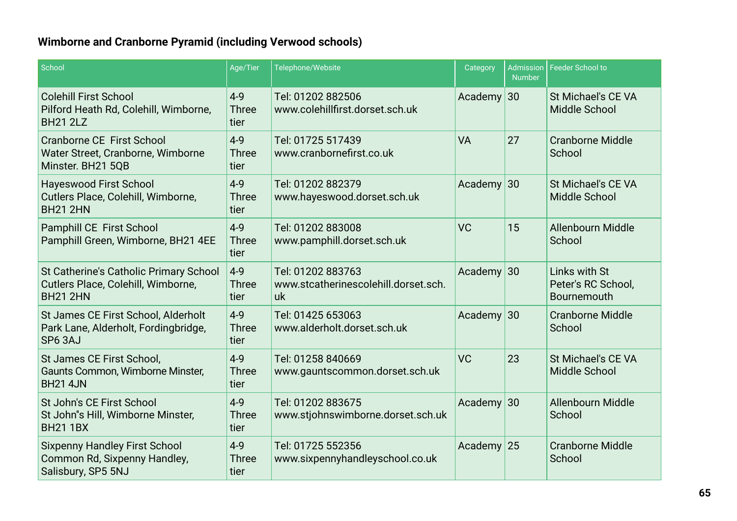**Wimborne and Cranborne Pyramid (including Verwood schools)**

| School | Age/Tier | Telephone/Website | Category | Admission Number | Feeder School to |
|---|---|---|---|---|---|
| Colehill First School<br>Pilford Heath Rd, Colehill, Wimborne, BH21 2LZ | 4-9 Three tier | Tel: 01202 882506<br>www.colehillfirst.dorset.sch.uk | Academy | 30 | St Michael's CE VA Middle School |
| Cranborne CE First School<br>Water Street, Cranborne, Wimborne Minster. BH21 5QB | 4-9 Three tier | Tel: 01725 517439<br>www.cranbornefirst.co.uk | VA | 27 | Cranborne Middle School |
| Hayeswood First School<br>Cutlers Place, Colehill, Wimborne, BH21 2HN | 4-9 Three tier | Tel: 01202 882379<br>www.hayeswood.dorset.sch.uk | Academy | 30 | St Michael's CE VA Middle School |
| Pamphill CE First School<br>Pamphill Green, Wimborne, BH21 4EE | 4-9 Three tier | Tel: 01202 883008<br>www.pamphill.dorset.sch.uk | VC | 15 | Allenbourn Middle School |
| St Catherine's Catholic Primary School<br>Cutlers Place, Colehill, Wimborne, BH21 2HN | 4-9 Three tier | Tel: 01202 883763<br>www.stcatherinescolehill.dorset.sch.uk | Academy | 30 | Links with St Peter's RC School, Bournemouth |
| St James CE First School, Alderholt<br>Park Lane, Alderholt, Fordingbridge, SP6 3AJ | 4-9 Three tier | Tel: 01425 653063<br>www.alderholt.dorset.sch.uk | Academy | 30 | Cranborne Middle School |
| St James CE First School,<br>Gaunts Common, Wimborne Minster, BH21 4JN | 4-9 Three tier | Tel: 01258 840669<br>www.gauntscommon.dorset.sch.uk | VC | 23 | St Michael's CE VA Middle School |
| St John's CE First School<br>St John"s Hill, Wimborne Minster, BH21 1BX | 4-9 Three tier | Tel: 01202 883675<br>www.stjohnswimborne.dorset.sch.uk | Academy | 30 | Allenbourn Middle School |
| Sixpenny Handley First School<br>Common Rd, Sixpenny Handley, Salisbury, SP5 5NJ | 4-9 Three tier | Tel: 01725 552356<br>www.sixpennyhandleyschool.co.uk | Academy | 25 | Cranborne Middle School |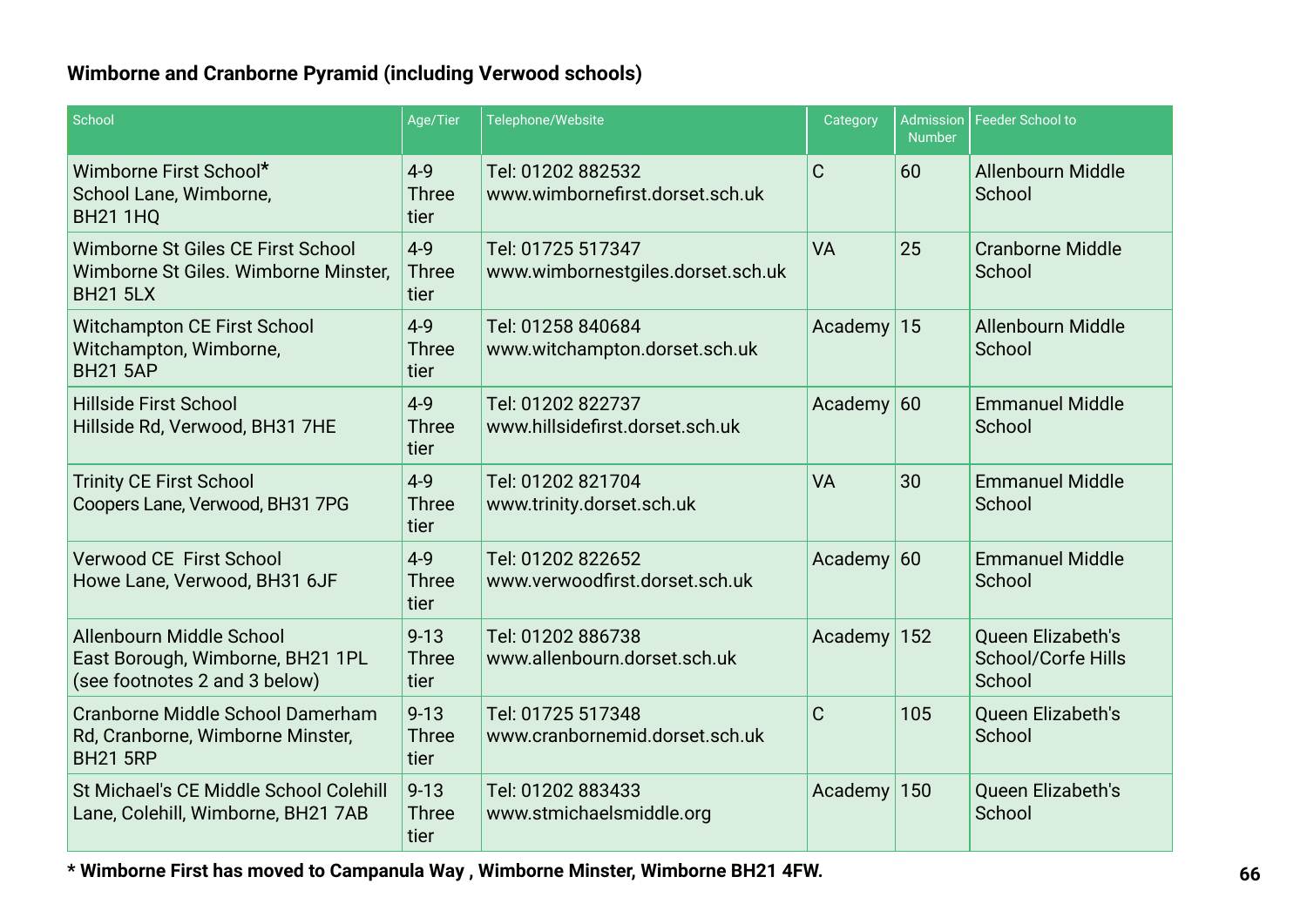**Wimborne and Cranborne Pyramid (including Verwood schools)**

| School | Age/Tier | Telephone/Website | Category | Admission Number | Feeder School to |
|---|---|---|---|---|---|
| Wimborne First School* School Lane, Wimborne, BH21 1HQ | 4-9 Three tier | Tel: 01202 882532 www.wimbornefirst.dorset.sch.uk | C | 60 | Allenbourn Middle School |
| Wimborne St Giles CE First School Wimborne St Giles. Wimborne Minster, BH21 5LX | 4-9 Three tier | Tel: 01725 517347 www.wimbornestgiles.dorset.sch.uk | VA | 25 | Cranborne Middle School |
| Witchampton CE First School Witchampton, Wimborne, BH21 5AP | 4-9 Three tier | Tel: 01258 840684 www.witchampton.dorset.sch.uk | Academy | 15 | Allenbourn Middle School |
| Hillside First School Hillside Rd, Verwood, BH31 7HE | 4-9 Three tier | Tel: 01202 822737 www.hillsidefirst.dorset.sch.uk | Academy | 60 | Emmanuel Middle School |
| Trinity CE First School Coopers Lane, Verwood, BH31 7PG | 4-9 Three tier | Tel: 01202 821704 www.trinity.dorset.sch.uk | VA | 30 | Emmanuel Middle School |
| Verwood CE First School Howe Lane, Verwood, BH31 6JF | 4-9 Three tier | Tel: 01202 822652 www.verwoodfirst.dorset.sch.uk | Academy | 60 | Emmanuel Middle School |
| Allenbourn Middle School East Borough, Wimborne, BH21 1PL (see footnotes 2 and 3 below) | 9-13 Three tier | Tel: 01202 886738 www.allenbourn.dorset.sch.uk | Academy | 152 | Queen Elizabeth's School/Corfe Hills School |
| Cranborne Middle School Damerham Rd, Cranborne, Wimborne Minster, BH21 5RP | 9-13 Three tier | Tel: 01725 517348 www.cranbornemid.dorset.sch.uk | C | 105 | Queen Elizabeth's School |
| St Michael's CE Middle School Colehill Lane, Colehill, Wimborne, BH21 7AB | 9-13 Three tier | Tel: 01202 883433 www.stmichaelsmiddle.org | Academy | 150 | Queen Elizabeth's School |

**\* Wimborne First has moved to Campanula Way , Wimborne Minster, Wimborne BH21 4FW.**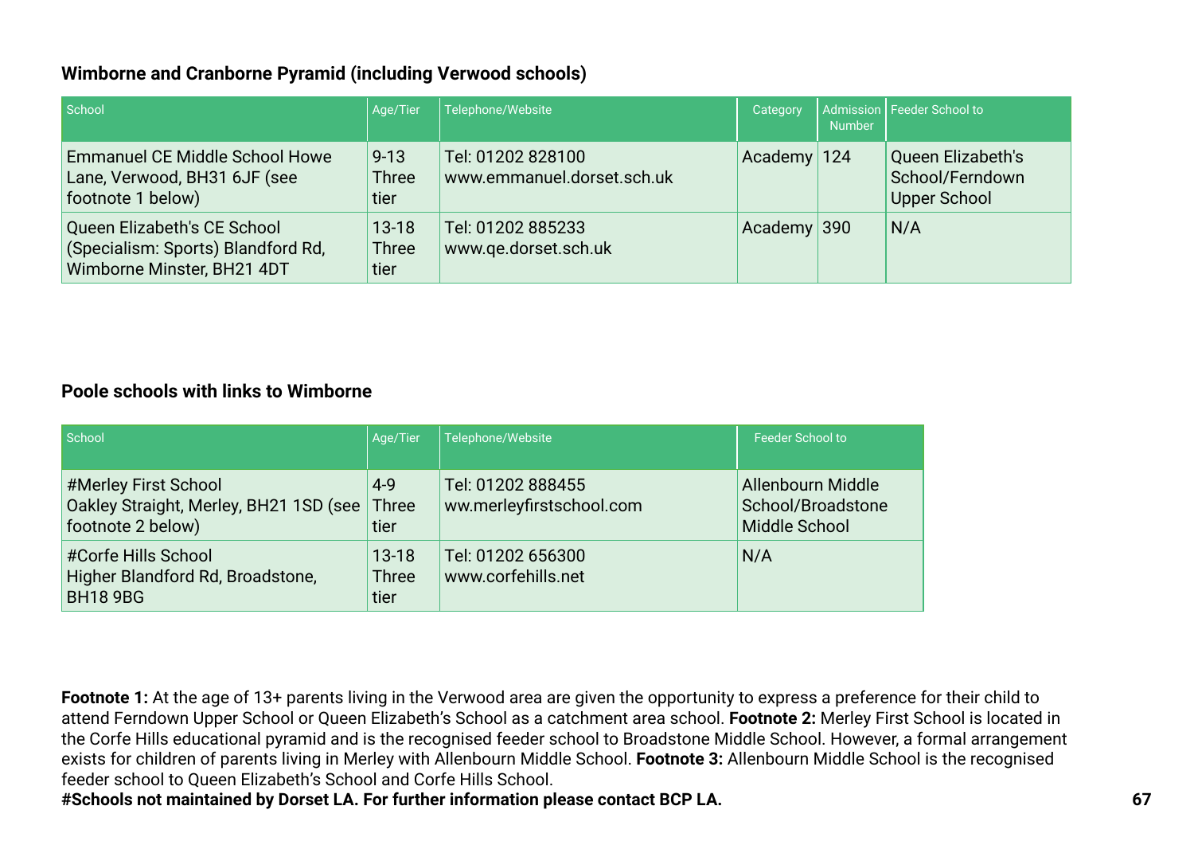### Wimborne and Cranborne Pyramid (including Verwood schools)

| School | Age/Tier | Telephone/Website | Category | Admission Number | Feeder School to |
|---|---|---|---|---|---|
| Emmanuel CE Middle School Howe Lane, Verwood, BH31 6JF (see footnote 1 below) | 9-13 Three tier | Tel: 01202 828100 www.emmanuel.dorset.sch.uk | Academy | 124 | Queen Elizabeth's School/Ferndown Upper School |
| Queen Elizabeth's CE School (Specialism: Sports) Blandford Rd, Wimborne Minster, BH21 4DT | 13-18 Three tier | Tel: 01202 885233 www.qe.dorset.sch.uk | Academy | 390 | N/A |

### Poole schools with links to Wimborne

| School | Age/Tier | Telephone/Website | Feeder School to |
|---|---|---|---|
| #Merley First School Oakley Straight, Merley, BH21 1SD (see footnote 2 below) | 4-9 Three tier | Tel: 01202 888455 ww.merleyfirstschool.com | Allenbourn Middle School/Broadstone Middle School |
| #Corfe Hills School Higher Blandford Rd, Broadstone, BH18 9BG | 13-18 Three tier | Tel: 01202 656300 www.corfehills.net | N/A |

**Footnote 1:** At the age of 13+ parents living in the Verwood area are given the opportunity to express a preference for their child to attend Ferndown Upper School or Queen Elizabeth's School as a catchment area school. **Footnote 2:** Merley First School is located in the Corfe Hills educational pyramid and is the recognised feeder school to Broadstone Middle School. However, a formal arrangement exists for children of parents living in Merley with Allenbourn Middle School. **Footnote 3:** Allenbourn Middle School is the recognised feeder school to Queen Elizabeth's School and Corfe Hills School.

**#Schools not maintained by Dorset LA. For further information please contact BCP LA.**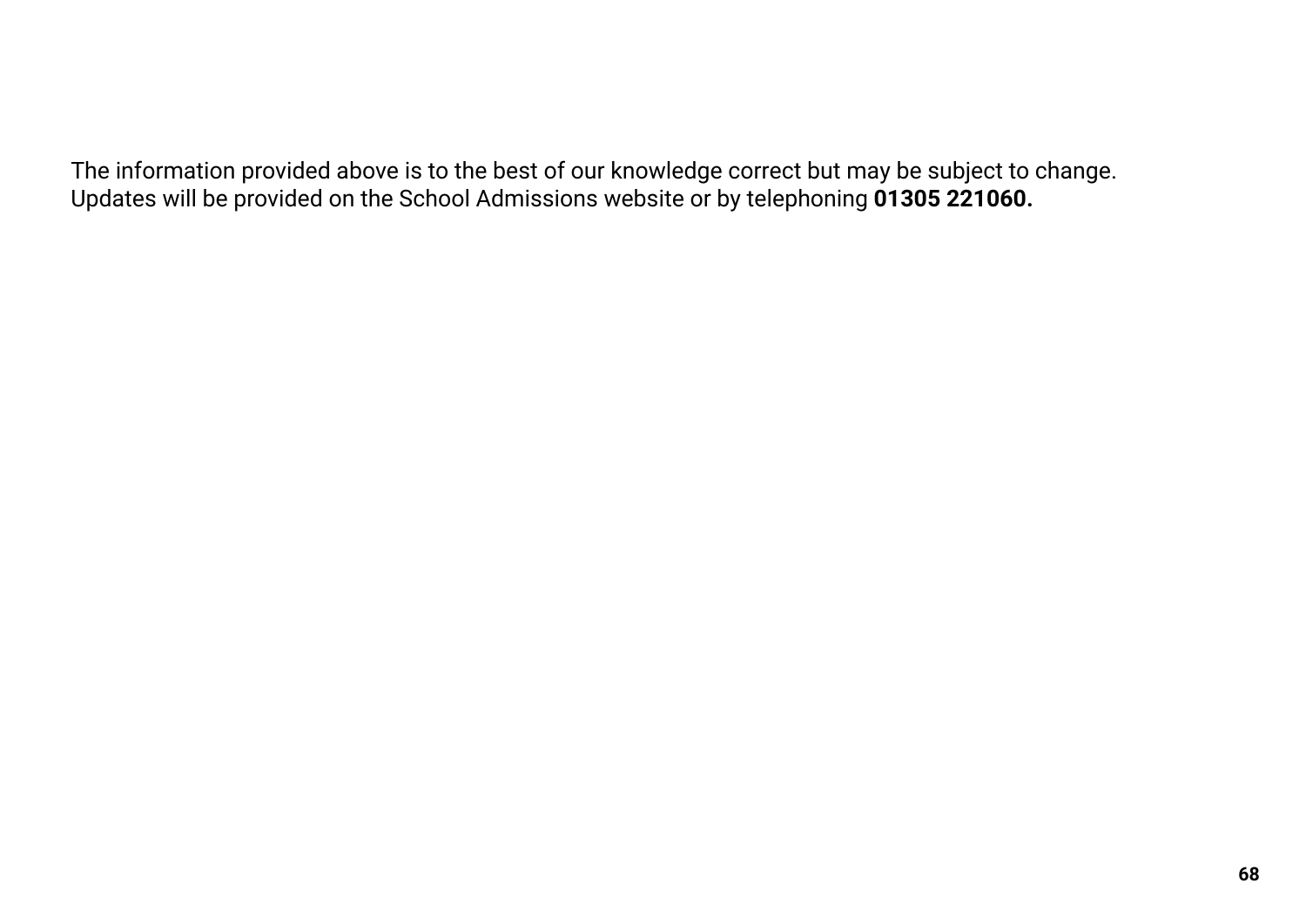The information provided above is to the best of our knowledge correct but may be subject to change. Updates will be provided on the School Admissions website or by telephoning **01305 221060.**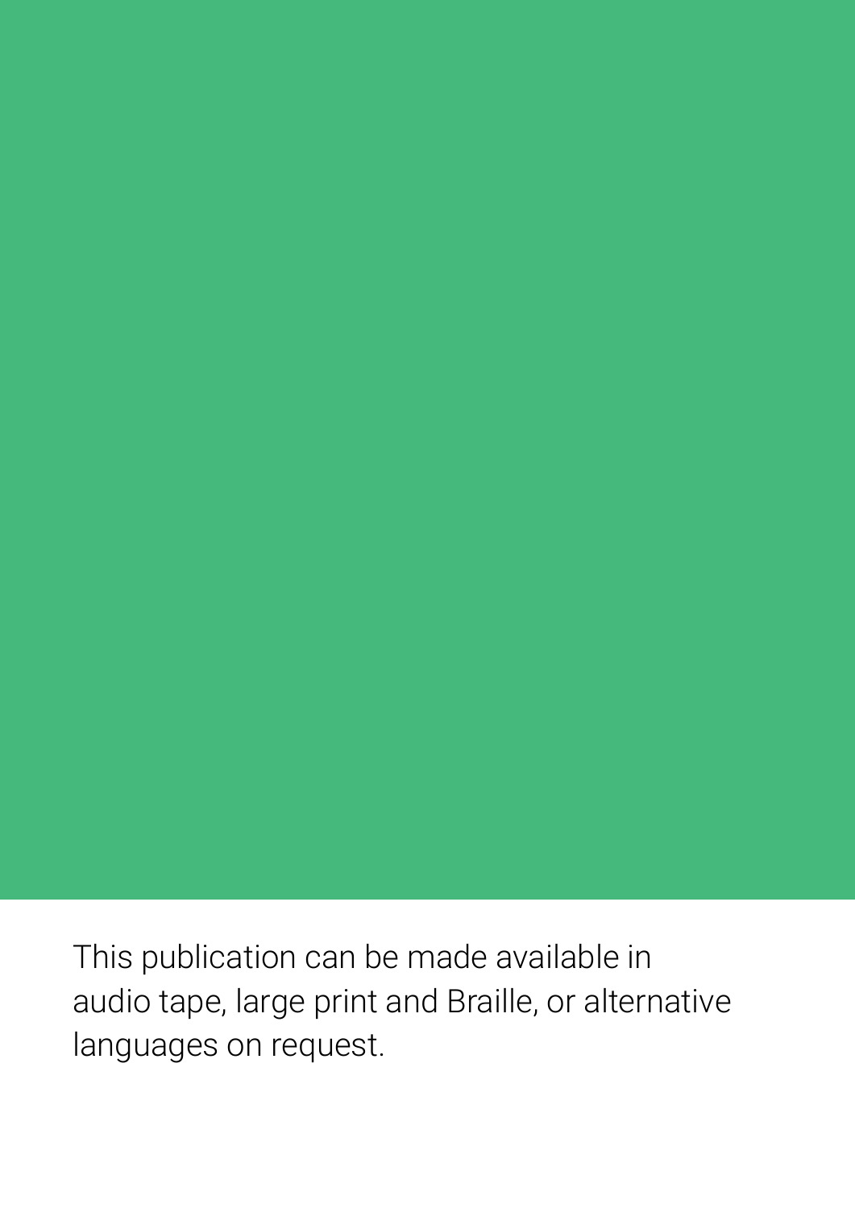This publication can be made available in audio tape, large print and Braille, or alternative languages on request.